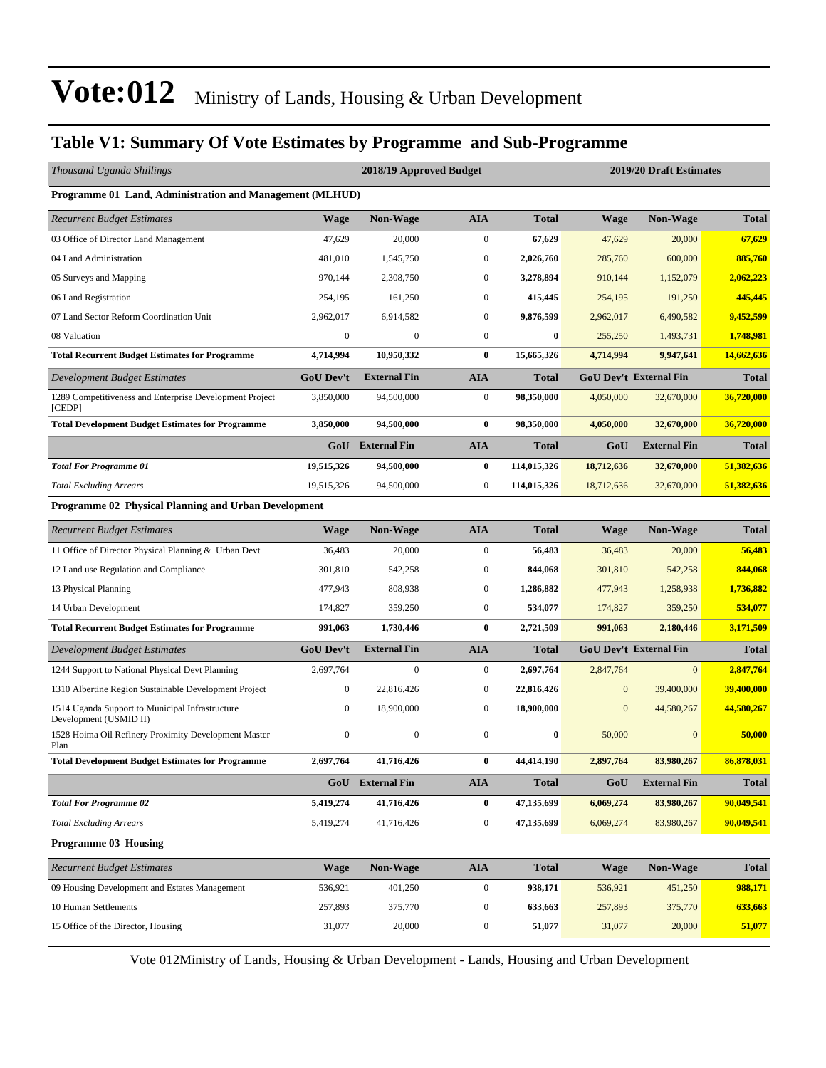# Vote:012 Ministry of Lands, Housing & Urban Development

## Table V1: Summary Of Vote Estimates by Programme and Sub-Programme

| *Thousand Uganda Shillings* | 2018/19 Approved Budget | | | | 2019/20 Draft Estimates | | |
|---|---|---|---|---|---|---|---|
| **Programme 01 Land, Administration and Management (MLHUD)** | | | | | | | |
| *Recurrent Budget Estimates* | **Wage** | **Non-Wage** | **AIA** | **Total** | **Wage** | **Non-Wage** | **Total** |
| 03 Office of Director Land Management | 47,629 | 20,000 | 0 | **67,629** | 47,629 | 20,000 | **67,629** |
| 04 Land Administration | 481,010 | 1,545,750 | 0 | **2,026,760** | 285,760 | 600,000 | **885,760** |
| 05 Surveys and Mapping | 970,144 | 2,308,750 | 0 | **3,278,894** | 910,144 | 1,152,079 | **2,062,223** |
| 06 Land Registration | 254,195 | 161,250 | 0 | **415,445** | 254,195 | 191,250 | **445,445** |
| 07 Land Sector Reform Coordination Unit | 2,962,017 | 6,914,582 | 0 | **9,876,599** | 2,962,017 | 6,490,582 | **9,452,599** |
| 08 Valuation | 0 | 0 | 0 | **0** | 255,250 | 1,493,731 | **1,748,981** |
| **Total Recurrent Budget Estimates for Programme** | **4,714,994** | **10,950,332** | **0** | **15,665,326** | **4,714,994** | **9,947,641** | **14,662,636** |
| *Development Budget Estimates* | **GoU Dev't** | **External Fin** | **AIA** | **Total** | **GoU Dev't** | **External Fin** | **Total** |
| 1289 Competitiveness and Enterprise Development Project [CEDP] | 3,850,000 | 94,500,000 | 0 | **98,350,000** | 4,050,000 | 32,670,000 | **36,720,000** |
| **Total Development Budget Estimates for Programme** | **3,850,000** | **94,500,000** | **0** | **98,350,000** | **4,050,000** | **32,670,000** | **36,720,000** |
| | **GoU** | **External Fin** | **AIA** | **Total** | **GoU** | **External Fin** | **Total** |
| ***Total For Programme 01*** | **19,515,326** | **94,500,000** | **0** | **114,015,326** | **18,712,636** | **32,670,000** | **51,382,636** |
| *Total Excluding Arrears* | 19,515,326 | 94,500,000 | 0 | 114,015,326 | 18,712,636 | 32,670,000 | **51,382,636** |
| **Programme 02 Physical Planning and Urban Development** | | | | | | | |
| *Recurrent Budget Estimates* | **Wage** | **Non-Wage** | **AIA** | **Total** | **Wage** | **Non-Wage** | **Total** |
| 11 Office of Director Physical Planning & Urban Devt | 36,483 | 20,000 | 0 | **56,483** | 36,483 | 20,000 | **56,483** |
| 12 Land use Regulation and Compliance | 301,810 | 542,258 | 0 | **844,068** | 301,810 | 542,258 | **844,068** |
| 13 Physical Planning | 477,943 | 808,938 | 0 | **1,286,882** | 477,943 | 1,258,938 | **1,736,882** |
| 14 Urban Development | 174,827 | 359,250 | 0 | **534,077** | 174,827 | 359,250 | **534,077** |
| **Total Recurrent Budget Estimates for Programme** | **991,063** | **1,730,446** | **0** | **2,721,509** | **991,063** | **2,180,446** | **3,171,509** |
| *Development Budget Estimates* | **GoU Dev't** | **External Fin** | **AIA** | **Total** | **GoU Dev't** | **External Fin** | **Total** |
| 1244 Support to National Physical Devt Planning | 2,697,764 | 0 | 0 | **2,697,764** | 2,847,764 | 0 | **2,847,764** |
| 1310 Albertine Region Sustainable Development Project | 0 | 22,816,426 | 0 | **22,816,426** | 0 | 39,400,000 | **39,400,000** |
| 1514 Uganda Support to Municipal Infrastructure Development (USMID II) | 0 | 18,900,000 | 0 | **18,900,000** | 0 | 44,580,267 | **44,580,267** |
| 1528 Hoima Oil Refinery Proximity Development Master Plan | 0 | 0 | 0 | **0** | 50,000 | 0 | **50,000** |
| **Total Development Budget Estimates for Programme** | **2,697,764** | **41,716,426** | **0** | **44,414,190** | **2,897,764** | **83,980,267** | **86,878,031** |
| | **GoU** | **External Fin** | **AIA** | **Total** | **GoU** | **External Fin** | **Total** |
| ***Total For Programme 02*** | **5,419,274** | **41,716,426** | **0** | **47,135,699** | **6,069,274** | **83,980,267** | **90,049,541** |
| *Total Excluding Arrears* | 5,419,274 | 41,716,426 | 0 | 47,135,699 | 6,069,274 | 83,980,267 | **90,049,541** |
| **Programme 03 Housing** | | | | | | | |
| *Recurrent Budget Estimates* | **Wage** | **Non-Wage** | **AIA** | **Total** | **Wage** | **Non-Wage** | **Total** |
| 09 Housing Development and Estates Management | 536,921 | 401,250 | 0 | **938,171** | 536,921 | 451,250 | **988,171** |
| 10 Human Settlements | 257,893 | 375,770 | 0 | **633,663** | 257,893 | 375,770 | **633,663** |
| 15 Office of the Director, Housing | 31,077 | 20,000 | 0 | **51,077** | 31,077 | 20,000 | **51,077** |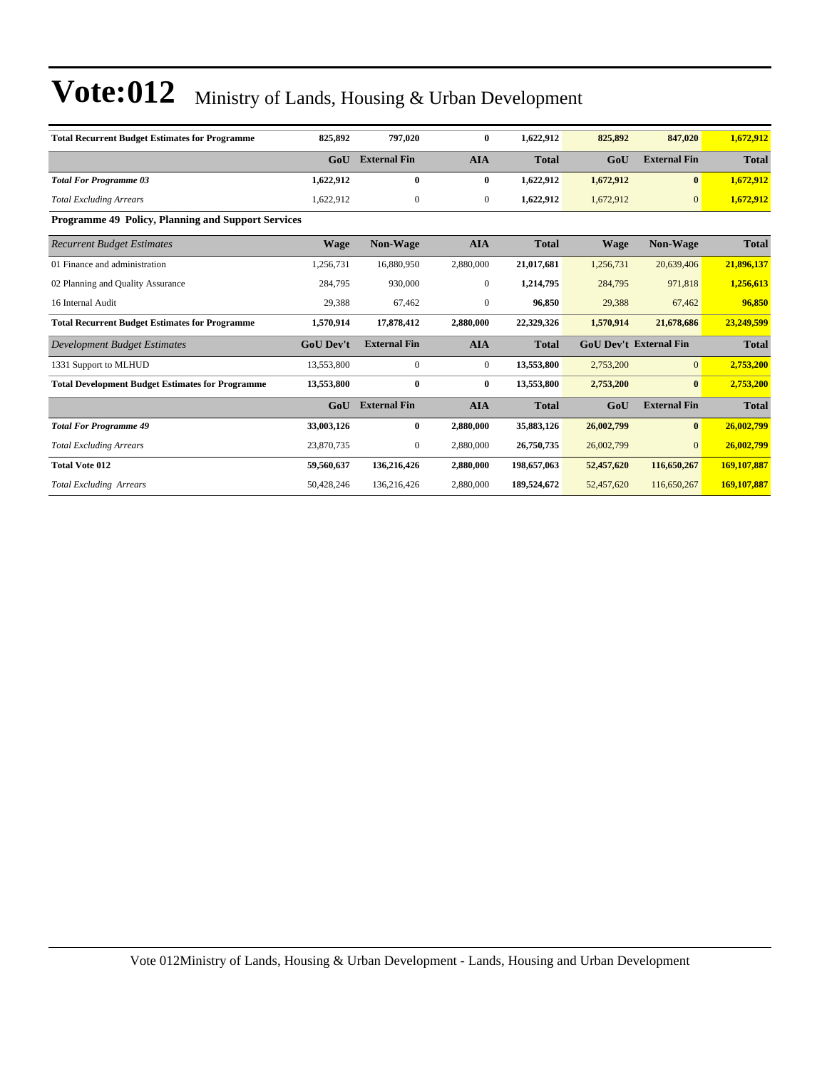| | | | | | | | |
|---|---|---|---|---|---|---|---|
| **Total Recurrent Budget Estimates for Programme** | **825,892** | **797,020** | **0** | **1,622,912** | **825,892** | **847,020** | **1,672,912** |
| | **GoU** | **External Fin** | **AIA** | **Total** | **GoU** | **External Fin** | **Total** |
| ***Total For Programme 03*** | **1,622,912** | **0** | **0** | **1,622,912** | **1,672,912** | **0** | **1,672,912** |
| *Total Excluding Arrears* | 1,622,912 | 0 | 0 | **1,622,912** | 1,672,912 | 0 | **1,672,912** |

**Programme 49 Policy, Planning and Support Services**

| *Recurrent Budget Estimates* | **Wage** | **Non-Wage** | **AIA** | **Total** | **Wage** | **Non-Wage** | **Total** |
|---|---|---|---|---|---|---|---|
| 01 Finance and administration | 1,256,731 | 16,880,950 | 2,880,000 | **21,017,681** | 1,256,731 | 20,639,406 | **21,896,137** |
| 02 Planning and Quality Assurance | 284,795 | 930,000 | 0 | **1,214,795** | 284,795 | 971,818 | **1,256,613** |
| 16 Internal Audit | 29,388 | 67,462 | 0 | **96,850** | 29,388 | 67,462 | **96,850** |
| **Total Recurrent Budget Estimates for Programme** | **1,570,914** | **17,878,412** | **2,880,000** | **22,329,326** | **1,570,914** | **21,678,686** | **23,249,599** |
| *Development Budget Estimates* | **GoU Dev't** | **External Fin** | **AIA** | **Total** | **GoU Dev't** | **External Fin** | **Total** |
| 1331 Support to MLHUD | 13,553,800 | 0 | 0 | **13,553,800** | 2,753,200 | 0 | **2,753,200** |
| **Total Development Budget Estimates for Programme** | **13,553,800** | **0** | **0** | **13,553,800** | **2,753,200** | **0** | **2,753,200** |
| | **GoU** | **External Fin** | **AIA** | **Total** | **GoU** | **External Fin** | **Total** |
| ***Total For Programme 49*** | **33,003,126** | **0** | **2,880,000** | **35,883,126** | **26,002,799** | **0** | **26,002,799** |
| *Total Excluding Arrears* | 23,870,735 | 0 | 2,880,000 | **26,750,735** | 26,002,799 | 0 | **26,002,799** |
| **Total Vote 012** | **59,560,637** | **136,216,426** | **2,880,000** | **198,657,063** | **52,457,620** | **116,650,267** | **169,107,887** |
| *Total Excluding Arrears* | 50,428,246 | 136,216,426 | 2,880,000 | **189,524,672** | 52,457,620 | 116,650,267 | **169,107,887** |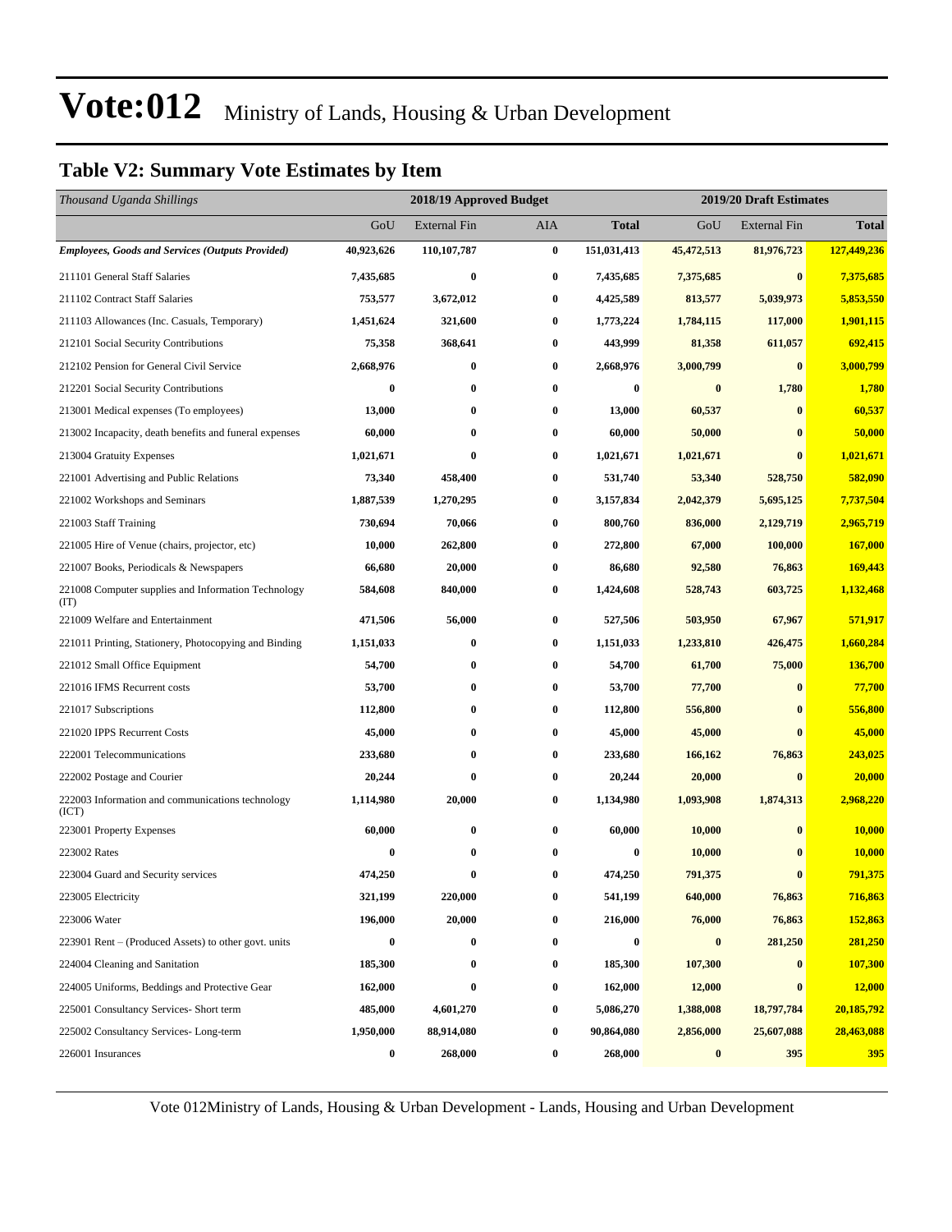# Vote:012 Ministry of Lands, Housing & Urban Development

## Table V2: Summary Vote Estimates by Item

| *Thousand Uganda Shillings* | 2018/19 Approved Budget | | | | 2019/20 Draft Estimates | | |
|---|---|---|---|---|---|---|---|
| | GoU | External Fin | AIA | **Total** | GoU | External Fin | **Total** |
| ***Employees, Goods and Services (Outputs Provided)*** | **40,923,626** | **110,107,787** | **0** | **151,031,413** | **45,472,513** | **81,976,723** | **127,449,236** |
| 211101 General Staff Salaries | **7,435,685** | **0** | **0** | **7,435,685** | **7,375,685** | **0** | **7,375,685** |
| 211102 Contract Staff Salaries | **753,577** | **3,672,012** | **0** | **4,425,589** | **813,577** | **5,039,973** | **5,853,550** |
| 211103 Allowances (Inc. Casuals, Temporary) | **1,451,624** | **321,600** | **0** | **1,773,224** | **1,784,115** | **117,000** | **1,901,115** |
| 212101 Social Security Contributions | **75,358** | **368,641** | **0** | **443,999** | **81,358** | **611,057** | **692,415** |
| 212102 Pension for General Civil Service | **2,668,976** | **0** | **0** | **2,668,976** | **3,000,799** | **0** | **3,000,799** |
| 212201 Social Security Contributions | **0** | **0** | **0** | **0** | **0** | **1,780** | **1,780** |
| 213001 Medical expenses (To employees) | **13,000** | **0** | **0** | **13,000** | **60,537** | **0** | **60,537** |
| 213002 Incapacity, death benefits and funeral expenses | **60,000** | **0** | **0** | **60,000** | **50,000** | **0** | **50,000** |
| 213004 Gratuity Expenses | **1,021,671** | **0** | **0** | **1,021,671** | **1,021,671** | **0** | **1,021,671** |
| 221001 Advertising and Public Relations | **73,340** | **458,400** | **0** | **531,740** | **53,340** | **528,750** | **582,090** |
| 221002 Workshops and Seminars | **1,887,539** | **1,270,295** | **0** | **3,157,834** | **2,042,379** | **5,695,125** | **7,737,504** |
| 221003 Staff Training | **730,694** | **70,066** | **0** | **800,760** | **836,000** | **2,129,719** | **2,965,719** |
| 221005 Hire of Venue (chairs, projector, etc) | **10,000** | **262,800** | **0** | **272,800** | **67,000** | **100,000** | **167,000** |
| 221007 Books, Periodicals & Newspapers | **66,680** | **20,000** | **0** | **86,680** | **92,580** | **76,863** | **169,443** |
| 221008 Computer supplies and Information Technology (IT) | **584,608** | **840,000** | **0** | **1,424,608** | **528,743** | **603,725** | **1,132,468** |
| 221009 Welfare and Entertainment | **471,506** | **56,000** | **0** | **527,506** | **503,950** | **67,967** | **571,917** |
| 221011 Printing, Stationery, Photocopying and Binding | **1,151,033** | **0** | **0** | **1,151,033** | **1,233,810** | **426,475** | **1,660,284** |
| 221012 Small Office Equipment | **54,700** | **0** | **0** | **54,700** | **61,700** | **75,000** | **136,700** |
| 221016 IFMS Recurrent costs | **53,700** | **0** | **0** | **53,700** | **77,700** | **0** | **77,700** |
| 221017 Subscriptions | **112,800** | **0** | **0** | **112,800** | **556,800** | **0** | **556,800** |
| 221020 IPPS Recurrent Costs | **45,000** | **0** | **0** | **45,000** | **45,000** | **0** | **45,000** |
| 222001 Telecommunications | **233,680** | **0** | **0** | **233,680** | **166,162** | **76,863** | **243,025** |
| 222002 Postage and Courier | **20,244** | **0** | **0** | **20,244** | **20,000** | **0** | **20,000** |
| 222003 Information and communications technology (ICT) | **1,114,980** | **20,000** | **0** | **1,134,980** | **1,093,908** | **1,874,313** | **2,968,220** |
| 223001 Property Expenses | **60,000** | **0** | **0** | **60,000** | **10,000** | **0** | **10,000** |
| 223002 Rates | **0** | **0** | **0** | **0** | **10,000** | **0** | **10,000** |
| 223004 Guard and Security services | **474,250** | **0** | **0** | **474,250** | **791,375** | **0** | **791,375** |
| 223005 Electricity | **321,199** | **220,000** | **0** | **541,199** | **640,000** | **76,863** | **716,863** |
| 223006 Water | **196,000** | **20,000** | **0** | **216,000** | **76,000** | **76,863** | **152,863** |
| 223901 Rent – (Produced Assets) to other govt. units | **0** | **0** | **0** | **0** | **0** | **281,250** | **281,250** |
| 224004 Cleaning and Sanitation | **185,300** | **0** | **0** | **185,300** | **107,300** | **0** | **107,300** |
| 224005 Uniforms, Beddings and Protective Gear | **162,000** | **0** | **0** | **162,000** | **12,000** | **0** | **12,000** |
| 225001 Consultancy Services- Short term | **485,000** | **4,601,270** | **0** | **5,086,270** | **1,388,008** | **18,797,784** | **20,185,792** |
| 225002 Consultancy Services- Long-term | **1,950,000** | **88,914,080** | **0** | **90,864,080** | **2,856,000** | **25,607,088** | **28,463,088** |
| 226001 Insurances | **0** | **268,000** | **0** | **268,000** | **0** | **395** | **395** |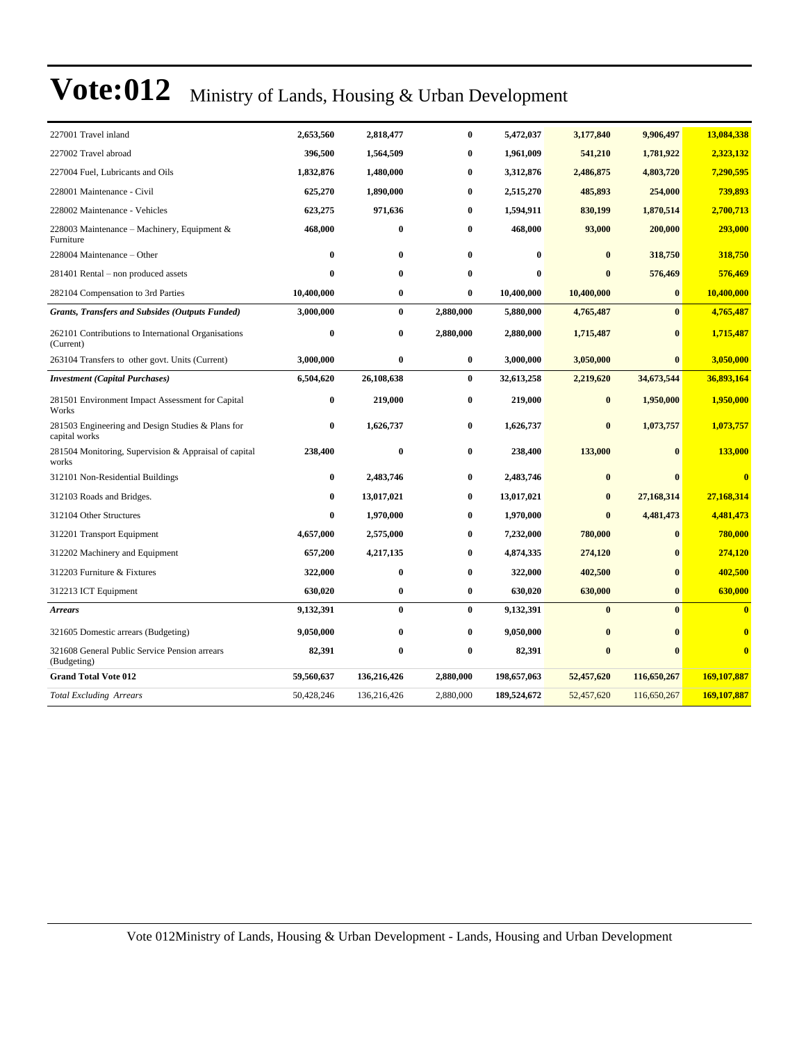# Vote:012 Ministry of Lands, Housing & Urban Development

| | | | | | | | |
|---|---|---|---|---|---|---|---|
| 227001 Travel inland | **2,653,560** | **2,818,477** | **0** | **5,472,037** | **3,177,840** | **9,906,497** | **13,084,338** |
| 227002 Travel abroad | **396,500** | **1,564,509** | **0** | **1,961,009** | **541,210** | **1,781,922** | **2,323,132** |
| 227004 Fuel, Lubricants and Oils | **1,832,876** | **1,480,000** | **0** | **3,312,876** | **2,486,875** | **4,803,720** | **7,290,595** |
| 228001 Maintenance - Civil | **625,270** | **1,890,000** | **0** | **2,515,270** | **485,893** | **254,000** | **739,893** |
| 228002 Maintenance - Vehicles | **623,275** | **971,636** | **0** | **1,594,911** | **830,199** | **1,870,514** | **2,700,713** |
| 228003 Maintenance – Machinery, Equipment & Furniture | **468,000** | **0** | **0** | **468,000** | **93,000** | **200,000** | **293,000** |
| 228004 Maintenance – Other | **0** | **0** | **0** | **0** | **0** | **318,750** | **318,750** |
| 281401 Rental – non produced assets | **0** | **0** | **0** | **0** | **0** | **576,469** | **576,469** |
| 282104 Compensation to 3rd Parties | **10,400,000** | **0** | **0** | **10,400,000** | **10,400,000** | **0** | **10,400,000** |
| ***Grants, Transfers and Subsides (Outputs Funded)*** | **3,000,000** | **0** | **2,880,000** | **5,880,000** | **4,765,487** | **0** | **4,765,487** |
| 262101 Contributions to International Organisations (Current) | **0** | **0** | **2,880,000** | **2,880,000** | **1,715,487** | **0** | **1,715,487** |
| 263104 Transfers to other govt. Units (Current) | **3,000,000** | **0** | **0** | **3,000,000** | **3,050,000** | **0** | **3,050,000** |
| ***Investment (Capital Purchases)*** | **6,504,620** | **26,108,638** | **0** | **32,613,258** | **2,219,620** | **34,673,544** | **36,893,164** |
| 281501 Environment Impact Assessment for Capital Works | **0** | **219,000** | **0** | **219,000** | **0** | **1,950,000** | **1,950,000** |
| 281503 Engineering and Design Studies & Plans for capital works | **0** | **1,626,737** | **0** | **1,626,737** | **0** | **1,073,757** | **1,073,757** |
| 281504 Monitoring, Supervision & Appraisal of capital works | **238,400** | **0** | **0** | **238,400** | **133,000** | **0** | **133,000** |
| 312101 Non-Residential Buildings | **0** | **2,483,746** | **0** | **2,483,746** | **0** | **0** | **0** |
| 312103 Roads and Bridges. | **0** | **13,017,021** | **0** | **13,017,021** | **0** | **27,168,314** | **27,168,314** |
| 312104 Other Structures | **0** | **1,970,000** | **0** | **1,970,000** | **0** | **4,481,473** | **4,481,473** |
| 312201 Transport Equipment | **4,657,000** | **2,575,000** | **0** | **7,232,000** | **780,000** | **0** | **780,000** |
| 312202 Machinery and Equipment | **657,200** | **4,217,135** | **0** | **4,874,335** | **274,120** | **0** | **274,120** |
| 312203 Furniture & Fixtures | **322,000** | **0** | **0** | **322,000** | **402,500** | **0** | **402,500** |
| 312213 ICT Equipment | **630,020** | **0** | **0** | **630,020** | **630,000** | **0** | **630,000** |
| ***Arrears*** | **9,132,391** | **0** | **0** | **9,132,391** | **0** | **0** | **0** |
| 321605 Domestic arrears (Budgeting) | **9,050,000** | **0** | **0** | **9,050,000** | **0** | **0** | **0** |
| 321608 General Public Service Pension arrears (Budgeting) | **82,391** | **0** | **0** | **82,391** | **0** | **0** | **0** |
| **Grand Total Vote 012** | **59,560,637** | **136,216,426** | **2,880,000** | **198,657,063** | **52,457,620** | **116,650,267** | **169,107,887** |
| *Total Excluding Arrears* | 50,428,246 | 136,216,426 | 2,880,000 | **189,524,672** | 52,457,620 | 116,650,267 | **169,107,887** |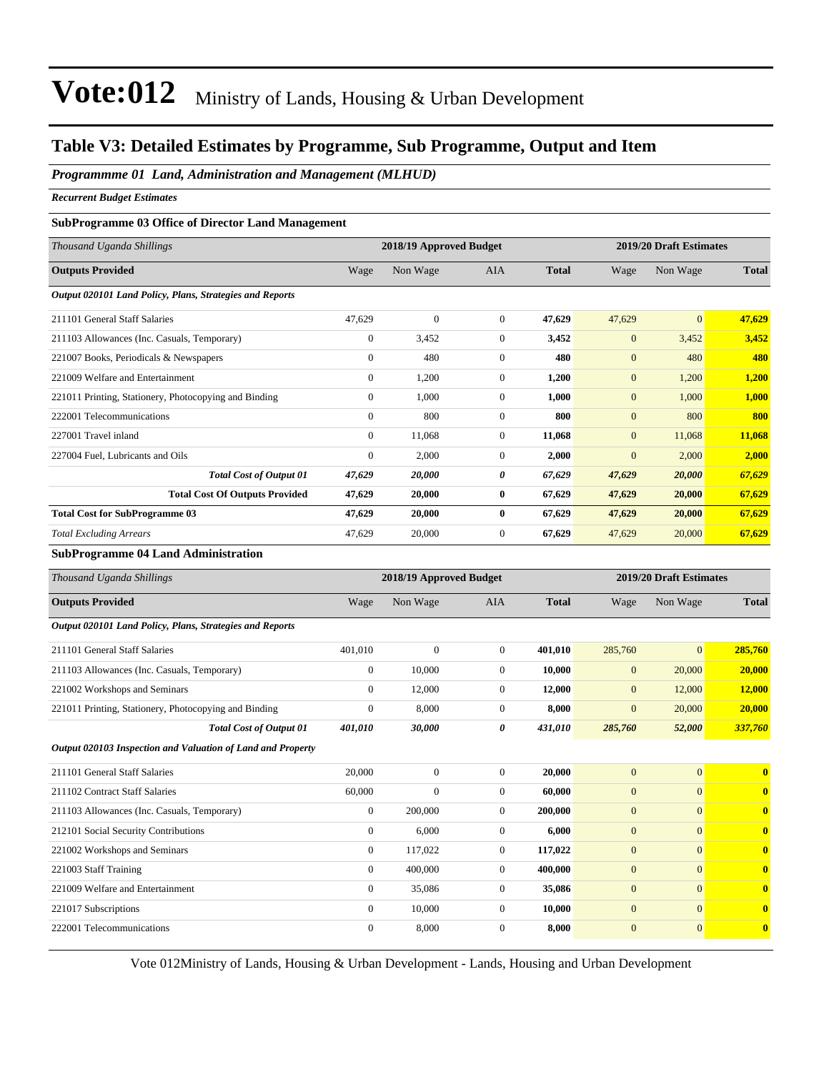# Vote:012 Ministry of Lands, Housing & Urban Development

## Table V3: Detailed Estimates by Programme, Sub Programme, Output and Item

### *Programmme 01 Land, Administration and Management (MLHUD)*

***Recurrent Budget Estimates***

**SubProgramme 03 Office of Director Land Management**

| *Thousand Uganda Shillings* | 2018/19 Approved Budget | | | | 2019/20 Draft Estimates | | |
|---|---|---|---|---|---|---|---|
| **Outputs Provided** | Wage | Non Wage | AIA | **Total** | Wage | Non Wage | **Total** |
| ***Output 020101 Land Policy, Plans, Strategies and Reports*** | | | | | | | |
| 211101 General Staff Salaries | 47,629 | 0 | 0 | **47,629** | 47,629 | 0 | **47,629** |
| 211103 Allowances (Inc. Casuals, Temporary) | 0 | 3,452 | 0 | **3,452** | 0 | 3,452 | **3,452** |
| 221007 Books, Periodicals & Newspapers | 0 | 480 | 0 | **480** | 0 | 480 | **480** |
| 221009 Welfare and Entertainment | 0 | 1,200 | 0 | **1,200** | 0 | 1,200 | **1,200** |
| 221011 Printing, Stationery, Photocopying and Binding | 0 | 1,000 | 0 | **1,000** | 0 | 1,000 | **1,000** |
| 222001 Telecommunications | 0 | 800 | 0 | **800** | 0 | 800 | **800** |
| 227001 Travel inland | 0 | 11,068 | 0 | **11,068** | 0 | 11,068 | **11,068** |
| 227004 Fuel, Lubricants and Oils | 0 | 2,000 | 0 | **2,000** | 0 | 2,000 | **2,000** |
| ***Total Cost of Output 01*** | ***47,629*** | ***20,000*** | ***0*** | ***67,629*** | ***47,629*** | ***20,000*** | ***67,629*** |
| **Total Cost Of Outputs Provided** | **47,629** | **20,000** | **0** | **67,629** | **47,629** | **20,000** | **67,629** |
| **Total Cost for SubProgramme 03** | **47,629** | **20,000** | **0** | **67,629** | **47,629** | **20,000** | **67,629** |
| *Total Excluding Arrears* | 47,629 | 20,000 | 0 | **67,629** | 47,629 | 20,000 | **67,629** |

**SubProgramme 04 Land Administration**

| *Thousand Uganda Shillings* | 2018/19 Approved Budget | | | | 2019/20 Draft Estimates | | |
|---|---|---|---|---|---|---|---|
| **Outputs Provided** | Wage | Non Wage | AIA | **Total** | Wage | Non Wage | **Total** |
| ***Output 020101 Land Policy, Plans, Strategies and Reports*** | | | | | | | |
| 211101 General Staff Salaries | 401,010 | 0 | 0 | **401,010** | 285,760 | 0 | **285,760** |
| 211103 Allowances (Inc. Casuals, Temporary) | 0 | 10,000 | 0 | **10,000** | 0 | 20,000 | **20,000** |
| 221002 Workshops and Seminars | 0 | 12,000 | 0 | **12,000** | 0 | 12,000 | **12,000** |
| 221011 Printing, Stationery, Photocopying and Binding | 0 | 8,000 | 0 | **8,000** | 0 | 20,000 | **20,000** |
| ***Total Cost of Output 01*** | ***401,010*** | ***30,000*** | ***0*** | ***431,010*** | ***285,760*** | ***52,000*** | ***337,760*** |
| ***Output 020103 Inspection and Valuation of Land and Property*** | | | | | | | |
| 211101 General Staff Salaries | 20,000 | 0 | 0 | **20,000** | 0 | 0 | **0** |
| 211102 Contract Staff Salaries | 60,000 | 0 | 0 | **60,000** | 0 | 0 | **0** |
| 211103 Allowances (Inc. Casuals, Temporary) | 0 | 200,000 | 0 | **200,000** | 0 | 0 | **0** |
| 212101 Social Security Contributions | 0 | 6,000 | 0 | **6,000** | 0 | 0 | **0** |
| 221002 Workshops and Seminars | 0 | 117,022 | 0 | **117,022** | 0 | 0 | **0** |
| 221003 Staff Training | 0 | 400,000 | 0 | **400,000** | 0 | 0 | **0** |
| 221009 Welfare and Entertainment | 0 | 35,086 | 0 | **35,086** | 0 | 0 | **0** |
| 221017 Subscriptions | 0 | 10,000 | 0 | **10,000** | 0 | 0 | **0** |
| 222001 Telecommunications | 0 | 8,000 | 0 | **8,000** | 0 | 0 | **0** |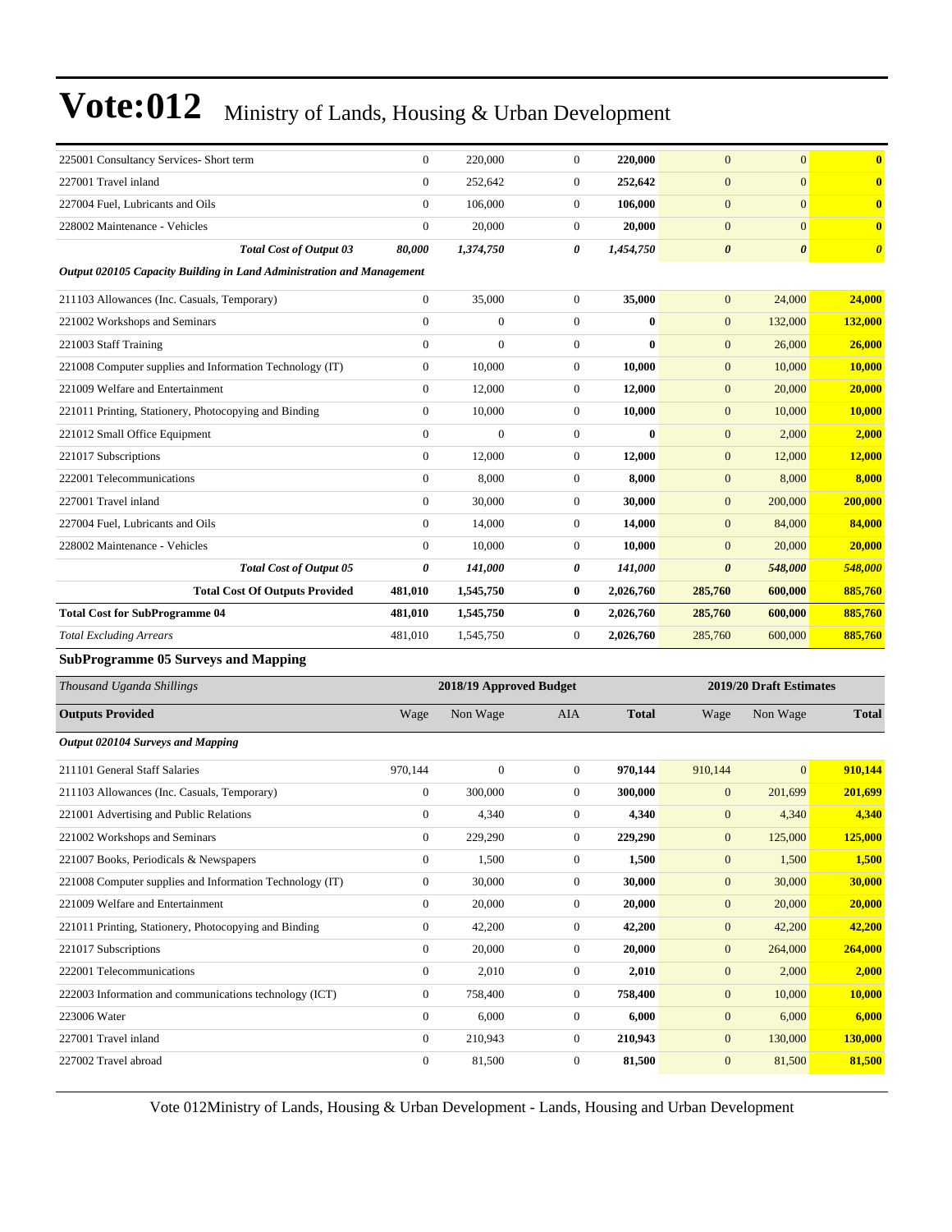| | | | | | | | |
|---|---|---|---|---|---|---|---|
| 225001 Consultancy Services- Short term | 0 | 220,000 | 0 | **220,000** | 0 | 0 | **0** |
| 227001 Travel inland | 0 | 252,642 | 0 | **252,642** | 0 | 0 | **0** |
| 227004 Fuel, Lubricants and Oils | 0 | 106,000 | 0 | **106,000** | 0 | 0 | **0** |
| 228002 Maintenance - Vehicles | 0 | 20,000 | 0 | **20,000** | 0 | 0 | **0** |
| ***Total Cost of Output 03*** | ***80,000*** | ***1,374,750*** | ***0*** | ***1,454,750*** | ***0*** | ***0*** | ***0*** |
| ***Output 020105 Capacity Building in Land Administration and Management*** | | | | | | | |
| 211103 Allowances (Inc. Casuals, Temporary) | 0 | 35,000 | 0 | **35,000** | 0 | 24,000 | **24,000** |
| 221002 Workshops and Seminars | 0 | 0 | 0 | **0** | 0 | 132,000 | **132,000** |
| 221003 Staff Training | 0 | 0 | 0 | **0** | 0 | 26,000 | **26,000** |
| 221008 Computer supplies and Information Technology (IT) | 0 | 10,000 | 0 | **10,000** | 0 | 10,000 | **10,000** |
| 221009 Welfare and Entertainment | 0 | 12,000 | 0 | **12,000** | 0 | 20,000 | **20,000** |
| 221011 Printing, Stationery, Photocopying and Binding | 0 | 10,000 | 0 | **10,000** | 0 | 10,000 | **10,000** |
| 221012 Small Office Equipment | 0 | 0 | 0 | **0** | 0 | 2,000 | **2,000** |
| 221017 Subscriptions | 0 | 12,000 | 0 | **12,000** | 0 | 12,000 | **12,000** |
| 222001 Telecommunications | 0 | 8,000 | 0 | **8,000** | 0 | 8,000 | **8,000** |
| 227001 Travel inland | 0 | 30,000 | 0 | **30,000** | 0 | 200,000 | **200,000** |
| 227004 Fuel, Lubricants and Oils | 0 | 14,000 | 0 | **14,000** | 0 | 84,000 | **84,000** |
| 228002 Maintenance - Vehicles | 0 | 10,000 | 0 | **10,000** | 0 | 20,000 | **20,000** |
| ***Total Cost of Output 05*** | ***0*** | ***141,000*** | ***0*** | ***141,000*** | ***0*** | ***548,000*** | ***548,000*** |
| **Total Cost Of Outputs Provided** | **481,010** | **1,545,750** | **0** | **2,026,760** | **285,760** | **600,000** | **885,760** |
| **Total Cost for SubProgramme 04** | **481,010** | **1,545,750** | **0** | **2,026,760** | **285,760** | **600,000** | **885,760** |
| *Total Excluding Arrears* | 481,010 | 1,545,750 | 0 | **2,026,760** | 285,760 | 600,000 | **885,760** |

**SubProgramme 05 Surveys and Mapping**

| *Thousand Uganda Shillings* | 2018/19 Approved Budget | | | | 2019/20 Draft Estimates | | |
|---|---|---|---|---|---|---|---|
| **Outputs Provided** | Wage | Non Wage | AIA | **Total** | Wage | Non Wage | **Total** |
| ***Output 020104 Surveys and Mapping*** | | | | | | | |
| 211101 General Staff Salaries | 970,144 | 0 | 0 | **970,144** | 910,144 | 0 | **910,144** |
| 211103 Allowances (Inc. Casuals, Temporary) | 0 | 300,000 | 0 | **300,000** | 0 | 201,699 | **201,699** |
| 221001 Advertising and Public Relations | 0 | 4,340 | 0 | **4,340** | 0 | 4,340 | **4,340** |
| 221002 Workshops and Seminars | 0 | 229,290 | 0 | **229,290** | 0 | 125,000 | **125,000** |
| 221007 Books, Periodicals & Newspapers | 0 | 1,500 | 0 | **1,500** | 0 | 1,500 | **1,500** |
| 221008 Computer supplies and Information Technology (IT) | 0 | 30,000 | 0 | **30,000** | 0 | 30,000 | **30,000** |
| 221009 Welfare and Entertainment | 0 | 20,000 | 0 | **20,000** | 0 | 20,000 | **20,000** |
| 221011 Printing, Stationery, Photocopying and Binding | 0 | 42,200 | 0 | **42,200** | 0 | 42,200 | **42,200** |
| 221017 Subscriptions | 0 | 20,000 | 0 | **20,000** | 0 | 264,000 | **264,000** |
| 222001 Telecommunications | 0 | 2,010 | 0 | **2,010** | 0 | 2,000 | **2,000** |
| 222003 Information and communications technology (ICT) | 0 | 758,400 | 0 | **758,400** | 0 | 10,000 | **10,000** |
| 223006 Water | 0 | 6,000 | 0 | **6,000** | 0 | 6,000 | **6,000** |
| 227001 Travel inland | 0 | 210,943 | 0 | **210,943** | 0 | 130,000 | **130,000** |
| 227002 Travel abroad | 0 | 81,500 | 0 | **81,500** | 0 | 81,500 | **81,500** |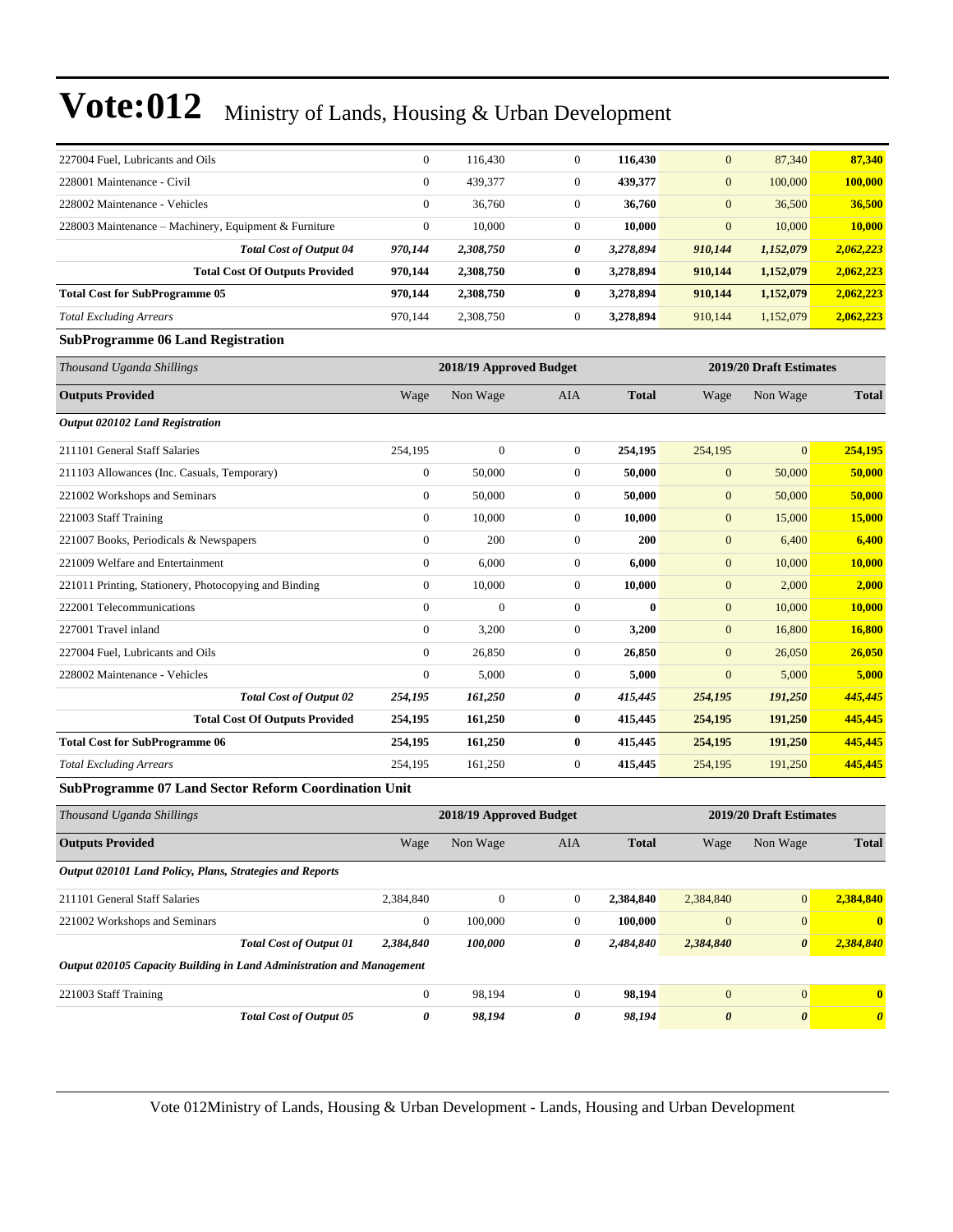| | | | | | | | |
|---|---|---|---|---|---|---|---|
| 227004 Fuel, Lubricants and Oils | 0 | 116,430 | 0 | **116,430** | 0 | 87,340 | **87,340** |
| 228001 Maintenance - Civil | 0 | 439,377 | 0 | **439,377** | 0 | 100,000 | **100,000** |
| 228002 Maintenance - Vehicles | 0 | 36,760 | 0 | **36,760** | 0 | 36,500 | **36,500** |
| 228003 Maintenance – Machinery, Equipment & Furniture | 0 | 10,000 | 0 | **10,000** | 0 | 10,000 | **10,000** |
| ***Total Cost of Output 04*** | ***970,144*** | ***2,308,750*** | ***0*** | ***3,278,894*** | ***910,144*** | ***1,152,079*** | ***2,062,223*** |
| **Total Cost Of Outputs Provided** | **970,144** | **2,308,750** | **0** | **3,278,894** | **910,144** | **1,152,079** | **2,062,223** |
| **Total Cost for SubProgramme 05** | **970,144** | **2,308,750** | **0** | **3,278,894** | **910,144** | **1,152,079** | **2,062,223** |
| *Total Excluding Arrears* | 970,144 | 2,308,750 | 0 | **3,278,894** | 910,144 | 1,152,079 | **2,062,223** |

### SubProgramme 06 Land Registration

| *Thousand Uganda Shillings* | 2018/19 Approved Budget | | | | 2019/20 Draft Estimates | | |
|---|---|---|---|---|---|---|---|
| **Outputs Provided** | Wage | Non Wage | AIA | **Total** | Wage | Non Wage | **Total** |
| ***Output 020102 Land Registration*** | | | | | | | |
| 211101 General Staff Salaries | 254,195 | 0 | 0 | **254,195** | 254,195 | 0 | **254,195** |
| 211103 Allowances (Inc. Casuals, Temporary) | 0 | 50,000 | 0 | **50,000** | 0 | 50,000 | **50,000** |
| 221002 Workshops and Seminars | 0 | 50,000 | 0 | **50,000** | 0 | 50,000 | **50,000** |
| 221003 Staff Training | 0 | 10,000 | 0 | **10,000** | 0 | 15,000 | **15,000** |
| 221007 Books, Periodicals & Newspapers | 0 | 200 | 0 | **200** | 0 | 6,400 | **6,400** |
| 221009 Welfare and Entertainment | 0 | 6,000 | 0 | **6,000** | 0 | 10,000 | **10,000** |
| 221011 Printing, Stationery, Photocopying and Binding | 0 | 10,000 | 0 | **10,000** | 0 | 2,000 | **2,000** |
| 222001 Telecommunications | 0 | 0 | 0 | **0** | 0 | 10,000 | **10,000** |
| 227001 Travel inland | 0 | 3,200 | 0 | **3,200** | 0 | 16,800 | **16,800** |
| 227004 Fuel, Lubricants and Oils | 0 | 26,850 | 0 | **26,850** | 0 | 26,050 | **26,050** |
| 228002 Maintenance - Vehicles | 0 | 5,000 | 0 | **5,000** | 0 | 5,000 | **5,000** |
| ***Total Cost of Output 02*** | ***254,195*** | ***161,250*** | ***0*** | ***415,445*** | ***254,195*** | ***191,250*** | ***445,445*** |
| **Total Cost Of Outputs Provided** | **254,195** | **161,250** | **0** | **415,445** | **254,195** | **191,250** | **445,445** |
| **Total Cost for SubProgramme 06** | **254,195** | **161,250** | **0** | **415,445** | **254,195** | **191,250** | **445,445** |
| *Total Excluding Arrears* | 254,195 | 161,250 | 0 | **415,445** | 254,195 | 191,250 | **445,445** |

### SubProgramme 07 Land Sector Reform Coordination Unit

| *Thousand Uganda Shillings* | 2018/19 Approved Budget | | | | 2019/20 Draft Estimates | | |
|---|---|---|---|---|---|---|---|
| **Outputs Provided** | Wage | Non Wage | AIA | **Total** | Wage | Non Wage | **Total** |
| ***Output 020101 Land Policy, Plans, Strategies and Reports*** | | | | | | | |
| 211101 General Staff Salaries | 2,384,840 | 0 | 0 | **2,384,840** | 2,384,840 | 0 | **2,384,840** |
| 221002 Workshops and Seminars | 0 | 100,000 | 0 | **100,000** | 0 | 0 | **0** |
| ***Total Cost of Output 01*** | ***2,384,840*** | ***100,000*** | ***0*** | ***2,484,840*** | ***2,384,840*** | ***0*** | ***2,384,840*** |
| ***Output 020105 Capacity Building in Land Administration and Management*** | | | | | | | |
| 221003 Staff Training | 0 | 98,194 | 0 | **98,194** | 0 | 0 | **0** |
| ***Total Cost of Output 05*** | ***0*** | ***98,194*** | ***0*** | ***98,194*** | ***0*** | ***0*** | ***0*** |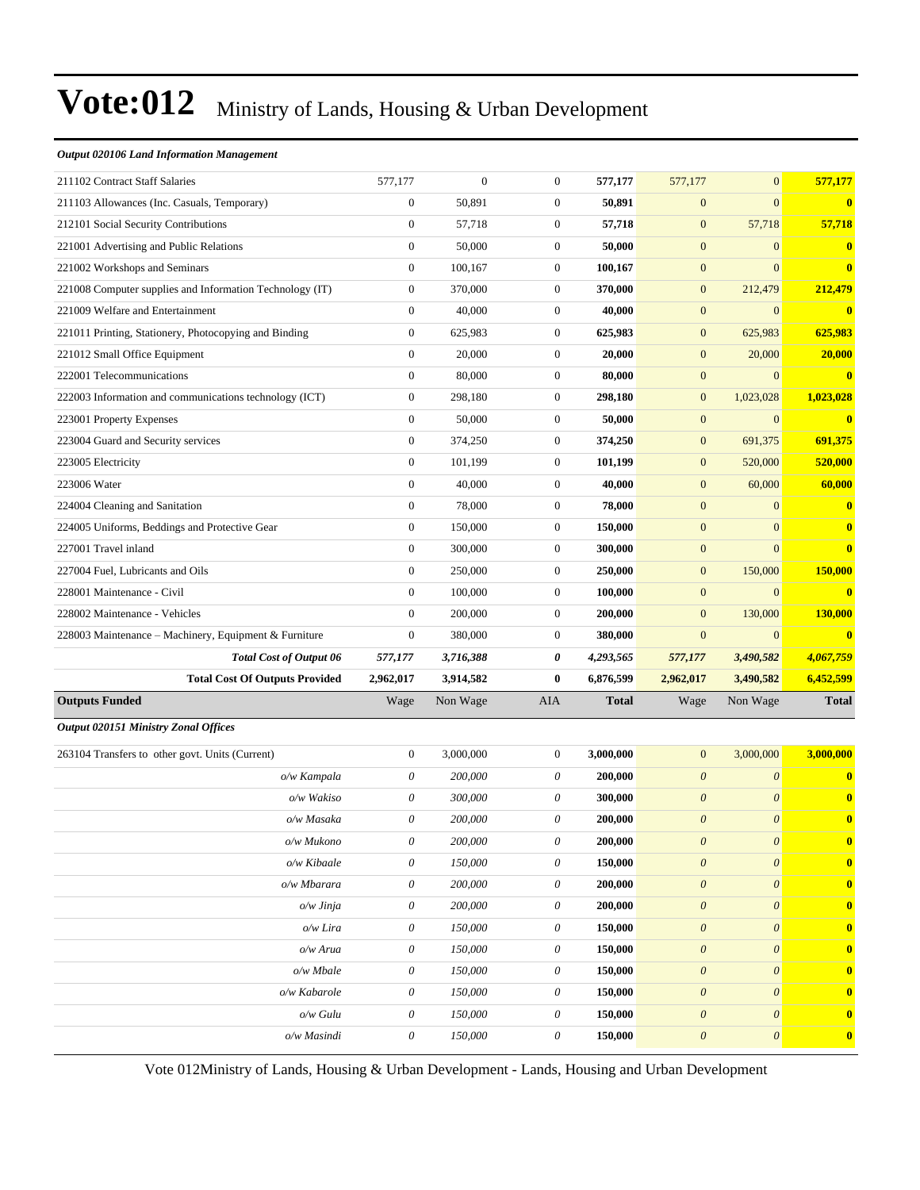*Output 020106 Land Information Management*

| | | | | | | | |
|---|---|---|---|---|---|---|---|
| 211102 Contract Staff Salaries | 577,177 | 0 | 0 | **577,177** | 577,177 | 0 | **577,177** |
| 211103 Allowances (Inc. Casuals, Temporary) | 0 | 50,891 | 0 | **50,891** | 0 | 0 | **0** |
| 212101 Social Security Contributions | 0 | 57,718 | 0 | **57,718** | 0 | 57,718 | **57,718** |
| 221001 Advertising and Public Relations | 0 | 50,000 | 0 | **50,000** | 0 | 0 | **0** |
| 221002 Workshops and Seminars | 0 | 100,167 | 0 | **100,167** | 0 | 0 | **0** |
| 221008 Computer supplies and Information Technology (IT) | 0 | 370,000 | 0 | **370,000** | 0 | 212,479 | **212,479** |
| 221009 Welfare and Entertainment | 0 | 40,000 | 0 | **40,000** | 0 | 0 | **0** |
| 221011 Printing, Stationery, Photocopying and Binding | 0 | 625,983 | 0 | **625,983** | 0 | 625,983 | **625,983** |
| 221012 Small Office Equipment | 0 | 20,000 | 0 | **20,000** | 0 | 20,000 | **20,000** |
| 222001 Telecommunications | 0 | 80,000 | 0 | **80,000** | 0 | 0 | **0** |
| 222003 Information and communications technology (ICT) | 0 | 298,180 | 0 | **298,180** | 0 | 1,023,028 | **1,023,028** |
| 223001 Property Expenses | 0 | 50,000 | 0 | **50,000** | 0 | 0 | **0** |
| 223004 Guard and Security services | 0 | 374,250 | 0 | **374,250** | 0 | 691,375 | **691,375** |
| 223005 Electricity | 0 | 101,199 | 0 | **101,199** | 0 | 520,000 | **520,000** |
| 223006 Water | 0 | 40,000 | 0 | **40,000** | 0 | 60,000 | **60,000** |
| 224004 Cleaning and Sanitation | 0 | 78,000 | 0 | **78,000** | 0 | 0 | **0** |
| 224005 Uniforms, Beddings and Protective Gear | 0 | 150,000 | 0 | **150,000** | 0 | 0 | **0** |
| 227001 Travel inland | 0 | 300,000 | 0 | **300,000** | 0 | 0 | **0** |
| 227004 Fuel, Lubricants and Oils | 0 | 250,000 | 0 | **250,000** | 0 | 150,000 | **150,000** |
| 228001 Maintenance - Civil | 0 | 100,000 | 0 | **100,000** | 0 | 0 | **0** |
| 228002 Maintenance - Vehicles | 0 | 200,000 | 0 | **200,000** | 0 | 130,000 | **130,000** |
| 228003 Maintenance – Machinery, Equipment & Furniture | 0 | 380,000 | 0 | **380,000** | 0 | 0 | **0** |
| ***Total Cost of Output 06*** | ***577,177*** | ***3,716,388*** | ***0*** | ***4,293,565*** | ***577,177*** | ***3,490,582*** | ***4,067,759*** |
| **Total Cost Of Outputs Provided** | **2,962,017** | **3,914,582** | **0** | **6,876,599** | **2,962,017** | **3,490,582** | **6,452,599** |
| **Outputs Funded** | Wage | Non Wage | AIA | **Total** | Wage | Non Wage | **Total** |

*Output 020151 Ministry Zonal Offices*

| | | | | | | | |
|---|---|---|---|---|---|---|---|
| 263104 Transfers to other govt. Units (Current) | 0 | 3,000,000 | 0 | **3,000,000** | 0 | 3,000,000 | **3,000,000** |
| *o/w Kampala* | *0* | *200,000* | *0* | **200,000** | *0* | *0* | **0** |
| *o/w Wakiso* | *0* | *300,000* | *0* | **300,000** | *0* | *0* | **0** |
| *o/w Masaka* | *0* | *200,000* | *0* | **200,000** | *0* | *0* | **0** |
| *o/w Mukono* | *0* | *200,000* | *0* | **200,000** | *0* | *0* | **0** |
| *o/w Kibaale* | *0* | *150,000* | *0* | **150,000** | *0* | *0* | **0** |
| *o/w Mbarara* | *0* | *200,000* | *0* | **200,000** | *0* | *0* | **0** |
| *o/w Jinja* | *0* | *200,000* | *0* | **200,000** | *0* | *0* | **0** |
| *o/w Lira* | *0* | *150,000* | *0* | **150,000** | *0* | *0* | **0** |
| *o/w Arua* | *0* | *150,000* | *0* | **150,000** | *0* | *0* | **0** |
| *o/w Mbale* | *0* | *150,000* | *0* | **150,000** | *0* | *0* | **0** |
| *o/w Kabarole* | *0* | *150,000* | *0* | **150,000** | *0* | *0* | **0** |
| *o/w Gulu* | *0* | *150,000* | *0* | **150,000** | *0* | *0* | **0** |
| *o/w Masindi* | *0* | *150,000* | *0* | **150,000** | *0* | *0* | **0** |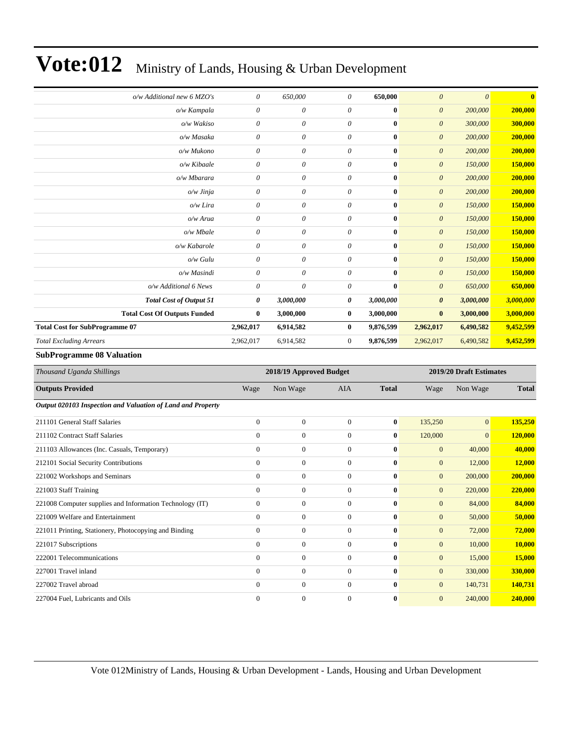# Vote:012 Ministry of Lands, Housing & Urban Development

| | | | | | | | |
|---|---|---|---|---|---|---|---|
| *o/w Additional new 6 MZO's* | *0* | *650,000* | *0* | **650,000** | *0* | *0* | **0** |
| *o/w Kampala* | *0* | *0* | *0* | **0** | *0* | *200,000* | **200,000** |
| *o/w Wakiso* | *0* | *0* | *0* | **0** | *0* | *300,000* | **300,000** |
| *o/w Masaka* | *0* | *0* | *0* | **0** | *0* | *200,000* | **200,000** |
| *o/w Mukono* | *0* | *0* | *0* | **0** | *0* | *200,000* | **200,000** |
| *o/w Kibaale* | *0* | *0* | *0* | **0** | *0* | *150,000* | **150,000** |
| *o/w Mbarara* | *0* | *0* | *0* | **0** | *0* | *200,000* | **200,000** |
| *o/w Jinja* | *0* | *0* | *0* | **0** | *0* | *200,000* | **200,000** |
| *o/w Lira* | *0* | *0* | *0* | **0** | *0* | *150,000* | **150,000** |
| *o/w Arua* | *0* | *0* | *0* | **0** | *0* | *150,000* | **150,000** |
| *o/w Mbale* | *0* | *0* | *0* | **0** | *0* | *150,000* | **150,000** |
| *o/w Kabarole* | *0* | *0* | *0* | **0** | *0* | *150,000* | **150,000** |
| *o/w Gulu* | *0* | *0* | *0* | **0** | *0* | *150,000* | **150,000** |
| *o/w Masindi* | *0* | *0* | *0* | **0** | *0* | *150,000* | **150,000** |
| *o/w Additional 6 News* | *0* | *0* | *0* | **0** | *0* | *650,000* | **650,000** |
| ***Total Cost of Output 51*** | ***0*** | ***3,000,000*** | ***0*** | ***3,000,000*** | ***0*** | ***3,000,000*** | ***3,000,000*** |
| **Total Cost Of Outputs Funded** | **0** | **3,000,000** | **0** | **3,000,000** | **0** | **3,000,000** | **3,000,000** |
| **Total Cost for SubProgramme 07** | **2,962,017** | **6,914,582** | **0** | **9,876,599** | **2,962,017** | **6,490,582** | **9,452,599** |
| *Total Excluding Arrears* | 2,962,017 | 6,914,582 | 0 | **9,876,599** | 2,962,017 | 6,490,582 | **9,452,599** |

**SubProgramme 08 Valuation**

| *Thousand Uganda Shillings* | 2018/19 Approved Budget | | | | 2019/20 Draft Estimates | | |
|---|---|---|---|---|---|---|---|
| **Outputs Provided** | Wage | Non Wage | AIA | **Total** | Wage | Non Wage | **Total** |
| ***Output 020103 Inspection and Valuation of Land and Property*** | | | | | | | |
| 211101 General Staff Salaries | 0 | 0 | 0 | **0** | 135,250 | 0 | **135,250** |
| 211102 Contract Staff Salaries | 0 | 0 | 0 | **0** | 120,000 | 0 | **120,000** |
| 211103 Allowances (Inc. Casuals, Temporary) | 0 | 0 | 0 | **0** | 0 | 40,000 | **40,000** |
| 212101 Social Security Contributions | 0 | 0 | 0 | **0** | 0 | 12,000 | **12,000** |
| 221002 Workshops and Seminars | 0 | 0 | 0 | **0** | 0 | 200,000 | **200,000** |
| 221003 Staff Training | 0 | 0 | 0 | **0** | 0 | 220,000 | **220,000** |
| 221008 Computer supplies and Information Technology (IT) | 0 | 0 | 0 | **0** | 0 | 84,000 | **84,000** |
| 221009 Welfare and Entertainment | 0 | 0 | 0 | **0** | 0 | 50,000 | **50,000** |
| 221011 Printing, Stationery, Photocopying and Binding | 0 | 0 | 0 | **0** | 0 | 72,000 | **72,000** |
| 221017 Subscriptions | 0 | 0 | 0 | **0** | 0 | 10,000 | **10,000** |
| 222001 Telecommunications | 0 | 0 | 0 | **0** | 0 | 15,000 | **15,000** |
| 227001 Travel inland | 0 | 0 | 0 | **0** | 0 | 330,000 | **330,000** |
| 227002 Travel abroad | 0 | 0 | 0 | **0** | 0 | 140,731 | **140,731** |
| 227004 Fuel, Lubricants and Oils | 0 | 0 | 0 | **0** | 0 | 240,000 | **240,000** |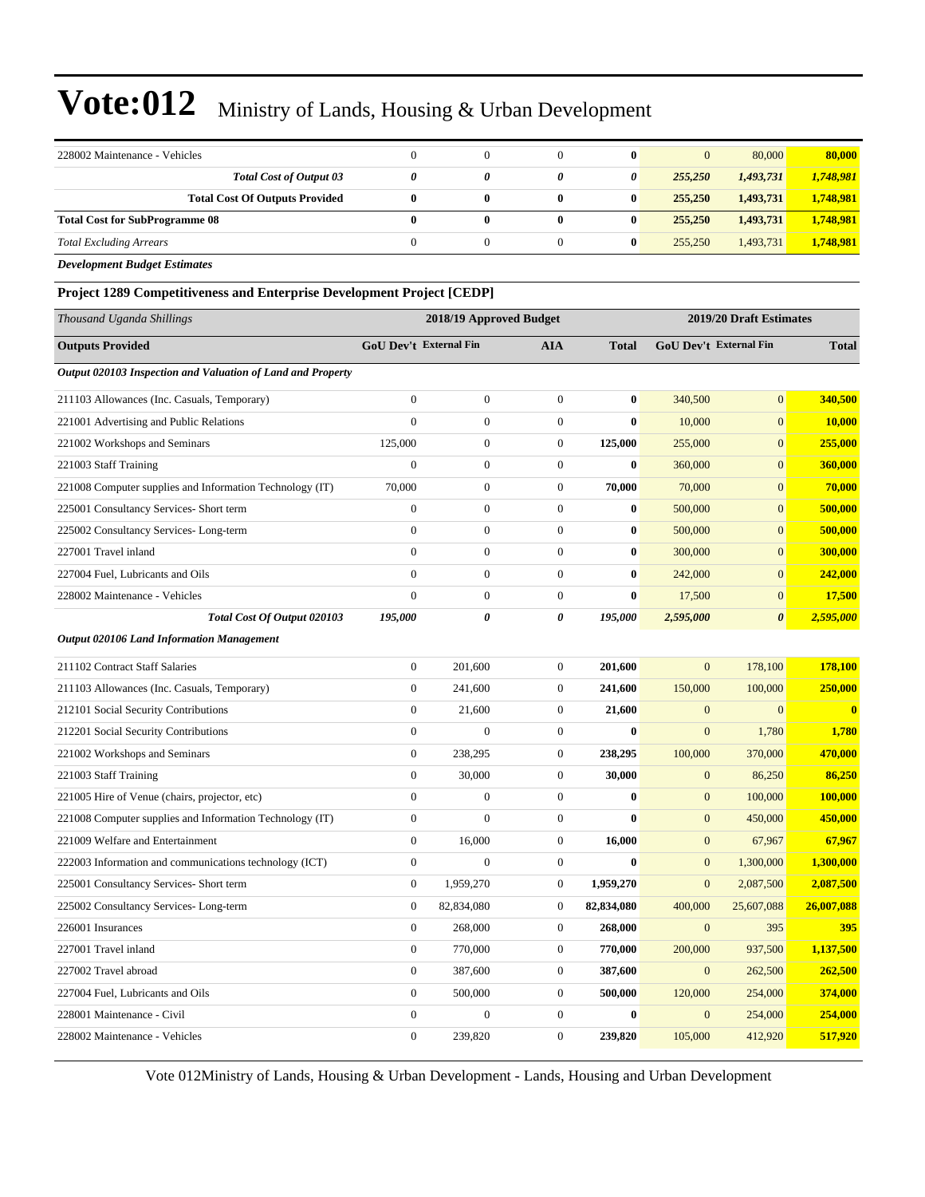# Vote:012 Ministry of Lands, Housing & Urban Development

| | | | | | | | |
|---|---|---|---|---|---|---|---|
| 228002 Maintenance - Vehicles | 0 | 0 | 0 | **0** | 0 | 80,000 | **80,000** |
| ***Total Cost of Output 03*** | ***0*** | ***0*** | ***0*** | ***0*** | ***255,250*** | ***1,493,731*** | ***1,748,981*** |
| **Total Cost Of Outputs Provided** | **0** | **0** | **0** | **0** | **255,250** | **1,493,731** | **1,748,981** |
| **Total Cost for SubProgramme 08** | **0** | **0** | **0** | **0** | **255,250** | **1,493,731** | **1,748,981** |
| *Total Excluding Arrears* | 0 | 0 | 0 | **0** | 255,250 | 1,493,731 | **1,748,981** |

***Development Budget Estimates***

**Project 1289 Competitiveness and Enterprise Development Project [CEDP]**

| *Thousand Uganda Shillings* | 2018/19 Approved Budget | | | | 2019/20 Draft Estimates | | |
|---|---|---|---|---|---|---|---|
| **Outputs Provided** | **GoU Dev't** | **External Fin** | **AIA** | **Total** | **GoU Dev't** | **External Fin** | **Total** |
| ***Output 020103 Inspection and Valuation of Land and Property*** | | | | | | | |
| 211103 Allowances (Inc. Casuals, Temporary) | 0 | 0 | 0 | **0** | 340,500 | 0 | **340,500** |
| 221001 Advertising and Public Relations | 0 | 0 | 0 | **0** | 10,000 | 0 | **10,000** |
| 221002 Workshops and Seminars | 125,000 | 0 | 0 | **125,000** | 255,000 | 0 | **255,000** |
| 221003 Staff Training | 0 | 0 | 0 | **0** | 360,000 | 0 | **360,000** |
| 221008 Computer supplies and Information Technology (IT) | 70,000 | 0 | 0 | **70,000** | 70,000 | 0 | **70,000** |
| 225001 Consultancy Services- Short term | 0 | 0 | 0 | **0** | 500,000 | 0 | **500,000** |
| 225002 Consultancy Services- Long-term | 0 | 0 | 0 | **0** | 500,000 | 0 | **500,000** |
| 227001 Travel inland | 0 | 0 | 0 | **0** | 300,000 | 0 | **300,000** |
| 227004 Fuel, Lubricants and Oils | 0 | 0 | 0 | **0** | 242,000 | 0 | **242,000** |
| 228002 Maintenance - Vehicles | 0 | 0 | 0 | **0** | 17,500 | 0 | **17,500** |
| ***Total Cost Of Output 020103*** | ***195,000*** | ***0*** | ***0*** | ***195,000*** | ***2,595,000*** | ***0*** | ***2,595,000*** |
| ***Output 020106 Land Information Management*** | | | | | | | |
| 211102 Contract Staff Salaries | 0 | 201,600 | 0 | **201,600** | 0 | 178,100 | **178,100** |
| 211103 Allowances (Inc. Casuals, Temporary) | 0 | 241,600 | 0 | **241,600** | 150,000 | 100,000 | **250,000** |
| 212101 Social Security Contributions | 0 | 21,600 | 0 | **21,600** | 0 | 0 | **0** |
| 212201 Social Security Contributions | 0 | 0 | 0 | **0** | 0 | 1,780 | **1,780** |
| 221002 Workshops and Seminars | 0 | 238,295 | 0 | **238,295** | 100,000 | 370,000 | **470,000** |
| 221003 Staff Training | 0 | 30,000 | 0 | **30,000** | 0 | 86,250 | **86,250** |
| 221005 Hire of Venue (chairs, projector, etc) | 0 | 0 | 0 | **0** | 0 | 100,000 | **100,000** |
| 221008 Computer supplies and Information Technology (IT) | 0 | 0 | 0 | **0** | 0 | 450,000 | **450,000** |
| 221009 Welfare and Entertainment | 0 | 16,000 | 0 | **16,000** | 0 | 67,967 | **67,967** |
| 222003 Information and communications technology (ICT) | 0 | 0 | 0 | **0** | 0 | 1,300,000 | **1,300,000** |
| 225001 Consultancy Services- Short term | 0 | 1,959,270 | 0 | **1,959,270** | 0 | 2,087,500 | **2,087,500** |
| 225002 Consultancy Services- Long-term | 0 | 82,834,080 | 0 | **82,834,080** | 400,000 | 25,607,088 | **26,007,088** |
| 226001 Insurances | 0 | 268,000 | 0 | **268,000** | 0 | 395 | **395** |
| 227001 Travel inland | 0 | 770,000 | 0 | **770,000** | 200,000 | 937,500 | **1,137,500** |
| 227002 Travel abroad | 0 | 387,600 | 0 | **387,600** | 0 | 262,500 | **262,500** |
| 227004 Fuel, Lubricants and Oils | 0 | 500,000 | 0 | **500,000** | 120,000 | 254,000 | **374,000** |
| 228001 Maintenance - Civil | 0 | 0 | 0 | **0** | 0 | 254,000 | **254,000** |
| 228002 Maintenance - Vehicles | 0 | 239,820 | 0 | **239,820** | 105,000 | 412,920 | **517,920** |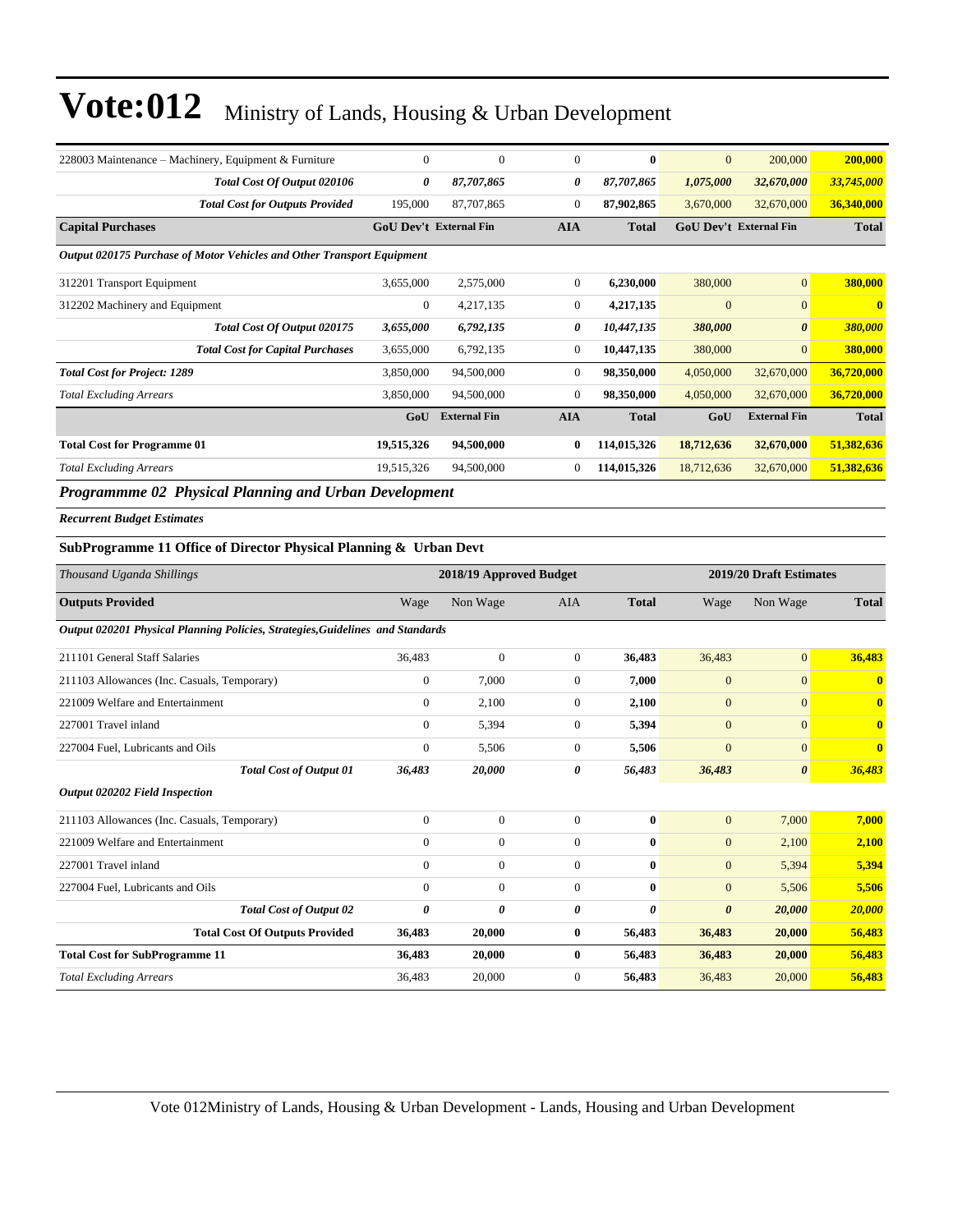# Vote:012 Ministry of Lands, Housing & Urban Development

| | | | | | | | |
|---|---|---|---|---|---|---|---|
| 228003 Maintenance – Machinery, Equipment & Furniture | 0 | 0 | 0 | **0** | 0 | 200,000 | **200,000** |
| ***Total Cost Of Output 020106*** | ***0*** | ***87,707,865*** | ***0*** | ***87,707,865*** | ***1,075,000*** | ***32,670,000*** | ***33,745,000*** |
| ***Total Cost for Outputs Provided*** | 195,000 | 87,707,865 | 0 | **87,902,865** | 3,670,000 | 32,670,000 | **36,340,000** |
| **Capital Purchases** | **GoU Dev't** | **External Fin** | **AIA** | **Total** | **GoU Dev't** | **External Fin** | **Total** |
| ***Output 020175 Purchase of Motor Vehicles and Other Transport Equipment*** | | | | | | | |
| 312201 Transport Equipment | 3,655,000 | 2,575,000 | 0 | **6,230,000** | 380,000 | 0 | **380,000** |
| 312202 Machinery and Equipment | 0 | 4,217,135 | 0 | **4,217,135** | 0 | 0 | **0** |
| ***Total Cost Of Output 020175*** | ***3,655,000*** | ***6,792,135*** | ***0*** | ***10,447,135*** | ***380,000*** | ***0*** | ***380,000*** |
| ***Total Cost for Capital Purchases*** | 3,655,000 | 6,792,135 | 0 | **10,447,135** | 380,000 | 0 | **380,000** |
| ***Total Cost for Project: 1289*** | 3,850,000 | 94,500,000 | 0 | **98,350,000** | 4,050,000 | 32,670,000 | **36,720,000** |
| *Total Excluding Arrears* | 3,850,000 | 94,500,000 | 0 | **98,350,000** | 4,050,000 | 32,670,000 | **36,720,000** |
| | **GoU** | **External Fin** | **AIA** | **Total** | **GoU** | **External Fin** | **Total** |
| **Total Cost for Programme 01** | **19,515,326** | **94,500,000** | **0** | **114,015,326** | **18,712,636** | **32,670,000** | **51,382,636** |
| *Total Excluding Arrears* | 19,515,326 | 94,500,000 | 0 | **114,015,326** | 18,712,636 | 32,670,000 | **51,382,636** |

## *Programmme 02 Physical Planning and Urban Development*

***Recurrent Budget Estimates***

### SubProgramme 11 Office of Director Physical Planning & Urban Devt

| *Thousand Uganda Shillings* | 2018/19 Approved Budget | | | | 2019/20 Draft Estimates | | |
|---|---|---|---|---|---|---|---|
| **Outputs Provided** | Wage | Non Wage | AIA | **Total** | Wage | Non Wage | **Total** |
| ***Output 020201 Physical Planning Policies, Strategies,Guidelines and Standards*** | | | | | | | |
| 211101 General Staff Salaries | 36,483 | 0 | 0 | **36,483** | 36,483 | 0 | **36,483** |
| 211103 Allowances (Inc. Casuals, Temporary) | 0 | 7,000 | 0 | **7,000** | 0 | 0 | **0** |
| 221009 Welfare and Entertainment | 0 | 2,100 | 0 | **2,100** | 0 | 0 | **0** |
| 227001 Travel inland | 0 | 5,394 | 0 | **5,394** | 0 | 0 | **0** |
| 227004 Fuel, Lubricants and Oils | 0 | 5,506 | 0 | **5,506** | 0 | 0 | **0** |
| ***Total Cost of Output 01*** | ***36,483*** | ***20,000*** | ***0*** | ***56,483*** | ***36,483*** | ***0*** | ***36,483*** |
| ***Output 020202 Field Inspection*** | | | | | | | |
| 211103 Allowances (Inc. Casuals, Temporary) | 0 | 0 | 0 | **0** | 0 | 7,000 | **7,000** |
| 221009 Welfare and Entertainment | 0 | 0 | 0 | **0** | 0 | 2,100 | **2,100** |
| 227001 Travel inland | 0 | 0 | 0 | **0** | 0 | 5,394 | **5,394** |
| 227004 Fuel, Lubricants and Oils | 0 | 0 | 0 | **0** | 0 | 5,506 | **5,506** |
| ***Total Cost of Output 02*** | ***0*** | ***0*** | ***0*** | ***0*** | ***0*** | ***20,000*** | ***20,000*** |
| **Total Cost Of Outputs Provided** | **36,483** | **20,000** | **0** | **56,483** | **36,483** | **20,000** | **56,483** |
| **Total Cost for SubProgramme 11** | **36,483** | **20,000** | **0** | **56,483** | **36,483** | **20,000** | **56,483** |
| *Total Excluding Arrears* | 36,483 | 20,000 | 0 | **56,483** | 36,483 | 20,000 | **56,483** |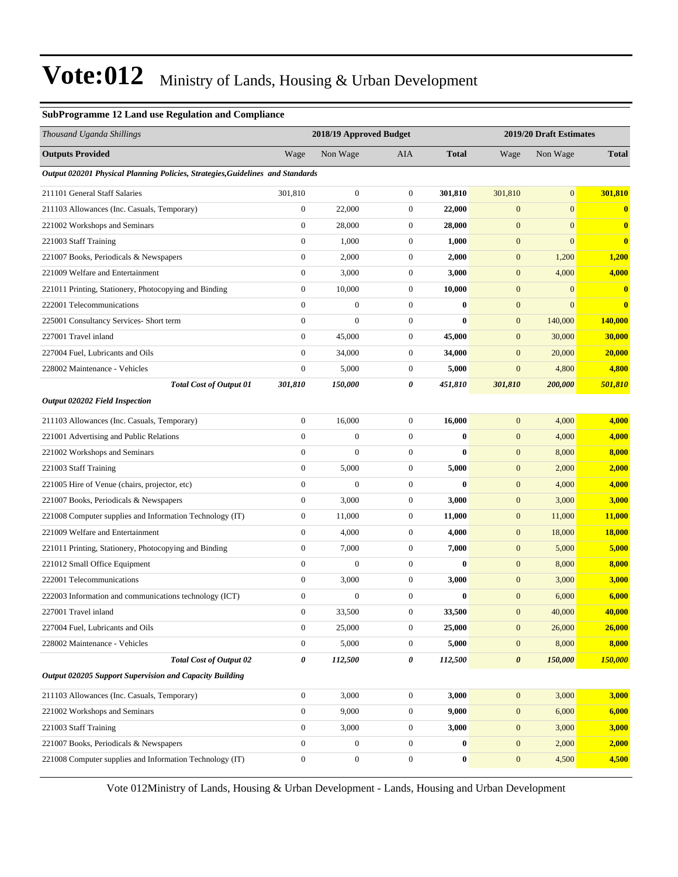# Vote:012 Ministry of Lands, Housing & Urban Development

### SubProgramme 12 Land use Regulation and Compliance

| *Thousand Uganda Shillings* | 2018/19 Approved Budget | | | | 2019/20 Draft Estimates | | |
|---|---|---|---|---|---|---|---|
| **Outputs Provided** | Wage | Non Wage | AIA | **Total** | Wage | Non Wage | **Total** |
| ***Output 020201 Physical Planning Policies, Strategies,Guidelines and Standards*** | | | | | | | |
| 211101 General Staff Salaries | 301,810 | 0 | 0 | **301,810** | 301,810 | 0 | **301,810** |
| 211103 Allowances (Inc. Casuals, Temporary) | 0 | 22,000 | 0 | **22,000** | 0 | 0 | **0** |
| 221002 Workshops and Seminars | 0 | 28,000 | 0 | **28,000** | 0 | 0 | **0** |
| 221003 Staff Training | 0 | 1,000 | 0 | **1,000** | 0 | 0 | **0** |
| 221007 Books, Periodicals & Newspapers | 0 | 2,000 | 0 | **2,000** | 0 | 1,200 | **1,200** |
| 221009 Welfare and Entertainment | 0 | 3,000 | 0 | **3,000** | 0 | 4,000 | **4,000** |
| 221011 Printing, Stationery, Photocopying and Binding | 0 | 10,000 | 0 | **10,000** | 0 | 0 | **0** |
| 222001 Telecommunications | 0 | 0 | 0 | **0** | 0 | 0 | **0** |
| 225001 Consultancy Services- Short term | 0 | 0 | 0 | **0** | 0 | 140,000 | **140,000** |
| 227001 Travel inland | 0 | 45,000 | 0 | **45,000** | 0 | 30,000 | **30,000** |
| 227004 Fuel, Lubricants and Oils | 0 | 34,000 | 0 | **34,000** | 0 | 20,000 | **20,000** |
| 228002 Maintenance - Vehicles | 0 | 5,000 | 0 | **5,000** | 0 | 4,800 | **4,800** |
| ***Total Cost of Output 01*** | ***301,810*** | ***150,000*** | ***0*** | ***451,810*** | ***301,810*** | ***200,000*** | ***501,810*** |
| ***Output 020202 Field Inspection*** | | | | | | | |
| 211103 Allowances (Inc. Casuals, Temporary) | 0 | 16,000 | 0 | **16,000** | 0 | 4,000 | **4,000** |
| 221001 Advertising and Public Relations | 0 | 0 | 0 | **0** | 0 | 4,000 | **4,000** |
| 221002 Workshops and Seminars | 0 | 0 | 0 | **0** | 0 | 8,000 | **8,000** |
| 221003 Staff Training | 0 | 5,000 | 0 | **5,000** | 0 | 2,000 | **2,000** |
| 221005 Hire of Venue (chairs, projector, etc) | 0 | 0 | 0 | **0** | 0 | 4,000 | **4,000** |
| 221007 Books, Periodicals & Newspapers | 0 | 3,000 | 0 | **3,000** | 0 | 3,000 | **3,000** |
| 221008 Computer supplies and Information Technology (IT) | 0 | 11,000 | 0 | **11,000** | 0 | 11,000 | **11,000** |
| 221009 Welfare and Entertainment | 0 | 4,000 | 0 | **4,000** | 0 | 18,000 | **18,000** |
| 221011 Printing, Stationery, Photocopying and Binding | 0 | 7,000 | 0 | **7,000** | 0 | 5,000 | **5,000** |
| 221012 Small Office Equipment | 0 | 0 | 0 | **0** | 0 | 8,000 | **8,000** |
| 222001 Telecommunications | 0 | 3,000 | 0 | **3,000** | 0 | 3,000 | **3,000** |
| 222003 Information and communications technology (ICT) | 0 | 0 | 0 | **0** | 0 | 6,000 | **6,000** |
| 227001 Travel inland | 0 | 33,500 | 0 | **33,500** | 0 | 40,000 | **40,000** |
| 227004 Fuel, Lubricants and Oils | 0 | 25,000 | 0 | **25,000** | 0 | 26,000 | **26,000** |
| 228002 Maintenance - Vehicles | 0 | 5,000 | 0 | **5,000** | 0 | 8,000 | **8,000** |
| ***Total Cost of Output 02*** | ***0*** | ***112,500*** | ***0*** | ***112,500*** | ***0*** | ***150,000*** | ***150,000*** |
| ***Output 020205 Support Supervision and Capacity Building*** | | | | | | | |
| 211103 Allowances (Inc. Casuals, Temporary) | 0 | 3,000 | 0 | **3,000** | 0 | 3,000 | **3,000** |
| 221002 Workshops and Seminars | 0 | 9,000 | 0 | **9,000** | 0 | 6,000 | **6,000** |
| 221003 Staff Training | 0 | 3,000 | 0 | **3,000** | 0 | 3,000 | **3,000** |
| 221007 Books, Periodicals & Newspapers | 0 | 0 | 0 | **0** | 0 | 2,000 | **2,000** |
| 221008 Computer supplies and Information Technology (IT) | 0 | 0 | 0 | **0** | 0 | 4,500 | **4,500** |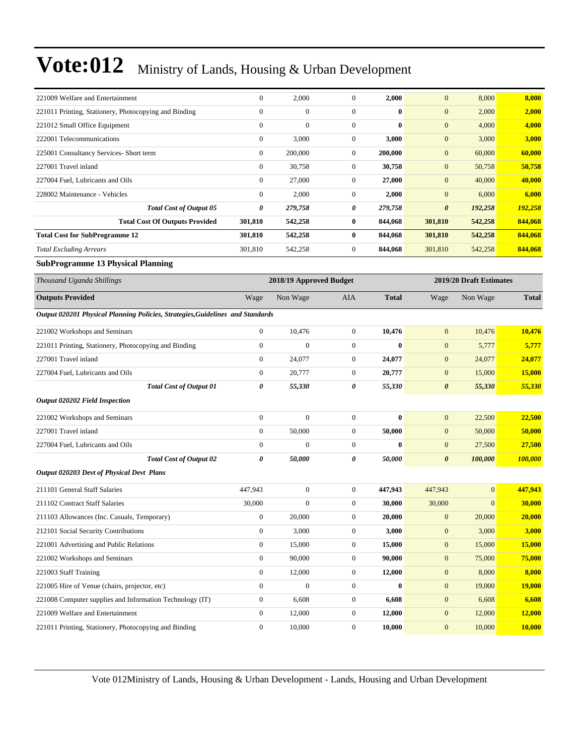| | | | | | | | |
|---|---|---|---|---|---|---|---|
| 221009 Welfare and Entertainment | 0 | 2,000 | 0 | **2,000** | 0 | 8,000 | **8,000** |
| 221011 Printing, Stationery, Photocopying and Binding | 0 | 0 | 0 | **0** | 0 | 2,000 | **2,000** |
| 221012 Small Office Equipment | 0 | 0 | 0 | **0** | 0 | 4,000 | **4,000** |
| 222001 Telecommunications | 0 | 3,000 | 0 | **3,000** | 0 | 3,000 | **3,000** |
| 225001 Consultancy Services- Short term | 0 | 200,000 | 0 | **200,000** | 0 | 60,000 | **60,000** |
| 227001 Travel inland | 0 | 30,758 | 0 | **30,758** | 0 | 50,758 | **50,758** |
| 227004 Fuel, Lubricants and Oils | 0 | 27,000 | 0 | **27,000** | 0 | 40,000 | **40,000** |
| 228002 Maintenance - Vehicles | 0 | 2,000 | 0 | **2,000** | 0 | 6,000 | **6,000** |
| ***Total Cost of Output 05*** | ***0*** | ***279,758*** | ***0*** | ***279,758*** | ***0*** | ***192,258*** | ***192,258*** |
| **Total Cost Of Outputs Provided** | **301,810** | **542,258** | **0** | **844,068** | **301,810** | **542,258** | **844,068** |
| **Total Cost for SubProgramme 12** | **301,810** | **542,258** | **0** | **844,068** | **301,810** | **542,258** | **844,068** |
| *Total Excluding Arrears* | 301,810 | 542,258 | 0 | **844,068** | 301,810 | 542,258 | **844,068** |

**SubProgramme 13 Physical Planning**

| *Thousand Uganda Shillings* | 2018/19 Approved Budget | | | | 2019/20 Draft Estimates | | |
|---|---|---|---|---|---|---|---|
| **Outputs Provided** | Wage | Non Wage | AIA | **Total** | Wage | Non Wage | **Total** |
| ***Output 020201 Physical Planning Policies, Strategies,Guidelines and Standards*** | | | | | | | |
| 221002 Workshops and Seminars | 0 | 10,476 | 0 | **10,476** | 0 | 10,476 | **10,476** |
| 221011 Printing, Stationery, Photocopying and Binding | 0 | 0 | 0 | **0** | 0 | 5,777 | **5,777** |
| 227001 Travel inland | 0 | 24,077 | 0 | **24,077** | 0 | 24,077 | **24,077** |
| 227004 Fuel, Lubricants and Oils | 0 | 20,777 | 0 | **20,777** | 0 | 15,000 | **15,000** |
| ***Total Cost of Output 01*** | ***0*** | ***55,330*** | ***0*** | ***55,330*** | ***0*** | ***55,330*** | ***55,330*** |
| ***Output 020202 Field Inspection*** | | | | | | | |
| 221002 Workshops and Seminars | 0 | 0 | 0 | **0** | 0 | 22,500 | **22,500** |
| 227001 Travel inland | 0 | 50,000 | 0 | **50,000** | 0 | 50,000 | **50,000** |
| 227004 Fuel, Lubricants and Oils | 0 | 0 | 0 | **0** | 0 | 27,500 | **27,500** |
| ***Total Cost of Output 02*** | ***0*** | ***50,000*** | ***0*** | ***50,000*** | ***0*** | ***100,000*** | ***100,000*** |
| ***Output 020203 Devt of Physical Devt Plans*** | | | | | | | |
| 211101 General Staff Salaries | 447,943 | 0 | 0 | **447,943** | 447,943 | 0 | **447,943** |
| 211102 Contract Staff Salaries | 30,000 | 0 | 0 | **30,000** | 30,000 | 0 | **30,000** |
| 211103 Allowances (Inc. Casuals, Temporary) | 0 | 20,000 | 0 | **20,000** | 0 | 20,000 | **20,000** |
| 212101 Social Security Contributions | 0 | 3,000 | 0 | **3,000** | 0 | 3,000 | **3,000** |
| 221001 Advertising and Public Relations | 0 | 15,000 | 0 | **15,000** | 0 | 15,000 | **15,000** |
| 221002 Workshops and Seminars | 0 | 90,000 | 0 | **90,000** | 0 | 75,000 | **75,000** |
| 221003 Staff Training | 0 | 12,000 | 0 | **12,000** | 0 | 8,000 | **8,000** |
| 221005 Hire of Venue (chairs, projector, etc) | 0 | 0 | 0 | **0** | 0 | 19,000 | **19,000** |
| 221008 Computer supplies and Information Technology (IT) | 0 | 6,608 | 0 | **6,608** | 0 | 6,608 | **6,608** |
| 221009 Welfare and Entertainment | 0 | 12,000 | 0 | **12,000** | 0 | 12,000 | **12,000** |
| 221011 Printing, Stationery, Photocopying and Binding | 0 | 10,000 | 0 | **10,000** | 0 | 10,000 | **10,000** |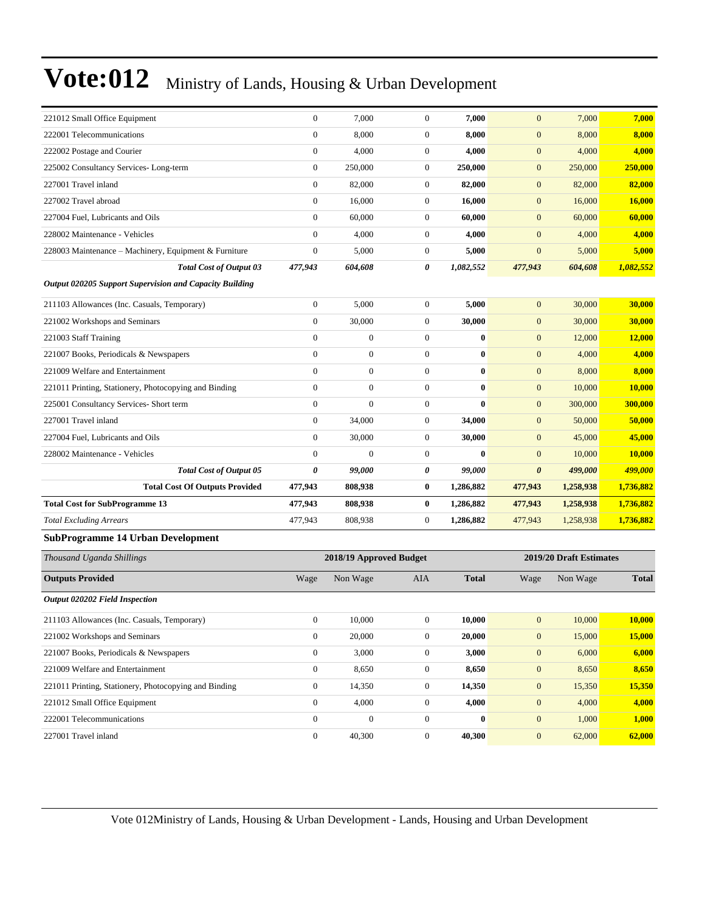# Vote:012 Ministry of Lands, Housing & Urban Development

| | | | | | | | |
|---|---|---|---|---|---|---|---|
| 221012 Small Office Equipment | 0 | 7,000 | 0 | **7,000** | 0 | 7,000 | **7,000** |
| 222001 Telecommunications | 0 | 8,000 | 0 | **8,000** | 0 | 8,000 | **8,000** |
| 222002 Postage and Courier | 0 | 4,000 | 0 | **4,000** | 0 | 4,000 | **4,000** |
| 225002 Consultancy Services- Long-term | 0 | 250,000 | 0 | **250,000** | 0 | 250,000 | **250,000** |
| 227001 Travel inland | 0 | 82,000 | 0 | **82,000** | 0 | 82,000 | **82,000** |
| 227002 Travel abroad | 0 | 16,000 | 0 | **16,000** | 0 | 16,000 | **16,000** |
| 227004 Fuel, Lubricants and Oils | 0 | 60,000 | 0 | **60,000** | 0 | 60,000 | **60,000** |
| 228002 Maintenance - Vehicles | 0 | 4,000 | 0 | **4,000** | 0 | 4,000 | **4,000** |
| 228003 Maintenance – Machinery, Equipment & Furniture | 0 | 5,000 | 0 | **5,000** | 0 | 5,000 | **5,000** |
| ***Total Cost of Output 03*** | ***477,943*** | ***604,608*** | ***0*** | ***1,082,552*** | ***477,943*** | ***604,608*** | ***1,082,552*** |
| ***Output 020205 Support Supervision and Capacity Building*** | | | | | | | |
| 211103 Allowances (Inc. Casuals, Temporary) | 0 | 5,000 | 0 | **5,000** | 0 | 30,000 | **30,000** |
| 221002 Workshops and Seminars | 0 | 30,000 | 0 | **30,000** | 0 | 30,000 | **30,000** |
| 221003 Staff Training | 0 | 0 | 0 | **0** | 0 | 12,000 | **12,000** |
| 221007 Books, Periodicals & Newspapers | 0 | 0 | 0 | **0** | 0 | 4,000 | **4,000** |
| 221009 Welfare and Entertainment | 0 | 0 | 0 | **0** | 0 | 8,000 | **8,000** |
| 221011 Printing, Stationery, Photocopying and Binding | 0 | 0 | 0 | **0** | 0 | 10,000 | **10,000** |
| 225001 Consultancy Services- Short term | 0 | 0 | 0 | **0** | 0 | 300,000 | **300,000** |
| 227001 Travel inland | 0 | 34,000 | 0 | **34,000** | 0 | 50,000 | **50,000** |
| 227004 Fuel, Lubricants and Oils | 0 | 30,000 | 0 | **30,000** | 0 | 45,000 | **45,000** |
| 228002 Maintenance - Vehicles | 0 | 0 | 0 | **0** | 0 | 10,000 | **10,000** |
| ***Total Cost of Output 05*** | ***0*** | ***99,000*** | ***0*** | ***99,000*** | ***0*** | ***499,000*** | ***499,000*** |
| **Total Cost Of Outputs Provided** | **477,943** | **808,938** | **0** | **1,286,882** | **477,943** | **1,258,938** | **1,736,882** |
| **Total Cost for SubProgramme 13** | **477,943** | **808,938** | **0** | **1,286,882** | **477,943** | **1,258,938** | **1,736,882** |
| *Total Excluding Arrears* | 477,943 | 808,938 | 0 | **1,286,882** | 477,943 | 1,258,938 | **1,736,882** |

### SubProgramme 14 Urban Development

| *Thousand Uganda Shillings* | 2018/19 Approved Budget | | | | 2019/20 Draft Estimates | | |
|---|---|---|---|---|---|---|---|
| **Outputs Provided** | Wage | Non Wage | AIA | **Total** | Wage | Non Wage | **Total** |
| ***Output 020202 Field Inspection*** | | | | | | | |
| 211103 Allowances (Inc. Casuals, Temporary) | 0 | 10,000 | 0 | **10,000** | 0 | 10,000 | **10,000** |
| 221002 Workshops and Seminars | 0 | 20,000 | 0 | **20,000** | 0 | 15,000 | **15,000** |
| 221007 Books, Periodicals & Newspapers | 0 | 3,000 | 0 | **3,000** | 0 | 6,000 | **6,000** |
| 221009 Welfare and Entertainment | 0 | 8,650 | 0 | **8,650** | 0 | 8,650 | **8,650** |
| 221011 Printing, Stationery, Photocopying and Binding | 0 | 14,350 | 0 | **14,350** | 0 | 15,350 | **15,350** |
| 221012 Small Office Equipment | 0 | 4,000 | 0 | **4,000** | 0 | 4,000 | **4,000** |
| 222001 Telecommunications | 0 | 0 | 0 | **0** | 0 | 1,000 | **1,000** |
| 227001 Travel inland | 0 | 40,300 | 0 | **40,300** | 0 | 62,000 | **62,000** |

Vote 012Ministry of Lands, Housing & Urban Development - Lands, Housing and Urban Development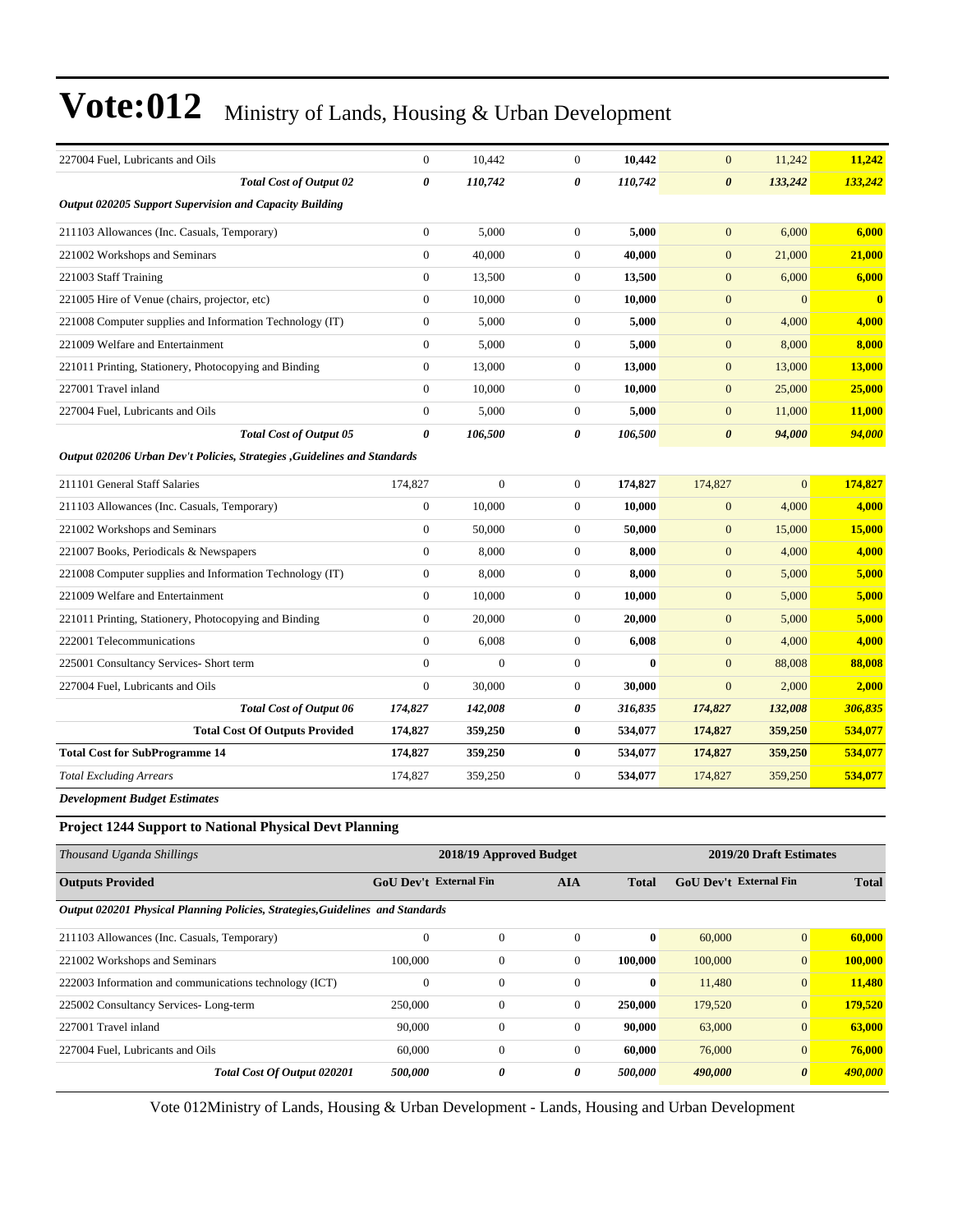| | | | | | | | |
|---|---|---|---|---|---|---|---|
| 227004 Fuel, Lubricants and Oils | 0 | 10,442 | 0 | **10,442** | 0 | 11,242 | **11,242** |
| ***Total Cost of Output 02*** | ***0*** | ***110,742*** | ***0*** | ***110,742*** | ***0*** | ***133,242*** | ***133,242*** |
| ***Output 020205 Support Supervision and Capacity Building*** | | | | | | | |
| 211103 Allowances (Inc. Casuals, Temporary) | 0 | 5,000 | 0 | **5,000** | 0 | 6,000 | **6,000** |
| 221002 Workshops and Seminars | 0 | 40,000 | 0 | **40,000** | 0 | 21,000 | **21,000** |
| 221003 Staff Training | 0 | 13,500 | 0 | **13,500** | 0 | 6,000 | **6,000** |
| 221005 Hire of Venue (chairs, projector, etc) | 0 | 10,000 | 0 | **10,000** | 0 | 0 | **0** |
| 221008 Computer supplies and Information Technology (IT) | 0 | 5,000 | 0 | **5,000** | 0 | 4,000 | **4,000** |
| 221009 Welfare and Entertainment | 0 | 5,000 | 0 | **5,000** | 0 | 8,000 | **8,000** |
| 221011 Printing, Stationery, Photocopying and Binding | 0 | 13,000 | 0 | **13,000** | 0 | 13,000 | **13,000** |
| 227001 Travel inland | 0 | 10,000 | 0 | **10,000** | 0 | 25,000 | **25,000** |
| 227004 Fuel, Lubricants and Oils | 0 | 5,000 | 0 | **5,000** | 0 | 11,000 | **11,000** |
| ***Total Cost of Output 05*** | ***0*** | ***106,500*** | ***0*** | ***106,500*** | ***0*** | ***94,000*** | ***94,000*** |
| ***Output 020206 Urban Dev't Policies, Strategies ,Guidelines and Standards*** | | | | | | | |
| 211101 General Staff Salaries | 174,827 | 0 | 0 | **174,827** | 174,827 | 0 | **174,827** |
| 211103 Allowances (Inc. Casuals, Temporary) | 0 | 10,000 | 0 | **10,000** | 0 | 4,000 | **4,000** |
| 221002 Workshops and Seminars | 0 | 50,000 | 0 | **50,000** | 0 | 15,000 | **15,000** |
| 221007 Books, Periodicals & Newspapers | 0 | 8,000 | 0 | **8,000** | 0 | 4,000 | **4,000** |
| 221008 Computer supplies and Information Technology (IT) | 0 | 8,000 | 0 | **8,000** | 0 | 5,000 | **5,000** |
| 221009 Welfare and Entertainment | 0 | 10,000 | 0 | **10,000** | 0 | 5,000 | **5,000** |
| 221011 Printing, Stationery, Photocopying and Binding | 0 | 20,000 | 0 | **20,000** | 0 | 5,000 | **5,000** |
| 222001 Telecommunications | 0 | 6,008 | 0 | **6,008** | 0 | 4,000 | **4,000** |
| 225001 Consultancy Services- Short term | 0 | 0 | 0 | **0** | 0 | 88,008 | **88,008** |
| 227004 Fuel, Lubricants and Oils | 0 | 30,000 | 0 | **30,000** | 0 | 2,000 | **2,000** |
| ***Total Cost of Output 06*** | ***174,827*** | ***142,008*** | ***0*** | ***316,835*** | ***174,827*** | ***132,008*** | ***306,835*** |
| **Total Cost Of Outputs Provided** | **174,827** | **359,250** | **0** | **534,077** | **174,827** | **359,250** | **534,077** |
| **Total Cost for SubProgramme 14** | **174,827** | **359,250** | **0** | **534,077** | **174,827** | **359,250** | **534,077** |
| *Total Excluding Arrears* | 174,827 | 359,250 | 0 | **534,077** | 174,827 | 359,250 | **534,077** |

***Development Budget Estimates***

**Project 1244 Support to National Physical Devt Planning**

| *Thousand Uganda Shillings* | 2018/19 Approved Budget | | | | 2019/20 Draft Estimates | | |
|---|---|---|---|---|---|---|---|
| **Outputs Provided** | **GoU Dev't** | **External Fin** | **AIA** | **Total** | **GoU Dev't** | **External Fin** | **Total** |
| ***Output 020201 Physical Planning Policies, Strategies,Guidelines and Standards*** | | | | | | | |
| 211103 Allowances (Inc. Casuals, Temporary) | 0 | 0 | 0 | **0** | 60,000 | 0 | **60,000** |
| 221002 Workshops and Seminars | 100,000 | 0 | 0 | **100,000** | 100,000 | 0 | **100,000** |
| 222003 Information and communications technology (ICT) | 0 | 0 | 0 | **0** | 11,480 | 0 | **11,480** |
| 225002 Consultancy Services- Long-term | 250,000 | 0 | 0 | **250,000** | 179,520 | 0 | **179,520** |
| 227001 Travel inland | 90,000 | 0 | 0 | **90,000** | 63,000 | 0 | **63,000** |
| 227004 Fuel, Lubricants and Oils | 60,000 | 0 | 0 | **60,000** | 76,000 | 0 | **76,000** |
| ***Total Cost Of Output 020201*** | ***500,000*** | ***0*** | ***0*** | ***500,000*** | ***490,000*** | ***0*** | ***490,000*** |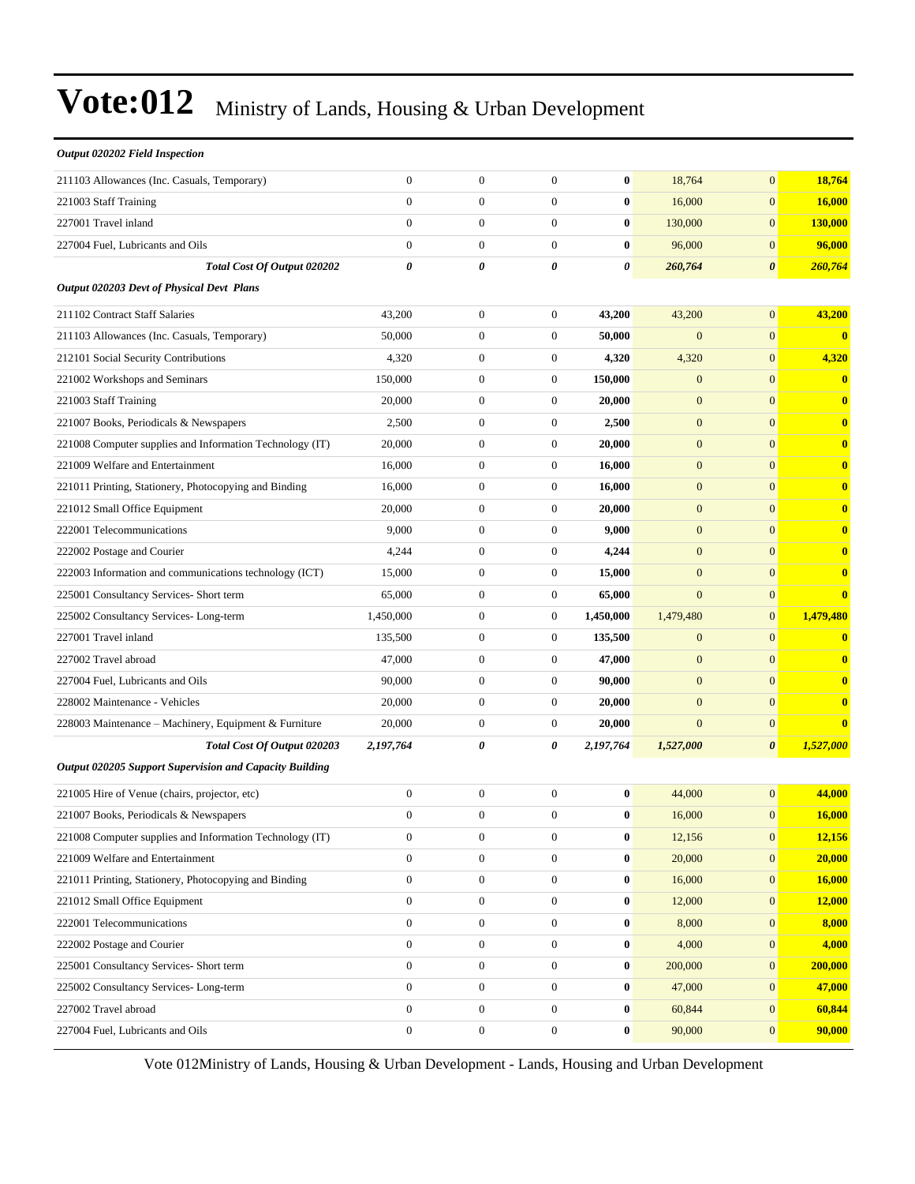# Vote:012 Ministry of Lands, Housing & Urban Development

| *Output 020202 Field Inspection* | | | | | | | |
|---|---|---|---|---|---|---|---|
| 211103 Allowances (Inc. Casuals, Temporary) | 0 | 0 | 0 | **0** | 18,764 | 0 | **18,764** |
| 221003 Staff Training | 0 | 0 | 0 | **0** | 16,000 | 0 | **16,000** |
| 227001 Travel inland | 0 | 0 | 0 | **0** | 130,000 | 0 | **130,000** |
| 227004 Fuel, Lubricants and Oils | 0 | 0 | 0 | **0** | 96,000 | 0 | **96,000** |
| ***Total Cost Of Output 020202*** | ***0*** | ***0*** | ***0*** | ***0*** | ***260,764*** | ***0*** | ***260,764*** |
| *Output 020203 Devt of Physical Devt Plans* | | | | | | | |
| 211102 Contract Staff Salaries | 43,200 | 0 | 0 | **43,200** | 43,200 | 0 | **43,200** |
| 211103 Allowances (Inc. Casuals, Temporary) | 50,000 | 0 | 0 | **50,000** | 0 | 0 | **0** |
| 212101 Social Security Contributions | 4,320 | 0 | 0 | **4,320** | 4,320 | 0 | **4,320** |
| 221002 Workshops and Seminars | 150,000 | 0 | 0 | **150,000** | 0 | 0 | **0** |
| 221003 Staff Training | 20,000 | 0 | 0 | **20,000** | 0 | 0 | **0** |
| 221007 Books, Periodicals & Newspapers | 2,500 | 0 | 0 | **2,500** | 0 | 0 | **0** |
| 221008 Computer supplies and Information Technology (IT) | 20,000 | 0 | 0 | **20,000** | 0 | 0 | **0** |
| 221009 Welfare and Entertainment | 16,000 | 0 | 0 | **16,000** | 0 | 0 | **0** |
| 221011 Printing, Stationery, Photocopying and Binding | 16,000 | 0 | 0 | **16,000** | 0 | 0 | **0** |
| 221012 Small Office Equipment | 20,000 | 0 | 0 | **20,000** | 0 | 0 | **0** |
| 222001 Telecommunications | 9,000 | 0 | 0 | **9,000** | 0 | 0 | **0** |
| 222002 Postage and Courier | 4,244 | 0 | 0 | **4,244** | 0 | 0 | **0** |
| 222003 Information and communications technology (ICT) | 15,000 | 0 | 0 | **15,000** | 0 | 0 | **0** |
| 225001 Consultancy Services- Short term | 65,000 | 0 | 0 | **65,000** | 0 | 0 | **0** |
| 225002 Consultancy Services- Long-term | 1,450,000 | 0 | 0 | **1,450,000** | 1,479,480 | 0 | **1,479,480** |
| 227001 Travel inland | 135,500 | 0 | 0 | **135,500** | 0 | 0 | **0** |
| 227002 Travel abroad | 47,000 | 0 | 0 | **47,000** | 0 | 0 | **0** |
| 227004 Fuel, Lubricants and Oils | 90,000 | 0 | 0 | **90,000** | 0 | 0 | **0** |
| 228002 Maintenance - Vehicles | 20,000 | 0 | 0 | **20,000** | 0 | 0 | **0** |
| 228003 Maintenance – Machinery, Equipment & Furniture | 20,000 | 0 | 0 | **20,000** | 0 | 0 | **0** |
| ***Total Cost Of Output 020203*** | ***2,197,764*** | ***0*** | ***0*** | ***2,197,764*** | ***1,527,000*** | ***0*** | ***1,527,000*** |
| *Output 020205 Support Supervision and Capacity Building* | | | | | | | |
| 221005 Hire of Venue (chairs, projector, etc) | 0 | 0 | 0 | **0** | 44,000 | 0 | **44,000** |
| 221007 Books, Periodicals & Newspapers | 0 | 0 | 0 | **0** | 16,000 | 0 | **16,000** |
| 221008 Computer supplies and Information Technology (IT) | 0 | 0 | 0 | **0** | 12,156 | 0 | **12,156** |
| 221009 Welfare and Entertainment | 0 | 0 | 0 | **0** | 20,000 | 0 | **20,000** |
| 221011 Printing, Stationery, Photocopying and Binding | 0 | 0 | 0 | **0** | 16,000 | 0 | **16,000** |
| 221012 Small Office Equipment | 0 | 0 | 0 | **0** | 12,000 | 0 | **12,000** |
| 222001 Telecommunications | 0 | 0 | 0 | **0** | 8,000 | 0 | **8,000** |
| 222002 Postage and Courier | 0 | 0 | 0 | **0** | 4,000 | 0 | **4,000** |
| 225001 Consultancy Services- Short term | 0 | 0 | 0 | **0** | 200,000 | 0 | **200,000** |
| 225002 Consultancy Services- Long-term | 0 | 0 | 0 | **0** | 47,000 | 0 | **47,000** |
| 227002 Travel abroad | 0 | 0 | 0 | **0** | 60,844 | 0 | **60,844** |
| 227004 Fuel, Lubricants and Oils | 0 | 0 | 0 | **0** | 90,000 | 0 | **90,000** |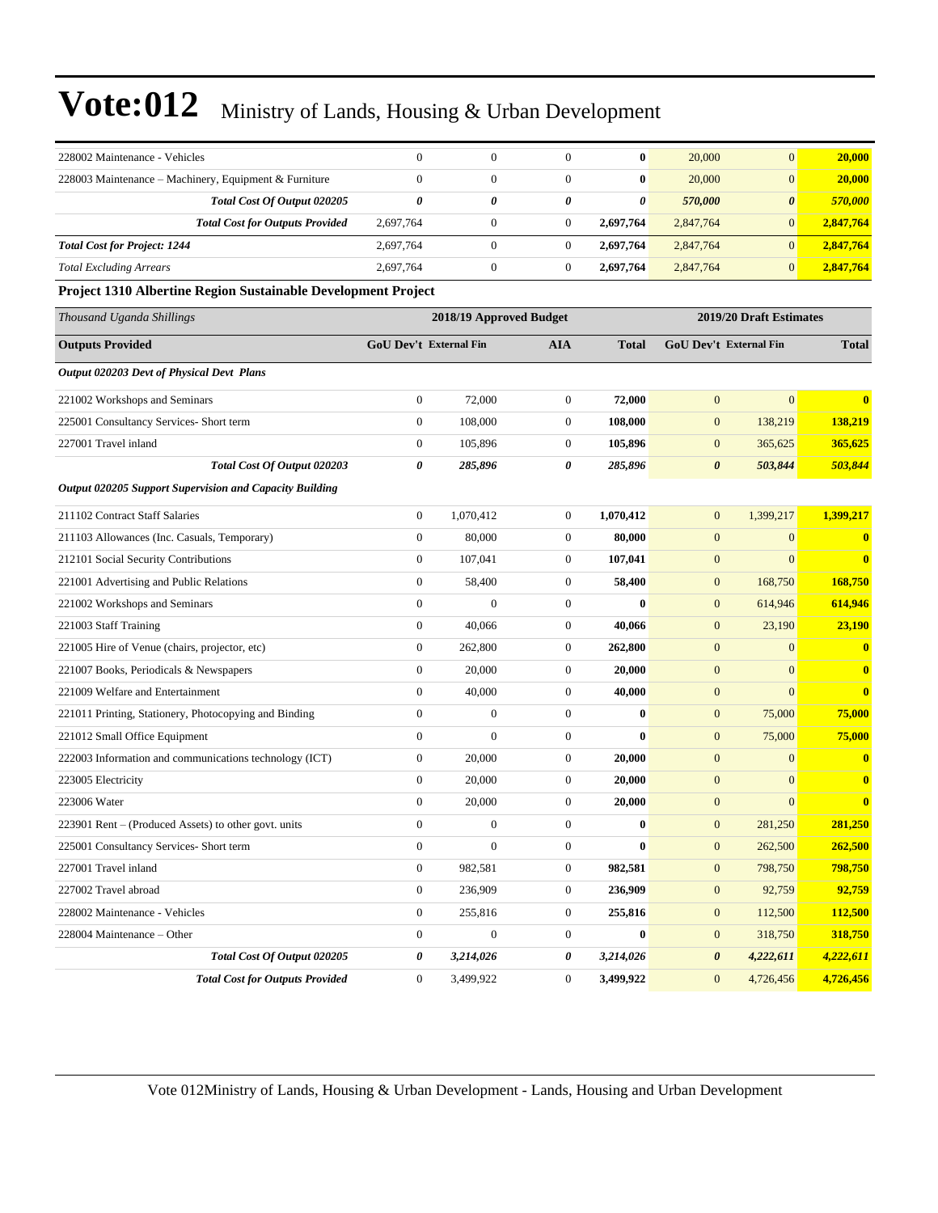| | | | | | | | |
|---|---|---|---|---|---|---|---|
| 228002 Maintenance - Vehicles | 0 | 0 | 0 | **0** | 20,000 | 0 | **20,000** |
| 228003 Maintenance – Machinery, Equipment & Furniture | 0 | 0 | 0 | **0** | 20,000 | 0 | **20,000** |
| ***Total Cost Of Output 020205*** | ***0*** | ***0*** | ***0*** | ***0*** | ***570,000*** | ***0*** | ***570,000*** |
| ***Total Cost for Outputs Provided*** | 2,697,764 | 0 | 0 | **2,697,764** | 2,847,764 | 0 | **2,847,764** |
| ***Total Cost for Project: 1244*** | 2,697,764 | 0 | 0 | **2,697,764** | 2,847,764 | 0 | **2,847,764** |
| *Total Excluding Arrears* | 2,697,764 | 0 | 0 | **2,697,764** | 2,847,764 | 0 | **2,847,764** |

**Project 1310 Albertine Region Sustainable Development Project**

| *Thousand Uganda Shillings* | 2018/19 Approved Budget | | | | 2019/20 Draft Estimates | | |
|---|---|---|---|---|---|---|---|
| **Outputs Provided** | **GoU Dev't** | **External Fin** | **AIA** | **Total** | **GoU Dev't** | **External Fin** | **Total** |
| ***Output 020203 Devt of Physical Devt Plans*** | | | | | | | |
| 221002 Workshops and Seminars | 0 | 72,000 | 0 | **72,000** | 0 | 0 | **0** |
| 225001 Consultancy Services- Short term | 0 | 108,000 | 0 | **108,000** | 0 | 138,219 | **138,219** |
| 227001 Travel inland | 0 | 105,896 | 0 | **105,896** | 0 | 365,625 | **365,625** |
| ***Total Cost Of Output 020203*** | ***0*** | ***285,896*** | ***0*** | ***285,896*** | ***0*** | ***503,844*** | ***503,844*** |
| ***Output 020205 Support Supervision and Capacity Building*** | | | | | | | |
| 211102 Contract Staff Salaries | 0 | 1,070,412 | 0 | **1,070,412** | 0 | 1,399,217 | **1,399,217** |
| 211103 Allowances (Inc. Casuals, Temporary) | 0 | 80,000 | 0 | **80,000** | 0 | 0 | **0** |
| 212101 Social Security Contributions | 0 | 107,041 | 0 | **107,041** | 0 | 0 | **0** |
| 221001 Advertising and Public Relations | 0 | 58,400 | 0 | **58,400** | 0 | 168,750 | **168,750** |
| 221002 Workshops and Seminars | 0 | 0 | 0 | **0** | 0 | 614,946 | **614,946** |
| 221003 Staff Training | 0 | 40,066 | 0 | **40,066** | 0 | 23,190 | **23,190** |
| 221005 Hire of Venue (chairs, projector, etc) | 0 | 262,800 | 0 | **262,800** | 0 | 0 | **0** |
| 221007 Books, Periodicals & Newspapers | 0 | 20,000 | 0 | **20,000** | 0 | 0 | **0** |
| 221009 Welfare and Entertainment | 0 | 40,000 | 0 | **40,000** | 0 | 0 | **0** |
| 221011 Printing, Stationery, Photocopying and Binding | 0 | 0 | 0 | **0** | 0 | 75,000 | **75,000** |
| 221012 Small Office Equipment | 0 | 0 | 0 | **0** | 0 | 75,000 | **75,000** |
| 222003 Information and communications technology (ICT) | 0 | 20,000 | 0 | **20,000** | 0 | 0 | **0** |
| 223005 Electricity | 0 | 20,000 | 0 | **20,000** | 0 | 0 | **0** |
| 223006 Water | 0 | 20,000 | 0 | **20,000** | 0 | 0 | **0** |
| 223901 Rent – (Produced Assets) to other govt. units | 0 | 0 | 0 | **0** | 0 | 281,250 | **281,250** |
| 225001 Consultancy Services- Short term | 0 | 0 | 0 | **0** | 0 | 262,500 | **262,500** |
| 227001 Travel inland | 0 | 982,581 | 0 | **982,581** | 0 | 798,750 | **798,750** |
| 227002 Travel abroad | 0 | 236,909 | 0 | **236,909** | 0 | 92,759 | **92,759** |
| 228002 Maintenance - Vehicles | 0 | 255,816 | 0 | **255,816** | 0 | 112,500 | **112,500** |
| 228004 Maintenance – Other | 0 | 0 | 0 | **0** | 0 | 318,750 | **318,750** |
| ***Total Cost Of Output 020205*** | ***0*** | ***3,214,026*** | ***0*** | ***3,214,026*** | ***0*** | ***4,222,611*** | ***4,222,611*** |
| ***Total Cost for Outputs Provided*** | 0 | 3,499,922 | 0 | **3,499,922** | 0 | 4,726,456 | **4,726,456** |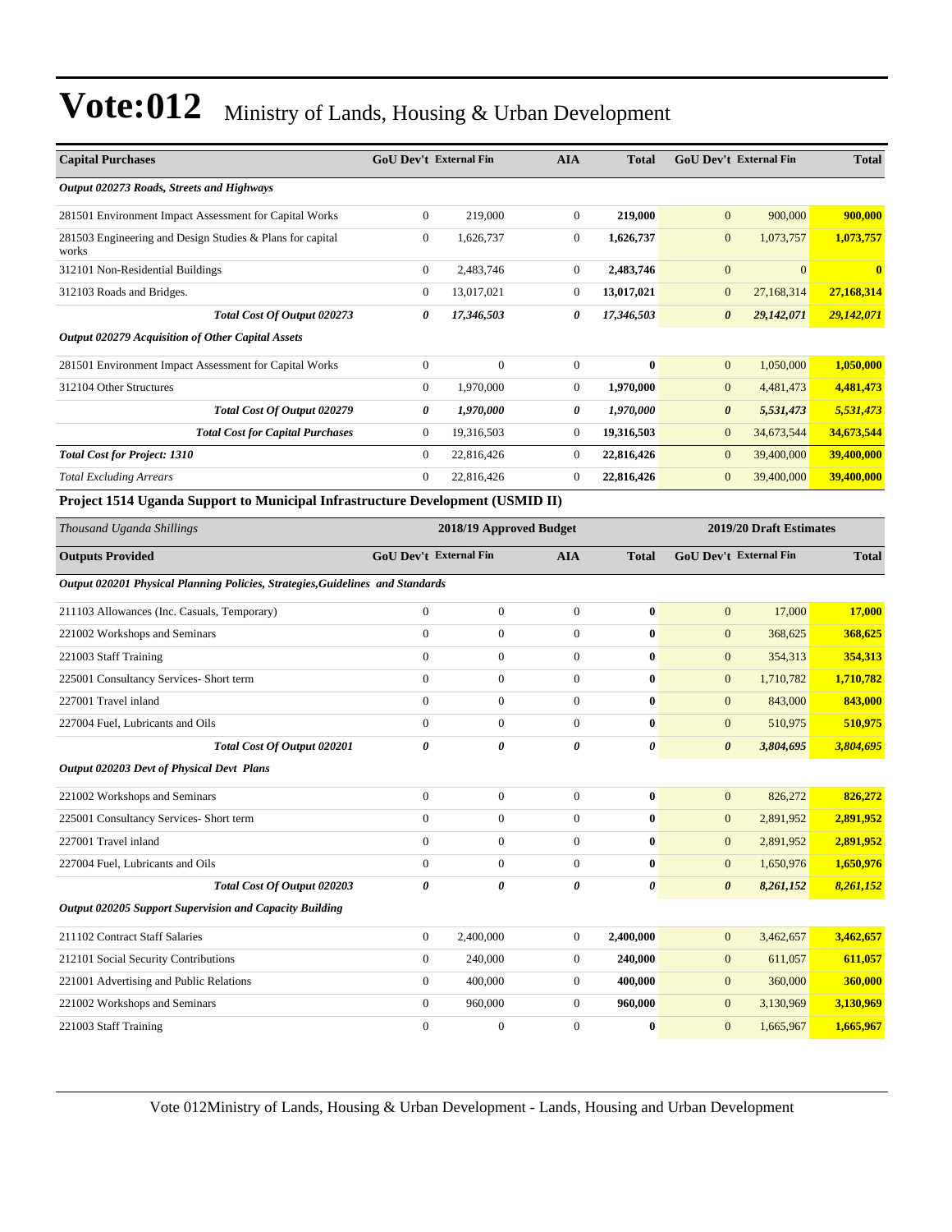# Vote:012 Ministry of Lands, Housing & Urban Development

| Capital Purchases | GoU Dev't | External Fin | AIA | Total | GoU Dev't | External Fin | Total |
|---|---|---|---|---|---|---|---|
| *Output 020273 Roads, Streets and Highways* | | | | | | | |
| 281501 Environment Impact Assessment for Capital Works | 0 | 219,000 | 0 | **219,000** | 0 | 900,000 | **900,000** |
| 281503 Engineering and Design Studies & Plans for capital works | 0 | 1,626,737 | 0 | **1,626,737** | 0 | 1,073,757 | **1,073,757** |
| 312101 Non-Residential Buildings | 0 | 2,483,746 | 0 | **2,483,746** | 0 | 0 | **0** |
| 312103 Roads and Bridges. | 0 | 13,017,021 | 0 | **13,017,021** | 0 | 27,168,314 | **27,168,314** |
| ***Total Cost Of Output 020273*** | ***0*** | ***17,346,503*** | ***0*** | ***17,346,503*** | ***0*** | ***29,142,071*** | ***29,142,071*** |
| *Output 020279 Acquisition of Other Capital Assets* | | | | | | | |
| 281501 Environment Impact Assessment for Capital Works | 0 | 0 | 0 | **0** | 0 | 1,050,000 | **1,050,000** |
| 312104 Other Structures | 0 | 1,970,000 | 0 | **1,970,000** | 0 | 4,481,473 | **4,481,473** |
| ***Total Cost Of Output 020279*** | ***0*** | ***1,970,000*** | ***0*** | ***1,970,000*** | ***0*** | ***5,531,473*** | ***5,531,473*** |
| ***Total Cost for Capital Purchases*** | 0 | 19,316,503 | 0 | **19,316,503** | 0 | 34,673,544 | **34,673,544** |
| ***Total Cost for Project: 1310*** | 0 | 22,816,426 | 0 | **22,816,426** | 0 | 39,400,000 | **39,400,000** |
| *Total Excluding Arrears* | 0 | 22,816,426 | 0 | **22,816,426** | 0 | 39,400,000 | **39,400,000** |

**Project 1514 Uganda Support to Municipal Infrastructure Development (USMID II)**

| *Thousand Uganda Shillings* | 2018/19 Approved Budget | | | | 2019/20 Draft Estimates | | |
|---|---|---|---|---|---|---|---|
| **Outputs Provided** | **GoU Dev't** | **External Fin** | **AIA** | **Total** | **GoU Dev't** | **External Fin** | **Total** |
| *Output 020201 Physical Planning Policies, Strategies,Guidelines and Standards* | | | | | | | |
| 211103 Allowances (Inc. Casuals, Temporary) | 0 | 0 | 0 | **0** | 0 | 17,000 | **17,000** |
| 221002 Workshops and Seminars | 0 | 0 | 0 | **0** | 0 | 368,625 | **368,625** |
| 221003 Staff Training | 0 | 0 | 0 | **0** | 0 | 354,313 | **354,313** |
| 225001 Consultancy Services- Short term | 0 | 0 | 0 | **0** | 0 | 1,710,782 | **1,710,782** |
| 227001 Travel inland | 0 | 0 | 0 | **0** | 0 | 843,000 | **843,000** |
| 227004 Fuel, Lubricants and Oils | 0 | 0 | 0 | **0** | 0 | 510,975 | **510,975** |
| ***Total Cost Of Output 020201*** | ***0*** | ***0*** | ***0*** | ***0*** | ***0*** | ***3,804,695*** | ***3,804,695*** |
| *Output 020203 Devt of Physical Devt Plans* | | | | | | | |
| 221002 Workshops and Seminars | 0 | 0 | 0 | **0** | 0 | 826,272 | **826,272** |
| 225001 Consultancy Services- Short term | 0 | 0 | 0 | **0** | 0 | 2,891,952 | **2,891,952** |
| 227001 Travel inland | 0 | 0 | 0 | **0** | 0 | 2,891,952 | **2,891,952** |
| 227004 Fuel, Lubricants and Oils | 0 | 0 | 0 | **0** | 0 | 1,650,976 | **1,650,976** |
| ***Total Cost Of Output 020203*** | ***0*** | ***0*** | ***0*** | ***0*** | ***0*** | ***8,261,152*** | ***8,261,152*** |
| *Output 020205 Support Supervision and Capacity Building* | | | | | | | |
| 211102 Contract Staff Salaries | 0 | 2,400,000 | 0 | **2,400,000** | 0 | 3,462,657 | **3,462,657** |
| 212101 Social Security Contributions | 0 | 240,000 | 0 | **240,000** | 0 | 611,057 | **611,057** |
| 221001 Advertising and Public Relations | 0 | 400,000 | 0 | **400,000** | 0 | 360,000 | **360,000** |
| 221002 Workshops and Seminars | 0 | 960,000 | 0 | **960,000** | 0 | 3,130,969 | **3,130,969** |
| 221003 Staff Training | 0 | 0 | 0 | **0** | 0 | 1,665,967 | **1,665,967** |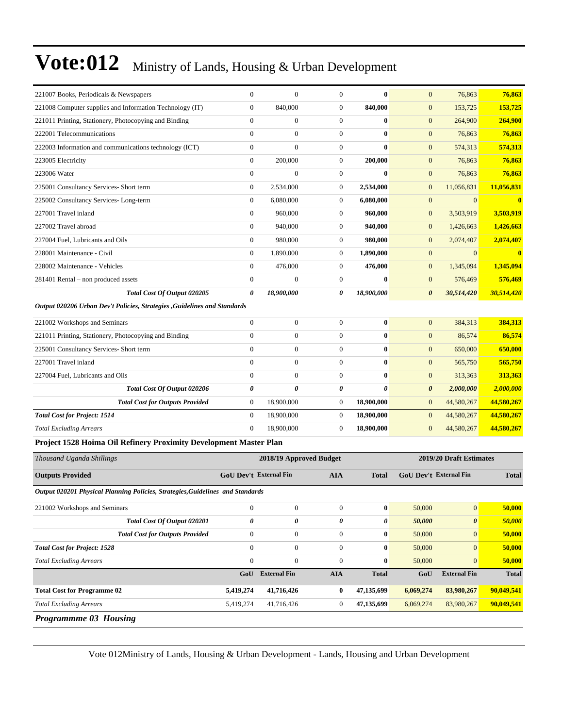# Vote:012 Ministry of Lands, Housing & Urban Development

| | | | | | | | |
|---|---|---|---|---|---|---|---|
| 221007 Books, Periodicals & Newspapers | 0 | 0 | 0 | **0** | 0 | 76,863 | **76,863** |
| 221008 Computer supplies and Information Technology (IT) | 0 | 840,000 | 0 | **840,000** | 0 | 153,725 | **153,725** |
| 221011 Printing, Stationery, Photocopying and Binding | 0 | 0 | 0 | **0** | 0 | 264,900 | **264,900** |
| 222001 Telecommunications | 0 | 0 | 0 | **0** | 0 | 76,863 | **76,863** |
| 222003 Information and communications technology (ICT) | 0 | 0 | 0 | **0** | 0 | 574,313 | **574,313** |
| 223005 Electricity | 0 | 200,000 | 0 | **200,000** | 0 | 76,863 | **76,863** |
| 223006 Water | 0 | 0 | 0 | **0** | 0 | 76,863 | **76,863** |
| 225001 Consultancy Services- Short term | 0 | 2,534,000 | 0 | **2,534,000** | 0 | 11,056,831 | **11,056,831** |
| 225002 Consultancy Services- Long-term | 0 | 6,080,000 | 0 | **6,080,000** | 0 | 0 | **0** |
| 227001 Travel inland | 0 | 960,000 | 0 | **960,000** | 0 | 3,503,919 | **3,503,919** |
| 227002 Travel abroad | 0 | 940,000 | 0 | **940,000** | 0 | 1,426,663 | **1,426,663** |
| 227004 Fuel, Lubricants and Oils | 0 | 980,000 | 0 | **980,000** | 0 | 2,074,407 | **2,074,407** |
| 228001 Maintenance - Civil | 0 | 1,890,000 | 0 | **1,890,000** | 0 | 0 | **0** |
| 228002 Maintenance - Vehicles | 0 | 476,000 | 0 | **476,000** | 0 | 1,345,094 | **1,345,094** |
| 281401 Rental – non produced assets | 0 | 0 | 0 | **0** | 0 | 576,469 | **576,469** |
| ***Total Cost Of Output 020205*** | ***0*** | ***18,900,000*** | ***0*** | ***18,900,000*** | ***0*** | ***30,514,420*** | ***30,514,420*** |
| ***Output 020206 Urban Dev't Policies, Strategies ,Guidelines and Standards*** | | | | | | | |
| 221002 Workshops and Seminars | 0 | 0 | 0 | **0** | 0 | 384,313 | **384,313** |
| 221011 Printing, Stationery, Photocopying and Binding | 0 | 0 | 0 | **0** | 0 | 86,574 | **86,574** |
| 225001 Consultancy Services- Short term | 0 | 0 | 0 | **0** | 0 | 650,000 | **650,000** |
| 227001 Travel inland | 0 | 0 | 0 | **0** | 0 | 565,750 | **565,750** |
| 227004 Fuel, Lubricants and Oils | 0 | 0 | 0 | **0** | 0 | 313,363 | **313,363** |
| ***Total Cost Of Output 020206*** | ***0*** | ***0*** | ***0*** | ***0*** | ***0*** | ***2,000,000*** | ***2,000,000*** |
| ***Total Cost for Outputs Provided*** | 0 | 18,900,000 | 0 | **18,900,000** | 0 | 44,580,267 | **44,580,267** |
| **Total Cost for Project: 1514** | 0 | 18,900,000 | 0 | **18,900,000** | 0 | 44,580,267 | **44,580,267** |
| *Total Excluding Arrears* | 0 | 18,900,000 | 0 | **18,900,000** | 0 | 44,580,267 | **44,580,267** |

**Project 1528 Hoima Oil Refinery Proximity Development Master Plan**

| *Thousand Uganda Shillings* | **2018/19 Approved Budget** | | | | **2019/20 Draft Estimates** | | |
|---|---|---|---|---|---|---|---|
| **Outputs Provided** | **GoU Dev't** | **External Fin** | **AIA** | **Total** | **GoU Dev't** | **External Fin** | **Total** |
| ***Output 020201 Physical Planning Policies, Strategies,Guidelines and Standards*** | | | | | | | |
| 221002 Workshops and Seminars | 0 | 0 | 0 | **0** | 50,000 | 0 | **50,000** |
| ***Total Cost Of Output 020201*** | ***0*** | ***0*** | ***0*** | ***0*** | ***50,000*** | ***0*** | ***50,000*** |
| ***Total Cost for Outputs Provided*** | 0 | 0 | 0 | **0** | 50,000 | 0 | **50,000** |
| **Total Cost for Project: 1528** | 0 | 0 | 0 | **0** | 50,000 | 0 | **50,000** |
| *Total Excluding Arrears* | 0 | 0 | 0 | **0** | 50,000 | 0 | **50,000** |
| | **GoU** | **External Fin** | **AIA** | **Total** | **GoU** | **External Fin** | **Total** |
| **Total Cost for Programme 02** | **5,419,274** | **41,716,426** | **0** | **47,135,699** | **6,069,274** | **83,980,267** | **90,049,541** |
| *Total Excluding Arrears* | 5,419,274 | 41,716,426 | 0 | 47,135,699 | 6,069,274 | 83,980,267 | **90,049,541** |

***Programmme 03 Housing***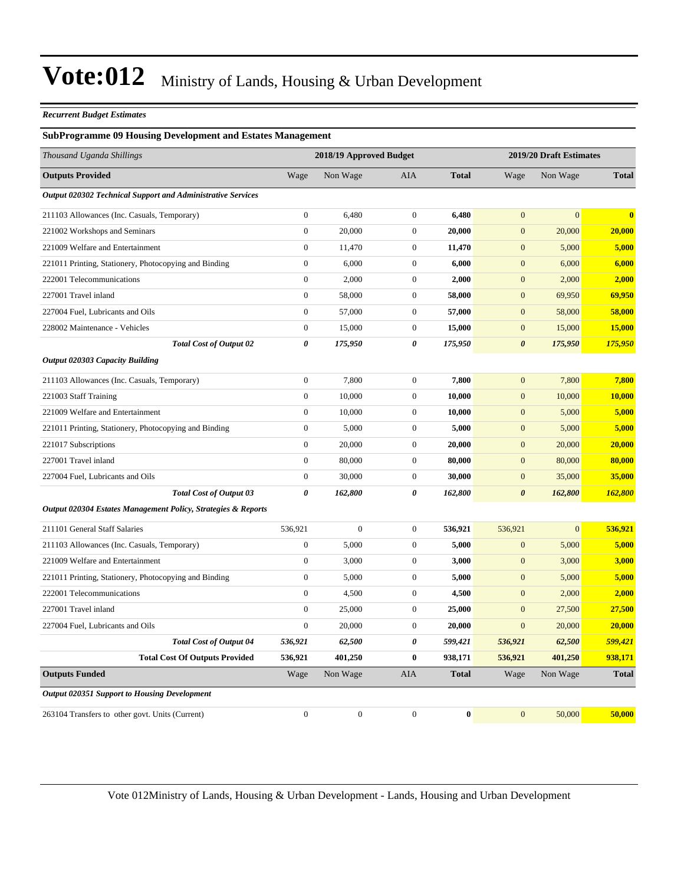# Vote:012 Ministry of Lands, Housing & Urban Development

***Recurrent Budget Estimates***

**SubProgramme 09 Housing Development and Estates Management**

| *Thousand Uganda Shillings* | 2018/19 Approved Budget | | | | 2019/20 Draft Estimates | | |
|---|---|---|---|---|---|---|---|
| **Outputs Provided** | Wage | Non Wage | AIA | **Total** | Wage | Non Wage | **Total** |
| ***Output 020302 Technical Support and Administrative Services*** | | | | | | | |
| 211103 Allowances (Inc. Casuals, Temporary) | 0 | 6,480 | 0 | **6,480** | 0 | 0 | **0** |
| 221002 Workshops and Seminars | 0 | 20,000 | 0 | **20,000** | 0 | 20,000 | **20,000** |
| 221009 Welfare and Entertainment | 0 | 11,470 | 0 | **11,470** | 0 | 5,000 | **5,000** |
| 221011 Printing, Stationery, Photocopying and Binding | 0 | 6,000 | 0 | **6,000** | 0 | 6,000 | **6,000** |
| 222001 Telecommunications | 0 | 2,000 | 0 | **2,000** | 0 | 2,000 | **2,000** |
| 227001 Travel inland | 0 | 58,000 | 0 | **58,000** | 0 | 69,950 | **69,950** |
| 227004 Fuel, Lubricants and Oils | 0 | 57,000 | 0 | **57,000** | 0 | 58,000 | **58,000** |
| 228002 Maintenance - Vehicles | 0 | 15,000 | 0 | **15,000** | 0 | 15,000 | **15,000** |
| ***Total Cost of Output 02*** | ***0*** | ***175,950*** | ***0*** | ***175,950*** | ***0*** | ***175,950*** | ***175,950*** |
| ***Output 020303 Capacity Building*** | | | | | | | |
| 211103 Allowances (Inc. Casuals, Temporary) | 0 | 7,800 | 0 | **7,800** | 0 | 7,800 | **7,800** |
| 221003 Staff Training | 0 | 10,000 | 0 | **10,000** | 0 | 10,000 | **10,000** |
| 221009 Welfare and Entertainment | 0 | 10,000 | 0 | **10,000** | 0 | 5,000 | **5,000** |
| 221011 Printing, Stationery, Photocopying and Binding | 0 | 5,000 | 0 | **5,000** | 0 | 5,000 | **5,000** |
| 221017 Subscriptions | 0 | 20,000 | 0 | **20,000** | 0 | 20,000 | **20,000** |
| 227001 Travel inland | 0 | 80,000 | 0 | **80,000** | 0 | 80,000 | **80,000** |
| 227004 Fuel, Lubricants and Oils | 0 | 30,000 | 0 | **30,000** | 0 | 35,000 | **35,000** |
| ***Total Cost of Output 03*** | ***0*** | ***162,800*** | ***0*** | ***162,800*** | ***0*** | ***162,800*** | ***162,800*** |
| ***Output 020304 Estates Management Policy, Strategies & Reports*** | | | | | | | |
| 211101 General Staff Salaries | 536,921 | 0 | 0 | **536,921** | 536,921 | 0 | **536,921** |
| 211103 Allowances (Inc. Casuals, Temporary) | 0 | 5,000 | 0 | **5,000** | 0 | 5,000 | **5,000** |
| 221009 Welfare and Entertainment | 0 | 3,000 | 0 | **3,000** | 0 | 3,000 | **3,000** |
| 221011 Printing, Stationery, Photocopying and Binding | 0 | 5,000 | 0 | **5,000** | 0 | 5,000 | **5,000** |
| 222001 Telecommunications | 0 | 4,500 | 0 | **4,500** | 0 | 2,000 | **2,000** |
| 227001 Travel inland | 0 | 25,000 | 0 | **25,000** | 0 | 27,500 | **27,500** |
| 227004 Fuel, Lubricants and Oils | 0 | 20,000 | 0 | **20,000** | 0 | 20,000 | **20,000** |
| ***Total Cost of Output 04*** | ***536,921*** | ***62,500*** | ***0*** | ***599,421*** | ***536,921*** | ***62,500*** | ***599,421*** |
| **Total Cost Of Outputs Provided** | **536,921** | **401,250** | **0** | **938,171** | **536,921** | **401,250** | **938,171** |
| **Outputs Funded** | Wage | Non Wage | AIA | **Total** | Wage | Non Wage | **Total** |
| ***Output 020351 Support to Housing Development*** | | | | | | | |
| 263104 Transfers to other govt. Units (Current) | 0 | 0 | 0 | **0** | 0 | 50,000 | **50,000** |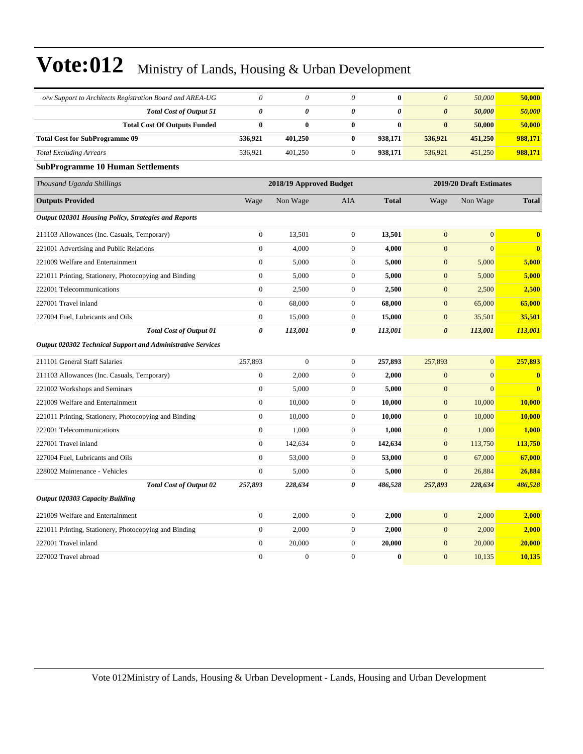# Vote:012 Ministry of Lands, Housing & Urban Development

| | | | | | | | |
|---|---|---|---|---|---|---|---|
| *o/w Support to Architects Registration Board and AREA-UG* | *0* | *0* | *0* | **0** | *0* | *50,000* | **50,000** |
| ***Total Cost of Output 51*** | ***0*** | ***0*** | ***0*** | ***0*** | ***0*** | ***50,000*** | ***50,000*** |
| **Total Cost Of Outputs Funded** | **0** | **0** | **0** | **0** | **0** | **50,000** | **50,000** |
| **Total Cost for SubProgramme 09** | **536,921** | **401,250** | **0** | **938,171** | **536,921** | **451,250** | **988,171** |
| *Total Excluding Arrears* | 536,921 | 401,250 | 0 | **938,171** | 536,921 | 451,250 | **988,171** |

**SubProgramme 10 Human Settlements**

| *Thousand Uganda Shillings* | 2018/19 Approved Budget | | | | 2019/20 Draft Estimates | | |
|---|---|---|---|---|---|---|---|
| **Outputs Provided** | Wage | Non Wage | AIA | **Total** | Wage | Non Wage | **Total** |
| ***Output 020301 Housing Policy, Strategies and Reports*** | | | | | | | |
| 211103 Allowances (Inc. Casuals, Temporary) | 0 | 13,501 | 0 | **13,501** | 0 | 0 | **0** |
| 221001 Advertising and Public Relations | 0 | 4,000 | 0 | **4,000** | 0 | 0 | **0** |
| 221009 Welfare and Entertainment | 0 | 5,000 | 0 | **5,000** | 0 | 5,000 | **5,000** |
| 221011 Printing, Stationery, Photocopying and Binding | 0 | 5,000 | 0 | **5,000** | 0 | 5,000 | **5,000** |
| 222001 Telecommunications | 0 | 2,500 | 0 | **2,500** | 0 | 2,500 | **2,500** |
| 227001 Travel inland | 0 | 68,000 | 0 | **68,000** | 0 | 65,000 | **65,000** |
| 227004 Fuel, Lubricants and Oils | 0 | 15,000 | 0 | **15,000** | 0 | 35,501 | **35,501** |
| ***Total Cost of Output 01*** | ***0*** | ***113,001*** | ***0*** | ***113,001*** | ***0*** | ***113,001*** | ***113,001*** |
| ***Output 020302 Technical Support and Administrative Services*** | | | | | | | |
| 211101 General Staff Salaries | 257,893 | 0 | 0 | **257,893** | 257,893 | 0 | **257,893** |
| 211103 Allowances (Inc. Casuals, Temporary) | 0 | 2,000 | 0 | **2,000** | 0 | 0 | **0** |
| 221002 Workshops and Seminars | 0 | 5,000 | 0 | **5,000** | 0 | 0 | **0** |
| 221009 Welfare and Entertainment | 0 | 10,000 | 0 | **10,000** | 0 | 10,000 | **10,000** |
| 221011 Printing, Stationery, Photocopying and Binding | 0 | 10,000 | 0 | **10,000** | 0 | 10,000 | **10,000** |
| 222001 Telecommunications | 0 | 1,000 | 0 | **1,000** | 0 | 1,000 | **1,000** |
| 227001 Travel inland | 0 | 142,634 | 0 | **142,634** | 0 | 113,750 | **113,750** |
| 227004 Fuel, Lubricants and Oils | 0 | 53,000 | 0 | **53,000** | 0 | 67,000 | **67,000** |
| 228002 Maintenance - Vehicles | 0 | 5,000 | 0 | **5,000** | 0 | 26,884 | **26,884** |
| ***Total Cost of Output 02*** | ***257,893*** | ***228,634*** | ***0*** | ***486,528*** | ***257,893*** | ***228,634*** | ***486,528*** |
| ***Output 020303 Capacity Building*** | | | | | | | |
| 221009 Welfare and Entertainment | 0 | 2,000 | 0 | **2,000** | 0 | 2,000 | **2,000** |
| 221011 Printing, Stationery, Photocopying and Binding | 0 | 2,000 | 0 | **2,000** | 0 | 2,000 | **2,000** |
| 227001 Travel inland | 0 | 20,000 | 0 | **20,000** | 0 | 20,000 | **20,000** |
| 227002 Travel abroad | 0 | 0 | 0 | **0** | 0 | 10,135 | **10,135** |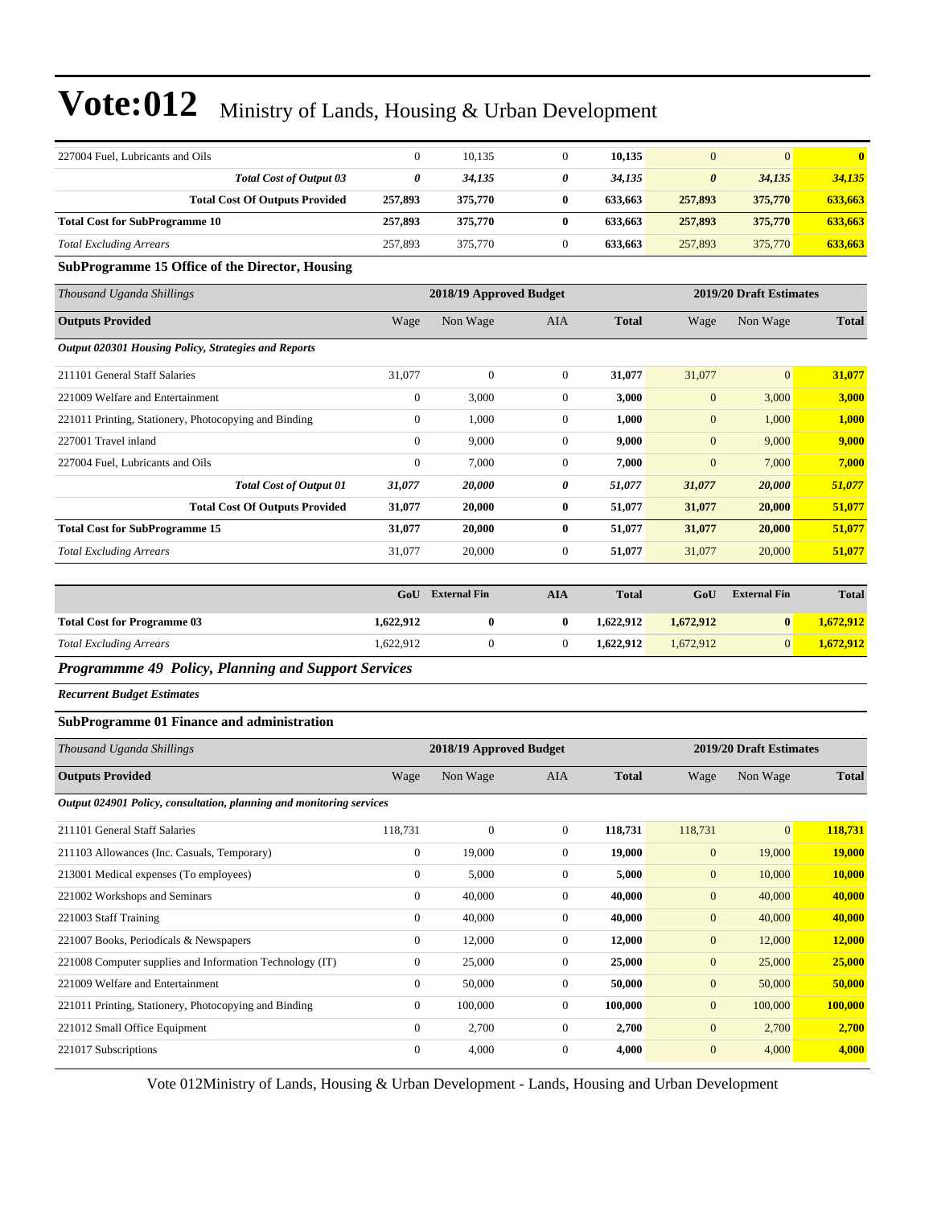| | | | | | | | |
|---|---|---|---|---|---|---|---|
| 227004 Fuel, Lubricants and Oils | 0 | 10,135 | 0 | **10,135** | 0 | 0 | **0** |
| ***Total Cost of Output 03*** | ***0*** | ***34,135*** | ***0*** | ***34,135*** | ***0*** | ***34,135*** | ***34,135*** |
| **Total Cost Of Outputs Provided** | **257,893** | **375,770** | **0** | **633,663** | **257,893** | **375,770** | **633,663** |
| **Total Cost for SubProgramme 10** | **257,893** | **375,770** | **0** | **633,663** | **257,893** | **375,770** | **633,663** |
| *Total Excluding Arrears* | 257,893 | 375,770 | 0 | **633,663** | 257,893 | 375,770 | **633,663** |

### SubProgramme 15 Office of the Director, Housing

| *Thousand Uganda Shillings* | 2018/19 Approved Budget | | | | 2019/20 Draft Estimates | | |
|---|---|---|---|---|---|---|---|
| **Outputs Provided** | Wage | Non Wage | AIA | **Total** | Wage | Non Wage | **Total** |
| ***Output 020301 Housing Policy, Strategies and Reports*** | | | | | | | |
| 211101 General Staff Salaries | 31,077 | 0 | 0 | **31,077** | 31,077 | 0 | **31,077** |
| 221009 Welfare and Entertainment | 0 | 3,000 | 0 | **3,000** | 0 | 3,000 | **3,000** |
| 221011 Printing, Stationery, Photocopying and Binding | 0 | 1,000 | 0 | **1,000** | 0 | 1,000 | **1,000** |
| 227001 Travel inland | 0 | 9,000 | 0 | **9,000** | 0 | 9,000 | **9,000** |
| 227004 Fuel, Lubricants and Oils | 0 | 7,000 | 0 | **7,000** | 0 | 7,000 | **7,000** |
| ***Total Cost of Output 01*** | ***31,077*** | ***20,000*** | ***0*** | ***51,077*** | ***31,077*** | ***20,000*** | ***51,077*** |
| **Total Cost Of Outputs Provided** | **31,077** | **20,000** | **0** | **51,077** | **31,077** | **20,000** | **51,077** |
| **Total Cost for SubProgramme 15** | **31,077** | **20,000** | **0** | **51,077** | **31,077** | **20,000** | **51,077** |
| *Total Excluding Arrears* | 31,077 | 20,000 | 0 | **51,077** | 31,077 | 20,000 | **51,077** |

| | GoU | External Fin | AIA | Total | GoU | External Fin | Total |
|---|---|---|---|---|---|---|---|
| **Total Cost for Programme 03** | **1,622,912** | **0** | **0** | **1,622,912** | **1,672,912** | **0** | **1,672,912** |
| *Total Excluding Arrears* | 1,622,912 | 0 | 0 | **1,622,912** | 1,672,912 | 0 | **1,672,912** |

## *Programmme 49 Policy, Planning and Support Services*

***Recurrent Budget Estimates***

### SubProgramme 01 Finance and administration

| *Thousand Uganda Shillings* | 2018/19 Approved Budget | | | | 2019/20 Draft Estimates | | |
|---|---|---|---|---|---|---|---|
| **Outputs Provided** | Wage | Non Wage | AIA | **Total** | Wage | Non Wage | **Total** |
| ***Output 024901 Policy, consultation, planning and monitoring services*** | | | | | | | |
| 211101 General Staff Salaries | 118,731 | 0 | 0 | **118,731** | 118,731 | 0 | **118,731** |
| 211103 Allowances (Inc. Casuals, Temporary) | 0 | 19,000 | 0 | **19,000** | 0 | 19,000 | **19,000** |
| 213001 Medical expenses (To employees) | 0 | 5,000 | 0 | **5,000** | 0 | 10,000 | **10,000** |
| 221002 Workshops and Seminars | 0 | 40,000 | 0 | **40,000** | 0 | 40,000 | **40,000** |
| 221003 Staff Training | 0 | 40,000 | 0 | **40,000** | 0 | 40,000 | **40,000** |
| 221007 Books, Periodicals & Newspapers | 0 | 12,000 | 0 | **12,000** | 0 | 12,000 | **12,000** |
| 221008 Computer supplies and Information Technology (IT) | 0 | 25,000 | 0 | **25,000** | 0 | 25,000 | **25,000** |
| 221009 Welfare and Entertainment | 0 | 50,000 | 0 | **50,000** | 0 | 50,000 | **50,000** |
| 221011 Printing, Stationery, Photocopying and Binding | 0 | 100,000 | 0 | **100,000** | 0 | 100,000 | **100,000** |
| 221012 Small Office Equipment | 0 | 2,700 | 0 | **2,700** | 0 | 2,700 | **2,700** |
| 221017 Subscriptions | 0 | 4,000 | 0 | **4,000** | 0 | 4,000 | **4,000** |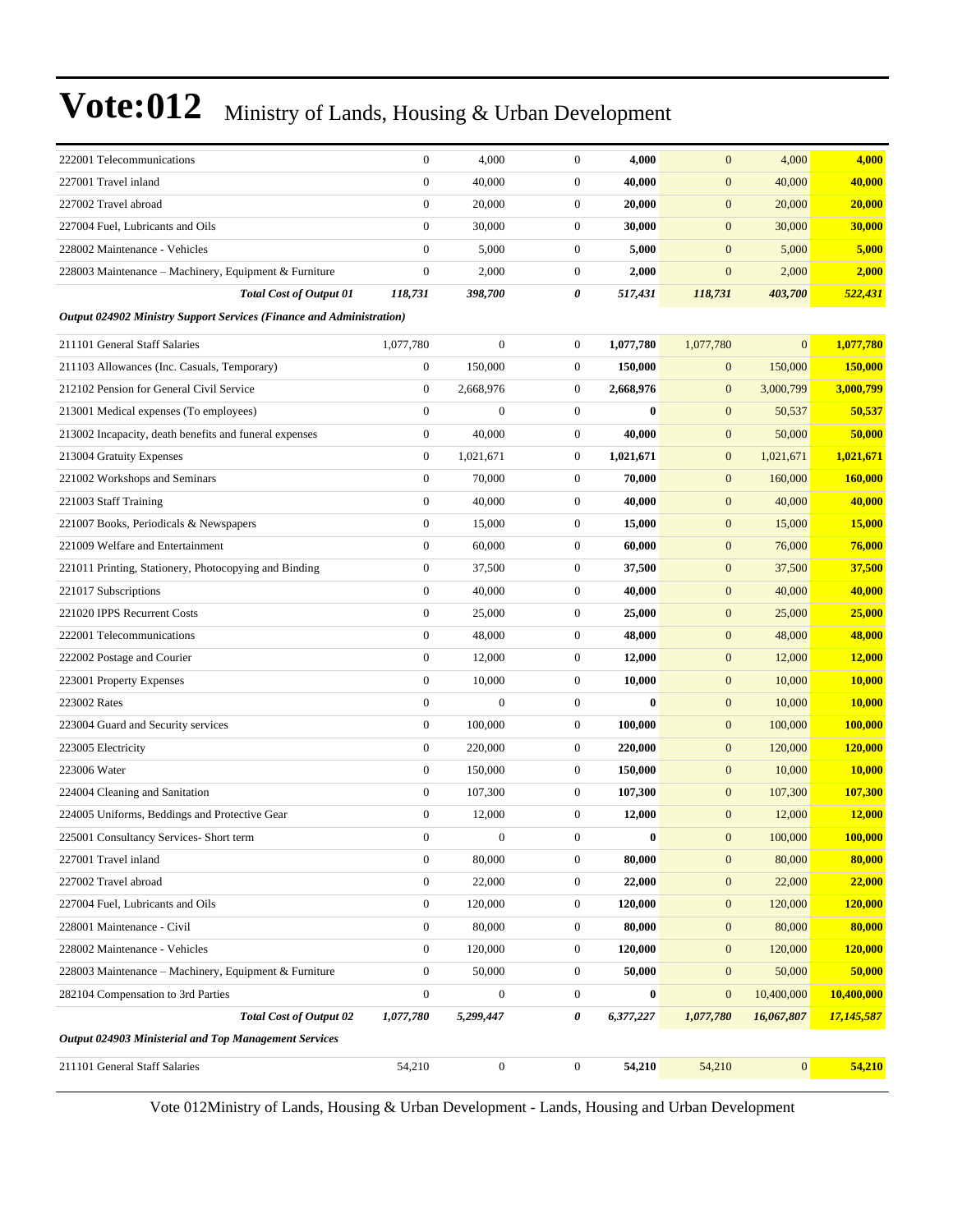# Vote:012 Ministry of Lands, Housing & Urban Development

| | | | | | | | |
|---|---|---|---|---|---|---|---|
| 222001 Telecommunications | 0 | 4,000 | 0 | **4,000** | 0 | 4,000 | **4,000** |
| 227001 Travel inland | 0 | 40,000 | 0 | **40,000** | 0 | 40,000 | **40,000** |
| 227002 Travel abroad | 0 | 20,000 | 0 | **20,000** | 0 | 20,000 | **20,000** |
| 227004 Fuel, Lubricants and Oils | 0 | 30,000 | 0 | **30,000** | 0 | 30,000 | **30,000** |
| 228002 Maintenance - Vehicles | 0 | 5,000 | 0 | **5,000** | 0 | 5,000 | **5,000** |
| 228003 Maintenance – Machinery, Equipment & Furniture | 0 | 2,000 | 0 | **2,000** | 0 | 2,000 | **2,000** |
| ***Total Cost of Output 01*** | ***118,731*** | ***398,700*** | ***0*** | ***517,431*** | ***118,731*** | ***403,700*** | ***522,431*** |
| ***Output 024902 Ministry Support Services (Finance and Administration)*** | | | | | | | |
| 211101 General Staff Salaries | 1,077,780 | 0 | 0 | **1,077,780** | 1,077,780 | 0 | **1,077,780** |
| 211103 Allowances (Inc. Casuals, Temporary) | 0 | 150,000 | 0 | **150,000** | 0 | 150,000 | **150,000** |
| 212102 Pension for General Civil Service | 0 | 2,668,976 | 0 | **2,668,976** | 0 | 3,000,799 | **3,000,799** |
| 213001 Medical expenses (To employees) | 0 | 0 | 0 | **0** | 0 | 50,537 | **50,537** |
| 213002 Incapacity, death benefits and funeral expenses | 0 | 40,000 | 0 | **40,000** | 0 | 50,000 | **50,000** |
| 213004 Gratuity Expenses | 0 | 1,021,671 | 0 | **1,021,671** | 0 | 1,021,671 | **1,021,671** |
| 221002 Workshops and Seminars | 0 | 70,000 | 0 | **70,000** | 0 | 160,000 | **160,000** |
| 221003 Staff Training | 0 | 40,000 | 0 | **40,000** | 0 | 40,000 | **40,000** |
| 221007 Books, Periodicals & Newspapers | 0 | 15,000 | 0 | **15,000** | 0 | 15,000 | **15,000** |
| 221009 Welfare and Entertainment | 0 | 60,000 | 0 | **60,000** | 0 | 76,000 | **76,000** |
| 221011 Printing, Stationery, Photocopying and Binding | 0 | 37,500 | 0 | **37,500** | 0 | 37,500 | **37,500** |
| 221017 Subscriptions | 0 | 40,000 | 0 | **40,000** | 0 | 40,000 | **40,000** |
| 221020 IPPS Recurrent Costs | 0 | 25,000 | 0 | **25,000** | 0 | 25,000 | **25,000** |
| 222001 Telecommunications | 0 | 48,000 | 0 | **48,000** | 0 | 48,000 | **48,000** |
| 222002 Postage and Courier | 0 | 12,000 | 0 | **12,000** | 0 | 12,000 | **12,000** |
| 223001 Property Expenses | 0 | 10,000 | 0 | **10,000** | 0 | 10,000 | **10,000** |
| 223002 Rates | 0 | 0 | 0 | **0** | 0 | 10,000 | **10,000** |
| 223004 Guard and Security services | 0 | 100,000 | 0 | **100,000** | 0 | 100,000 | **100,000** |
| 223005 Electricity | 0 | 220,000 | 0 | **220,000** | 0 | 120,000 | **120,000** |
| 223006 Water | 0 | 150,000 | 0 | **150,000** | 0 | 10,000 | **10,000** |
| 224004 Cleaning and Sanitation | 0 | 107,300 | 0 | **107,300** | 0 | 107,300 | **107,300** |
| 224005 Uniforms, Beddings and Protective Gear | 0 | 12,000 | 0 | **12,000** | 0 | 12,000 | **12,000** |
| 225001 Consultancy Services- Short term | 0 | 0 | 0 | **0** | 0 | 100,000 | **100,000** |
| 227001 Travel inland | 0 | 80,000 | 0 | **80,000** | 0 | 80,000 | **80,000** |
| 227002 Travel abroad | 0 | 22,000 | 0 | **22,000** | 0 | 22,000 | **22,000** |
| 227004 Fuel, Lubricants and Oils | 0 | 120,000 | 0 | **120,000** | 0 | 120,000 | **120,000** |
| 228001 Maintenance - Civil | 0 | 80,000 | 0 | **80,000** | 0 | 80,000 | **80,000** |
| 228002 Maintenance - Vehicles | 0 | 120,000 | 0 | **120,000** | 0 | 120,000 | **120,000** |
| 228003 Maintenance – Machinery, Equipment & Furniture | 0 | 50,000 | 0 | **50,000** | 0 | 50,000 | **50,000** |
| 282104 Compensation to 3rd Parties | 0 | 0 | 0 | **0** | 0 | 10,400,000 | **10,400,000** |
| ***Total Cost of Output 02*** | ***1,077,780*** | ***5,299,447*** | ***0*** | ***6,377,227*** | ***1,077,780*** | ***16,067,807*** | ***17,145,587*** |
| ***Output 024903 Ministerial and Top Management Services*** | | | | | | | |
| 211101 General Staff Salaries | 54,210 | 0 | 0 | **54,210** | 54,210 | 0 | **54,210** |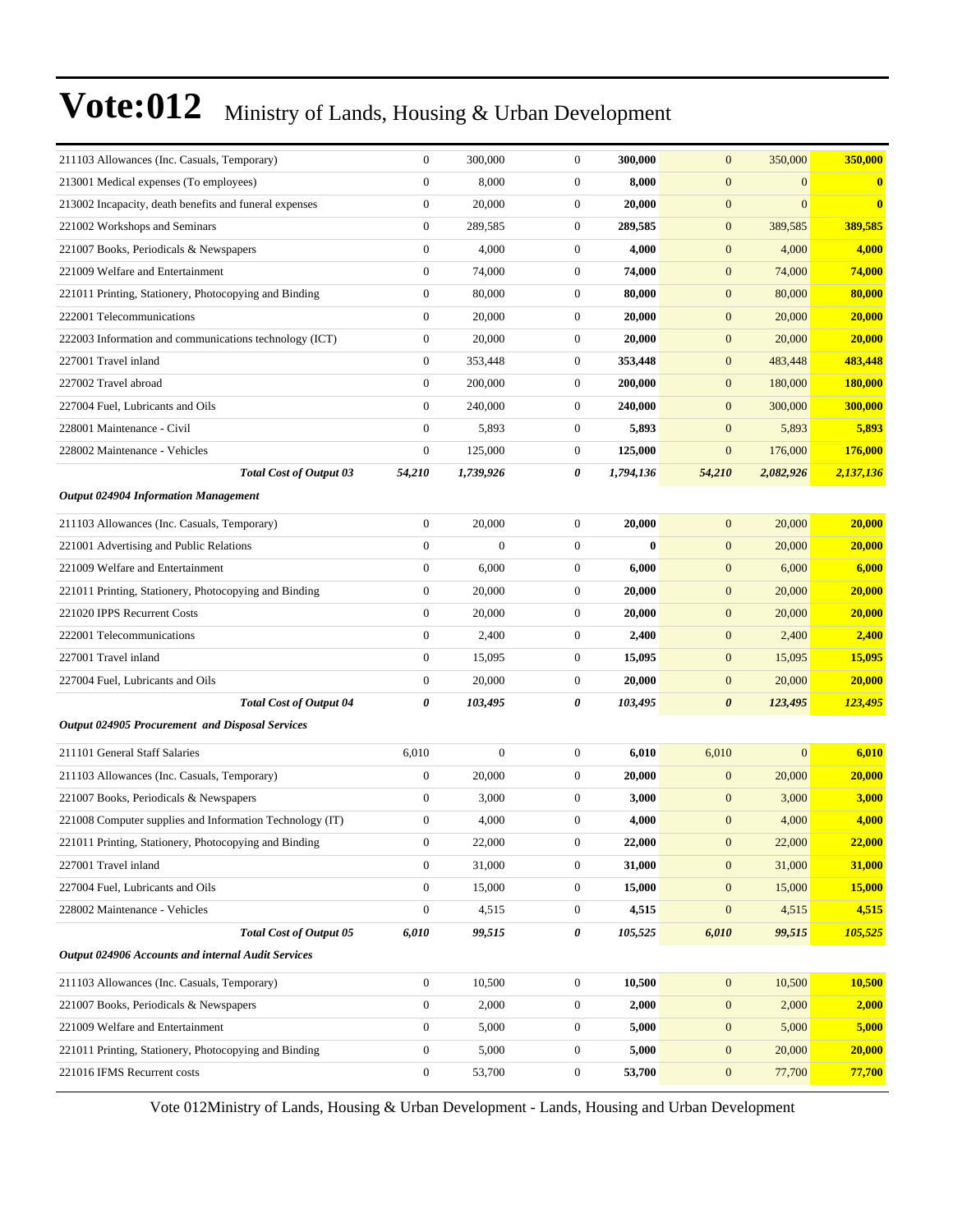# Vote:012 Ministry of Lands, Housing & Urban Development

| | | | | | | | |
|---|---|---|---|---|---|---|---|
| 211103 Allowances (Inc. Casuals, Temporary) | 0 | 300,000 | 0 | **300,000** | 0 | 350,000 | **350,000** |
| 213001 Medical expenses (To employees) | 0 | 8,000 | 0 | **8,000** | 0 | 0 | **0** |
| 213002 Incapacity, death benefits and funeral expenses | 0 | 20,000 | 0 | **20,000** | 0 | 0 | **0** |
| 221002 Workshops and Seminars | 0 | 289,585 | 0 | **289,585** | 0 | 389,585 | **389,585** |
| 221007 Books, Periodicals & Newspapers | 0 | 4,000 | 0 | **4,000** | 0 | 4,000 | **4,000** |
| 221009 Welfare and Entertainment | 0 | 74,000 | 0 | **74,000** | 0 | 74,000 | **74,000** |
| 221011 Printing, Stationery, Photocopying and Binding | 0 | 80,000 | 0 | **80,000** | 0 | 80,000 | **80,000** |
| 222001 Telecommunications | 0 | 20,000 | 0 | **20,000** | 0 | 20,000 | **20,000** |
| 222003 Information and communications technology (ICT) | 0 | 20,000 | 0 | **20,000** | 0 | 20,000 | **20,000** |
| 227001 Travel inland | 0 | 353,448 | 0 | **353,448** | 0 | 483,448 | **483,448** |
| 227002 Travel abroad | 0 | 200,000 | 0 | **200,000** | 0 | 180,000 | **180,000** |
| 227004 Fuel, Lubricants and Oils | 0 | 240,000 | 0 | **240,000** | 0 | 300,000 | **300,000** |
| 228001 Maintenance - Civil | 0 | 5,893 | 0 | **5,893** | 0 | 5,893 | **5,893** |
| 228002 Maintenance - Vehicles | 0 | 125,000 | 0 | **125,000** | 0 | 176,000 | **176,000** |
| ***Total Cost of Output 03*** | ***54,210*** | ***1,739,926*** | ***0*** | ***1,794,136*** | ***54,210*** | ***2,082,926*** | ***2,137,136*** |
| ***Output 024904 Information Management*** | | | | | | | |
| 211103 Allowances (Inc. Casuals, Temporary) | 0 | 20,000 | 0 | **20,000** | 0 | 20,000 | **20,000** |
| 221001 Advertising and Public Relations | 0 | 0 | 0 | **0** | 0 | 20,000 | **20,000** |
| 221009 Welfare and Entertainment | 0 | 6,000 | 0 | **6,000** | 0 | 6,000 | **6,000** |
| 221011 Printing, Stationery, Photocopying and Binding | 0 | 20,000 | 0 | **20,000** | 0 | 20,000 | **20,000** |
| 221020 IPPS Recurrent Costs | 0 | 20,000 | 0 | **20,000** | 0 | 20,000 | **20,000** |
| 222001 Telecommunications | 0 | 2,400 | 0 | **2,400** | 0 | 2,400 | **2,400** |
| 227001 Travel inland | 0 | 15,095 | 0 | **15,095** | 0 | 15,095 | **15,095** |
| 227004 Fuel, Lubricants and Oils | 0 | 20,000 | 0 | **20,000** | 0 | 20,000 | **20,000** |
| ***Total Cost of Output 04*** | ***0*** | ***103,495*** | ***0*** | ***103,495*** | ***0*** | ***123,495*** | ***123,495*** |
| ***Output 024905 Procurement and Disposal Services*** | | | | | | | |
| 211101 General Staff Salaries | 6,010 | 0 | 0 | **6,010** | 6,010 | 0 | **6,010** |
| 211103 Allowances (Inc. Casuals, Temporary) | 0 | 20,000 | 0 | **20,000** | 0 | 20,000 | **20,000** |
| 221007 Books, Periodicals & Newspapers | 0 | 3,000 | 0 | **3,000** | 0 | 3,000 | **3,000** |
| 221008 Computer supplies and Information Technology (IT) | 0 | 4,000 | 0 | **4,000** | 0 | 4,000 | **4,000** |
| 221011 Printing, Stationery, Photocopying and Binding | 0 | 22,000 | 0 | **22,000** | 0 | 22,000 | **22,000** |
| 227001 Travel inland | 0 | 31,000 | 0 | **31,000** | 0 | 31,000 | **31,000** |
| 227004 Fuel, Lubricants and Oils | 0 | 15,000 | 0 | **15,000** | 0 | 15,000 | **15,000** |
| 228002 Maintenance - Vehicles | 0 | 4,515 | 0 | **4,515** | 0 | 4,515 | **4,515** |
| ***Total Cost of Output 05*** | ***6,010*** | ***99,515*** | ***0*** | ***105,525*** | ***6,010*** | ***99,515*** | ***105,525*** |
| ***Output 024906 Accounts and internal Audit Services*** | | | | | | | |
| 211103 Allowances (Inc. Casuals, Temporary) | 0 | 10,500 | 0 | **10,500** | 0 | 10,500 | **10,500** |
| 221007 Books, Periodicals & Newspapers | 0 | 2,000 | 0 | **2,000** | 0 | 2,000 | **2,000** |
| 221009 Welfare and Entertainment | 0 | 5,000 | 0 | **5,000** | 0 | 5,000 | **5,000** |
| 221011 Printing, Stationery, Photocopying and Binding | 0 | 5,000 | 0 | **5,000** | 0 | 20,000 | **20,000** |
| 221016 IFMS Recurrent costs | 0 | 53,700 | 0 | **53,700** | 0 | 77,700 | **77,700** |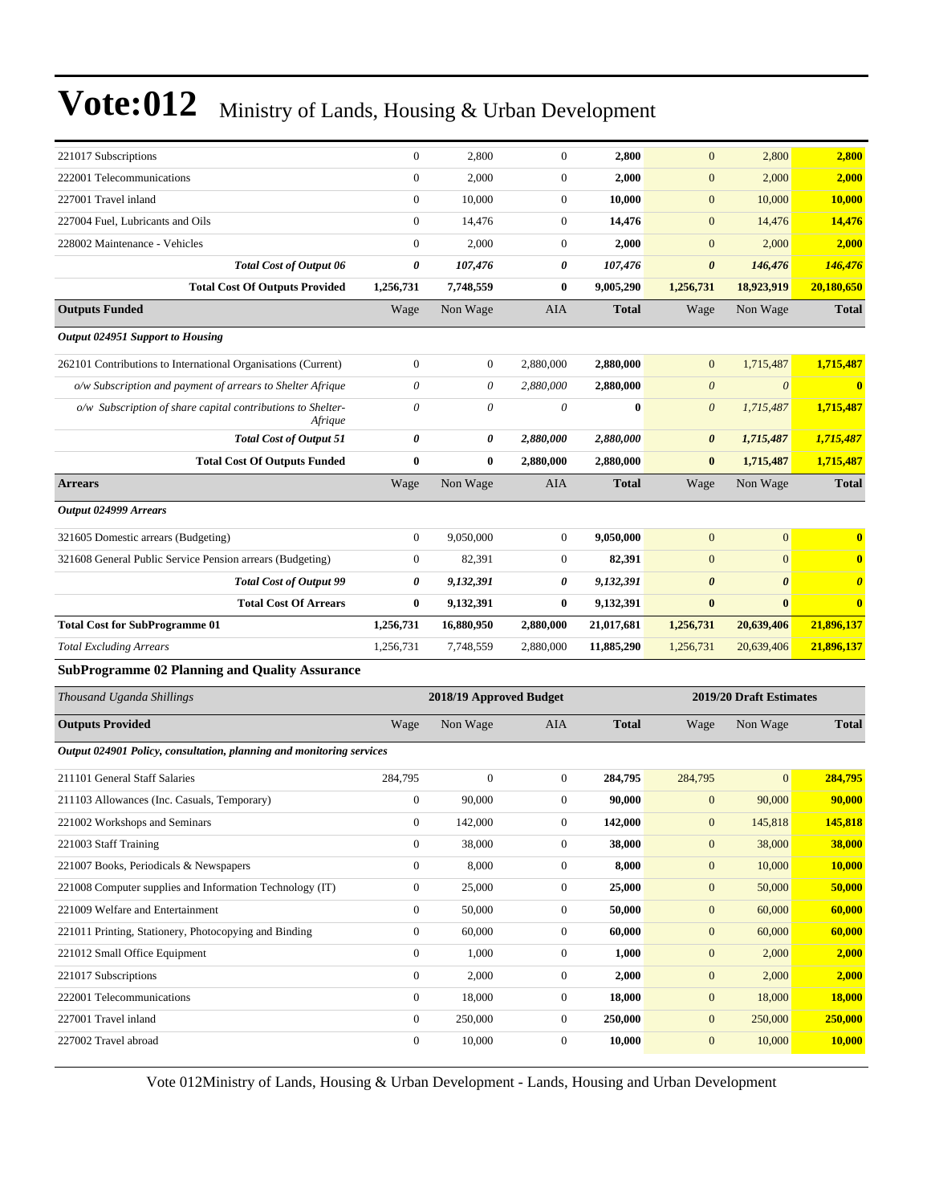| | Wage | Non Wage | AIA | Total | Wage | Non Wage | Total |
|---|---|---|---|---|---|---|---|
| 221017 Subscriptions | 0 | 2,800 | 0 | **2,800** | 0 | 2,800 | **2,800** |
| 222001 Telecommunications | 0 | 2,000 | 0 | **2,000** | 0 | 2,000 | **2,000** |
| 227001 Travel inland | 0 | 10,000 | 0 | **10,000** | 0 | 10,000 | **10,000** |
| 227004 Fuel, Lubricants and Oils | 0 | 14,476 | 0 | **14,476** | 0 | 14,476 | **14,476** |
| 228002 Maintenance - Vehicles | 0 | 2,000 | 0 | **2,000** | 0 | 2,000 | **2,000** |
| ***Total Cost of Output 06*** | ***0*** | ***107,476*** | ***0*** | ***107,476*** | ***0*** | ***146,476*** | ***146,476*** |
| **Total Cost Of Outputs Provided** | **1,256,731** | **7,748,559** | **0** | **9,005,290** | **1,256,731** | **18,923,919** | **20,180,650** |
| **Outputs Funded** | Wage | Non Wage | AIA | **Total** | Wage | Non Wage | **Total** |
| ***Output 024951 Support to Housing*** | | | | | | | |
| 262101 Contributions to International Organisations (Current) | 0 | 0 | 2,880,000 | **2,880,000** | 0 | 1,715,487 | **1,715,487** |
| *o/w Subscription and payment of arrears to Shelter Afrique* | *0* | *0* | *2,880,000* | **2,880,000** | *0* | *0* | **0** |
| *o/w Subscription of share capital contributions to Shelter-Afrique* | *0* | *0* | *0* | **0** | *0* | *1,715,487* | **1,715,487** |
| ***Total Cost of Output 51*** | ***0*** | ***0*** | ***2,880,000*** | ***2,880,000*** | ***0*** | ***1,715,487*** | ***1,715,487*** |
| **Total Cost Of Outputs Funded** | **0** | **0** | **2,880,000** | **2,880,000** | **0** | **1,715,487** | **1,715,487** |
| **Arrears** | Wage | Non Wage | AIA | **Total** | Wage | Non Wage | **Total** |
| ***Output 024999 Arrears*** | | | | | | | |
| 321605 Domestic arrears (Budgeting) | 0 | 9,050,000 | 0 | **9,050,000** | 0 | 0 | **0** |
| 321608 General Public Service Pension arrears (Budgeting) | 0 | 82,391 | 0 | **82,391** | 0 | 0 | **0** |
| ***Total Cost of Output 99*** | ***0*** | ***9,132,391*** | ***0*** | ***9,132,391*** | ***0*** | ***0*** | ***0*** |
| **Total Cost Of Arrears** | **0** | **9,132,391** | **0** | **9,132,391** | **0** | **0** | **0** |
| **Total Cost for SubProgramme 01** | **1,256,731** | **16,880,950** | **2,880,000** | **21,017,681** | **1,256,731** | **20,639,406** | **21,896,137** |
| *Total Excluding Arrears* | 1,256,731 | 7,748,559 | 2,880,000 | **11,885,290** | 1,256,731 | 20,639,406 | **21,896,137** |

### SubProgramme 02 Planning and Quality Assurance

| *Thousand Uganda Shillings* | | **2018/19 Approved Budget** | | | | **2019/20 Draft Estimates** | |
|---|---|---|---|---|---|---|---|
| **Outputs Provided** | Wage | Non Wage | AIA | **Total** | Wage | Non Wage | **Total** |
| ***Output 024901 Policy, consultation, planning and monitoring services*** | | | | | | | |
| 211101 General Staff Salaries | 284,795 | 0 | 0 | **284,795** | 284,795 | 0 | **284,795** |
| 211103 Allowances (Inc. Casuals, Temporary) | 0 | 90,000 | 0 | **90,000** | 0 | 90,000 | **90,000** |
| 221002 Workshops and Seminars | 0 | 142,000 | 0 | **142,000** | 0 | 145,818 | **145,818** |
| 221003 Staff Training | 0 | 38,000 | 0 | **38,000** | 0 | 38,000 | **38,000** |
| 221007 Books, Periodicals & Newspapers | 0 | 8,000 | 0 | **8,000** | 0 | 10,000 | **10,000** |
| 221008 Computer supplies and Information Technology (IT) | 0 | 25,000 | 0 | **25,000** | 0 | 50,000 | **50,000** |
| 221009 Welfare and Entertainment | 0 | 50,000 | 0 | **50,000** | 0 | 60,000 | **60,000** |
| 221011 Printing, Stationery, Photocopying and Binding | 0 | 60,000 | 0 | **60,000** | 0 | 60,000 | **60,000** |
| 221012 Small Office Equipment | 0 | 1,000 | 0 | **1,000** | 0 | 2,000 | **2,000** |
| 221017 Subscriptions | 0 | 2,000 | 0 | **2,000** | 0 | 2,000 | **2,000** |
| 222001 Telecommunications | 0 | 18,000 | 0 | **18,000** | 0 | 18,000 | **18,000** |
| 227001 Travel inland | 0 | 250,000 | 0 | **250,000** | 0 | 250,000 | **250,000** |
| 227002 Travel abroad | 0 | 10,000 | 0 | **10,000** | 0 | 10,000 | **10,000** |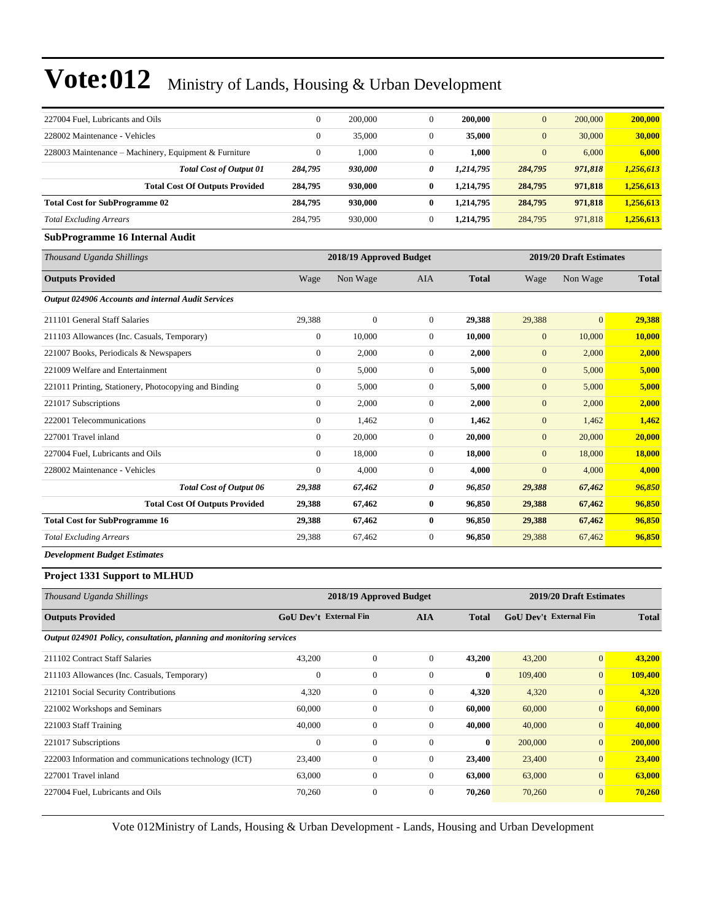# Vote:012 Ministry of Lands, Housing & Urban Development

| | | | | | | | |
|---|---|---|---|---|---|---|---|
| 227004 Fuel, Lubricants and Oils | 0 | 200,000 | 0 | **200,000** | 0 | 200,000 | **200,000** |
| 228002 Maintenance - Vehicles | 0 | 35,000 | 0 | **35,000** | 0 | 30,000 | **30,000** |
| 228003 Maintenance – Machinery, Equipment & Furniture | 0 | 1,000 | 0 | **1,000** | 0 | 6,000 | **6,000** |
| ***Total Cost of Output 01*** | ***284,795*** | ***930,000*** | ***0*** | ***1,214,795*** | ***284,795*** | ***971,818*** | ***1,256,613*** |
| **Total Cost Of Outputs Provided** | **284,795** | **930,000** | **0** | **1,214,795** | **284,795** | **971,818** | **1,256,613** |
| **Total Cost for SubProgramme 02** | **284,795** | **930,000** | **0** | **1,214,795** | **284,795** | **971,818** | **1,256,613** |
| *Total Excluding Arrears* | 284,795 | 930,000 | 0 | **1,214,795** | 284,795 | 971,818 | **1,256,613** |

**SubProgramme 16 Internal Audit**

| *Thousand Uganda Shillings* | 2018/19 Approved Budget | | | | 2019/20 Draft Estimates | | |
|---|---|---|---|---|---|---|---|
| **Outputs Provided** | Wage | Non Wage | AIA | **Total** | Wage | Non Wage | **Total** |
| ***Output 024906 Accounts and internal Audit Services*** | | | | | | | |
| 211101 General Staff Salaries | 29,388 | 0 | 0 | **29,388** | 29,388 | 0 | **29,388** |
| 211103 Allowances (Inc. Casuals, Temporary) | 0 | 10,000 | 0 | **10,000** | 0 | 10,000 | **10,000** |
| 221007 Books, Periodicals & Newspapers | 0 | 2,000 | 0 | **2,000** | 0 | 2,000 | **2,000** |
| 221009 Welfare and Entertainment | 0 | 5,000 | 0 | **5,000** | 0 | 5,000 | **5,000** |
| 221011 Printing, Stationery, Photocopying and Binding | 0 | 5,000 | 0 | **5,000** | 0 | 5,000 | **5,000** |
| 221017 Subscriptions | 0 | 2,000 | 0 | **2,000** | 0 | 2,000 | **2,000** |
| 222001 Telecommunications | 0 | 1,462 | 0 | **1,462** | 0 | 1,462 | **1,462** |
| 227001 Travel inland | 0 | 20,000 | 0 | **20,000** | 0 | 20,000 | **20,000** |
| 227004 Fuel, Lubricants and Oils | 0 | 18,000 | 0 | **18,000** | 0 | 18,000 | **18,000** |
| 228002 Maintenance - Vehicles | 0 | 4,000 | 0 | **4,000** | 0 | 4,000 | **4,000** |
| ***Total Cost of Output 06*** | ***29,388*** | ***67,462*** | ***0*** | ***96,850*** | ***29,388*** | ***67,462*** | ***96,850*** |
| **Total Cost Of Outputs Provided** | **29,388** | **67,462** | **0** | **96,850** | **29,388** | **67,462** | **96,850** |
| **Total Cost for SubProgramme 16** | **29,388** | **67,462** | **0** | **96,850** | **29,388** | **67,462** | **96,850** |
| *Total Excluding Arrears* | 29,388 | 67,462 | 0 | **96,850** | 29,388 | 67,462 | **96,850** |

***Development Budget Estimates***

**Project 1331 Support to MLHUD**

| *Thousand Uganda Shillings* | 2018/19 Approved Budget | | | | 2019/20 Draft Estimates | | |
|---|---|---|---|---|---|---|---|
| **Outputs Provided** | **GoU Dev't** | **External Fin** | **AIA** | **Total** | **GoU Dev't** | **External Fin** | **Total** |
| ***Output 024901 Policy, consultation, planning and monitoring services*** | | | | | | | |
| 211102 Contract Staff Salaries | 43,200 | 0 | 0 | **43,200** | 43,200 | 0 | **43,200** |
| 211103 Allowances (Inc. Casuals, Temporary) | 0 | 0 | 0 | **0** | 109,400 | 0 | **109,400** |
| 212101 Social Security Contributions | 4,320 | 0 | 0 | **4,320** | 4,320 | 0 | **4,320** |
| 221002 Workshops and Seminars | 60,000 | 0 | 0 | **60,000** | 60,000 | 0 | **60,000** |
| 221003 Staff Training | 40,000 | 0 | 0 | **40,000** | 40,000 | 0 | **40,000** |
| 221017 Subscriptions | 0 | 0 | 0 | **0** | 200,000 | 0 | **200,000** |
| 222003 Information and communications technology (ICT) | 23,400 | 0 | 0 | **23,400** | 23,400 | 0 | **23,400** |
| 227001 Travel inland | 63,000 | 0 | 0 | **63,000** | 63,000 | 0 | **63,000** |
| 227004 Fuel, Lubricants and Oils | 70,260 | 0 | 0 | **70,260** | 70,260 | 0 | **70,260** |

Vote 012Ministry of Lands, Housing & Urban Development - Lands, Housing and Urban Development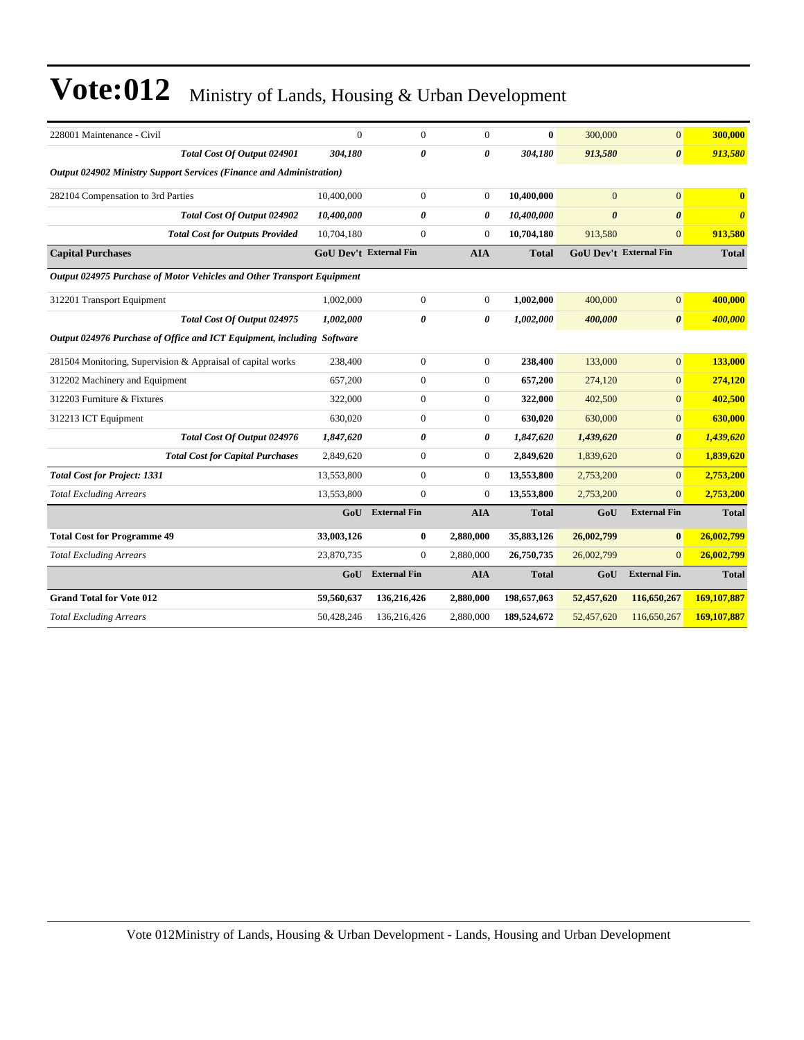# Vote:012 Ministry of Lands, Housing & Urban Development

| | | | | | | | |
|---|---|---|---|---|---|---|---|
| 228001 Maintenance - Civil | 0 | 0 | 0 | **0** | 300,000 | 0 | **300,000** |
| ***Total Cost Of Output 024901*** | ***304,180*** | ***0*** | ***0*** | ***304,180*** | ***913,580*** | ***0*** | ***913,580*** |
| ***Output 024902 Ministry Support Services (Finance and Administration)*** | | | | | | | |
| 282104 Compensation to 3rd Parties | 10,400,000 | 0 | 0 | **10,400,000** | 0 | 0 | **0** |
| ***Total Cost Of Output 024902*** | ***10,400,000*** | ***0*** | ***0*** | ***10,400,000*** | ***0*** | ***0*** | ***0*** |
| ***Total Cost for Outputs Provided*** | 10,704,180 | 0 | 0 | **10,704,180** | 913,580 | 0 | **913,580** |
| **Capital Purchases** | **GoU Dev't** | **External Fin** | **AIA** | **Total** | **GoU Dev't** | **External Fin** | **Total** |
| ***Output 024975 Purchase of Motor Vehicles and Other Transport Equipment*** | | | | | | | |
| 312201 Transport Equipment | 1,002,000 | 0 | 0 | **1,002,000** | 400,000 | 0 | **400,000** |
| ***Total Cost Of Output 024975*** | ***1,002,000*** | ***0*** | ***0*** | ***1,002,000*** | ***400,000*** | ***0*** | ***400,000*** |
| ***Output 024976 Purchase of Office and ICT Equipment, including Software*** | | | | | | | |
| 281504 Monitoring, Supervision & Appraisal of capital works | 238,400 | 0 | 0 | **238,400** | 133,000 | 0 | **133,000** |
| 312202 Machinery and Equipment | 657,200 | 0 | 0 | **657,200** | 274,120 | 0 | **274,120** |
| 312203 Furniture & Fixtures | 322,000 | 0 | 0 | **322,000** | 402,500 | 0 | **402,500** |
| 312213 ICT Equipment | 630,020 | 0 | 0 | **630,020** | 630,000 | 0 | **630,000** |
| ***Total Cost Of Output 024976*** | ***1,847,620*** | ***0*** | ***0*** | ***1,847,620*** | ***1,439,620*** | ***0*** | ***1,439,620*** |
| ***Total Cost for Capital Purchases*** | 2,849,620 | 0 | 0 | **2,849,620** | 1,839,620 | 0 | **1,839,620** |
| ***Total Cost for Project: 1331*** | 13,553,800 | 0 | 0 | **13,553,800** | 2,753,200 | 0 | **2,753,200** |
| *Total Excluding Arrears* | 13,553,800 | 0 | 0 | **13,553,800** | 2,753,200 | 0 | **2,753,200** |
| | **GoU** | **External Fin** | **AIA** | **Total** | **GoU** | **External Fin** | **Total** |
| **Total Cost for Programme 49** | **33,003,126** | **0** | **2,880,000** | **35,883,126** | **26,002,799** | **0** | **26,002,799** |
| *Total Excluding Arrears* | 23,870,735 | 0 | 2,880,000 | **26,750,735** | 26,002,799 | 0 | **26,002,799** |
| | **GoU** | **External Fin** | **AIA** | **Total** | **GoU** | **External Fin.** | **Total** |
| **Grand Total for Vote 012** | **59,560,637** | **136,216,426** | **2,880,000** | **198,657,063** | **52,457,620** | **116,650,267** | **169,107,887** |
| *Total Excluding Arrears* | 50,428,246 | 136,216,426 | 2,880,000 | **189,524,672** | 52,457,620 | 116,650,267 | **169,107,887** |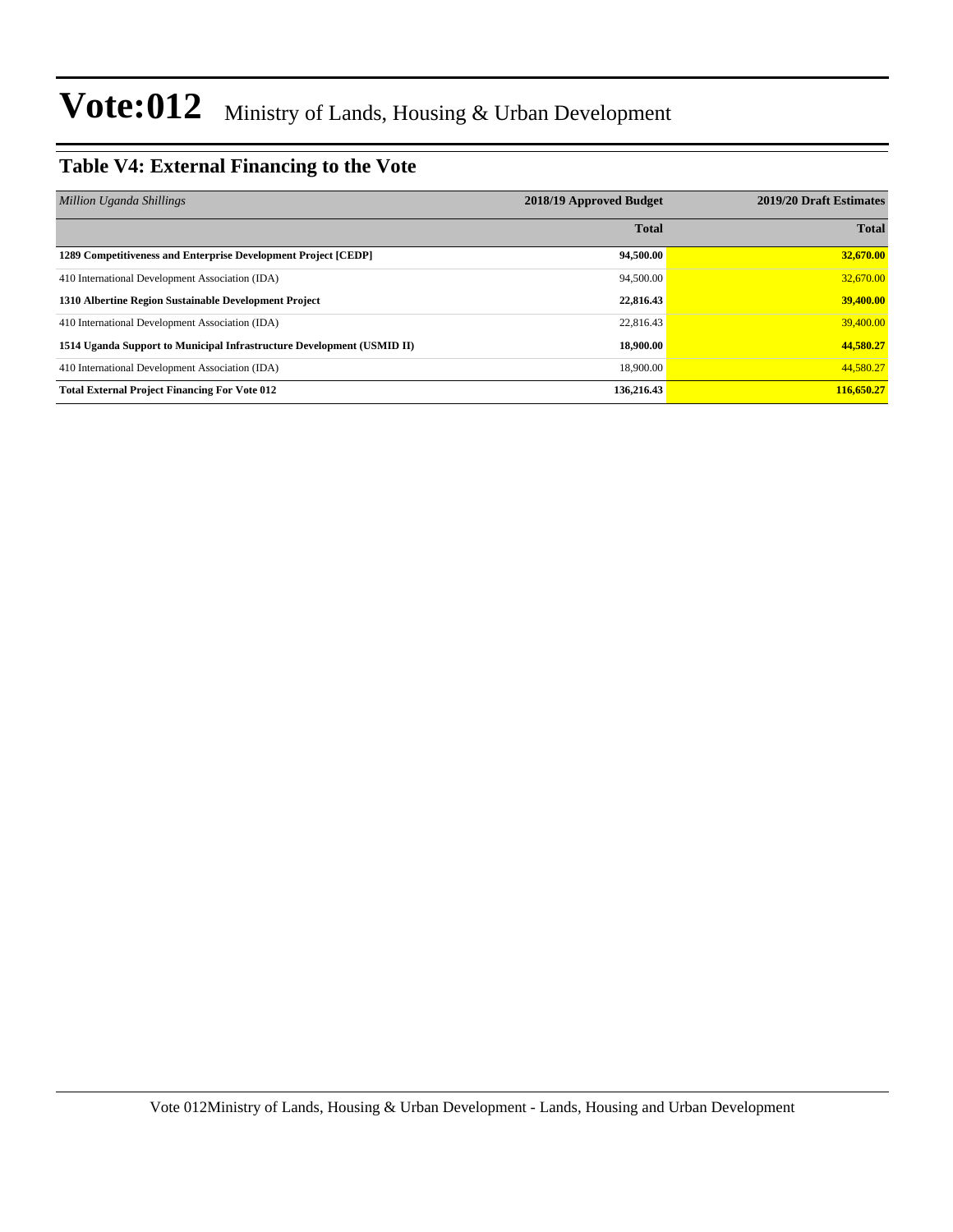# Vote:012 Ministry of Lands, Housing & Urban Development

## Table V4: External Financing to the Vote

| *Million Uganda Shillings* | 2018/19 Approved Budget | 2019/20 Draft Estimates |
|---|---|---|
| | **Total** | **Total** |
| **1289 Competitiveness and Enterprise Development Project [CEDP]** | **94,500.00** | **32,670.00** |
| 410 International Development Association (IDA) | 94,500.00 | 32,670.00 |
| **1310 Albertine Region Sustainable Development Project** | **22,816.43** | **39,400.00** |
| 410 International Development Association (IDA) | 22,816.43 | 39,400.00 |
| **1514 Uganda Support to Municipal Infrastructure Development (USMID II)** | **18,900.00** | **44,580.27** |
| 410 International Development Association (IDA) | 18,900.00 | 44,580.27 |
| **Total External Project Financing For Vote 012** | **136,216.43** | **116,650.27** |